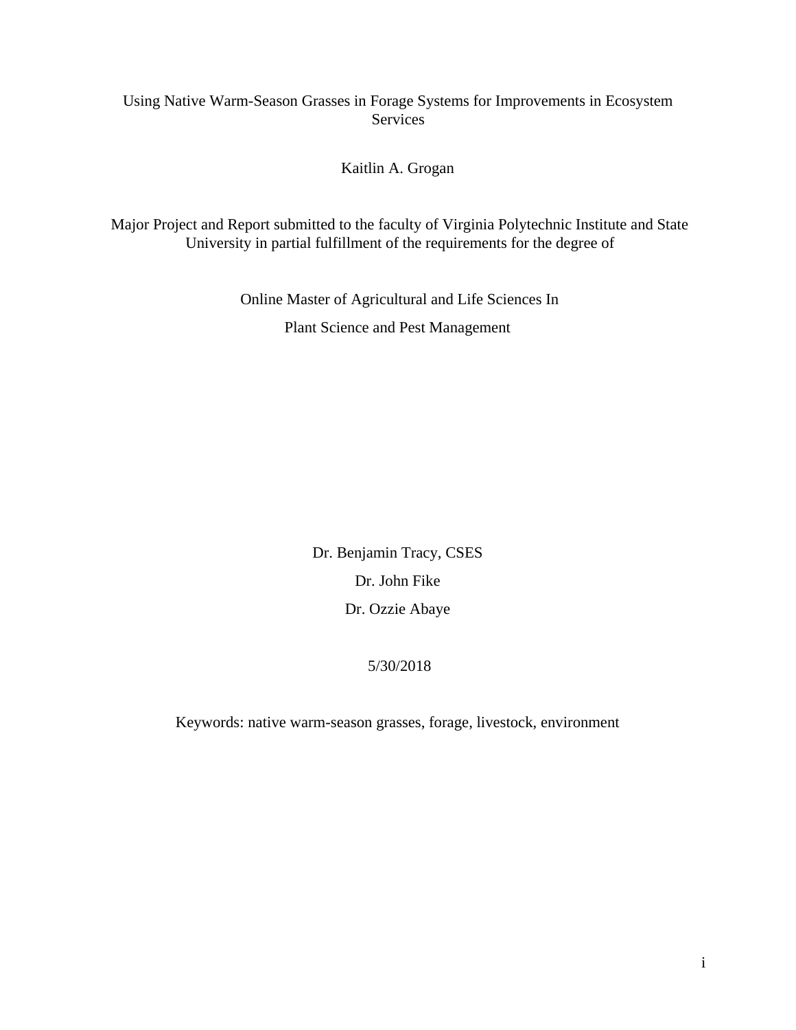# Using Native Warm-Season Grasses in Forage Systems for Improvements in Ecosystem Services

Kaitlin A. Grogan

Major Project and Report submitted to the faculty of Virginia Polytechnic Institute and State University in partial fulfillment of the requirements for the degree of

Online Master of Agricultural and Life Sciences In

Plant Science and Pest Management

Dr. Benjamin Tracy, CSES

Dr. John Fike

Dr. Ozzie Abaye

5/30/2018

Keywords: native warm-season grasses, forage, livestock, environment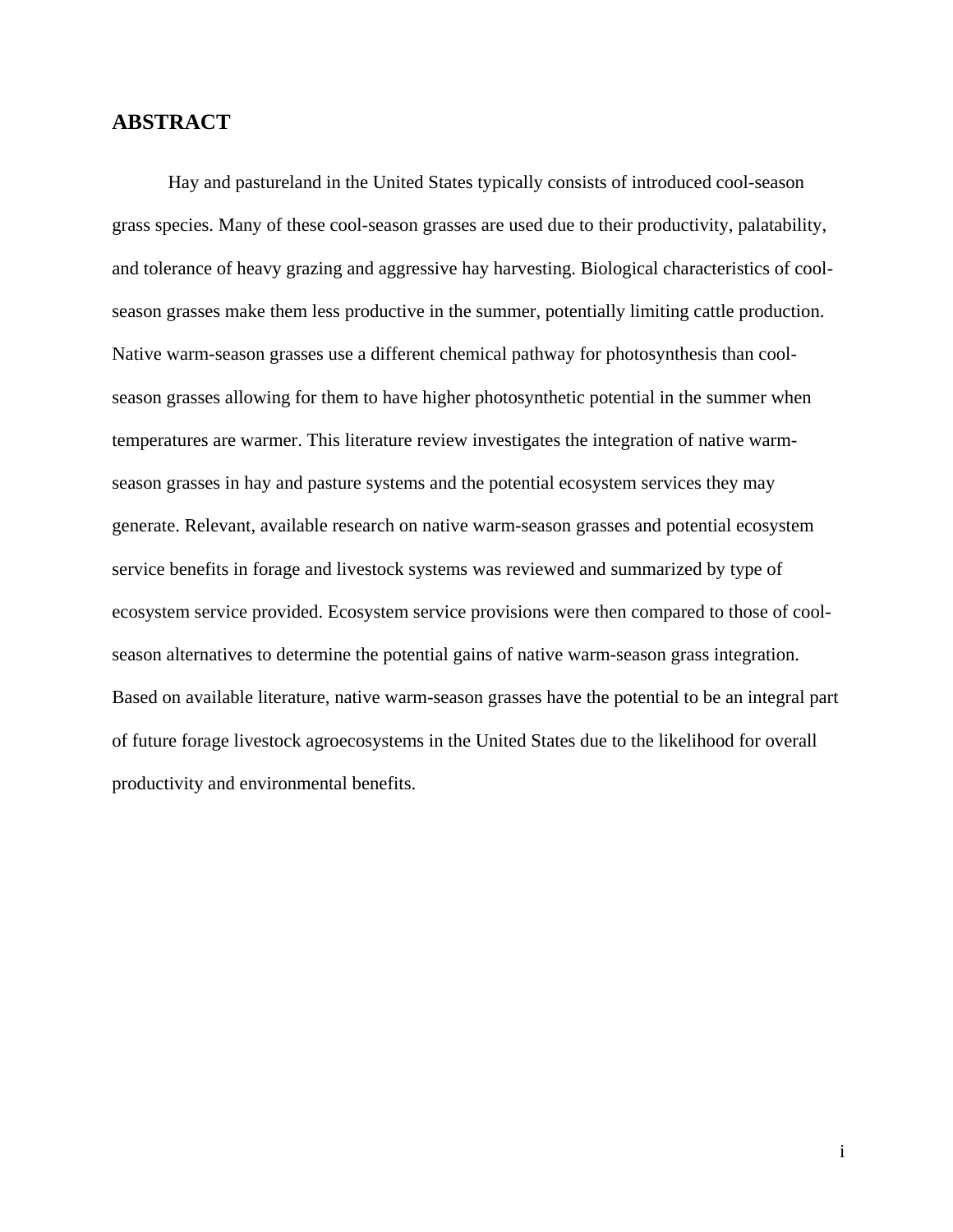## ABSTRACT

Hay and pastureland in the United States typically consists of introduced cool-season grass species. Many of these cool-season grasses are used due to their productivity, palatability, and tolerance of heavy grazing and aggressive hay harvesting. Biological characteristics of cool-season grasses make them less productive in the summer, potentially limiting cattle production. Native warm-season grasses use a different chemical pathway for photosynthesis than cool-season grasses allowing for them to have higher photosynthetic potential in the summer when temperatures are warmer. This literature review investigates the integration of native warm-season grasses in hay and pasture systems and the potential ecosystem services they may generate. Relevant, available research on native warm-season grasses and potential ecosystem service benefits in forage and livestock systems was reviewed and summarized by type of ecosystem service provided. Ecosystem service provisions were then compared to those of cool-season alternatives to determine the potential gains of native warm-season grass integration. Based on available literature, native warm-season grasses have the potential to be an integral part of future forage livestock agroecosystems in the United States due to the likelihood for overall productivity and environmental benefits.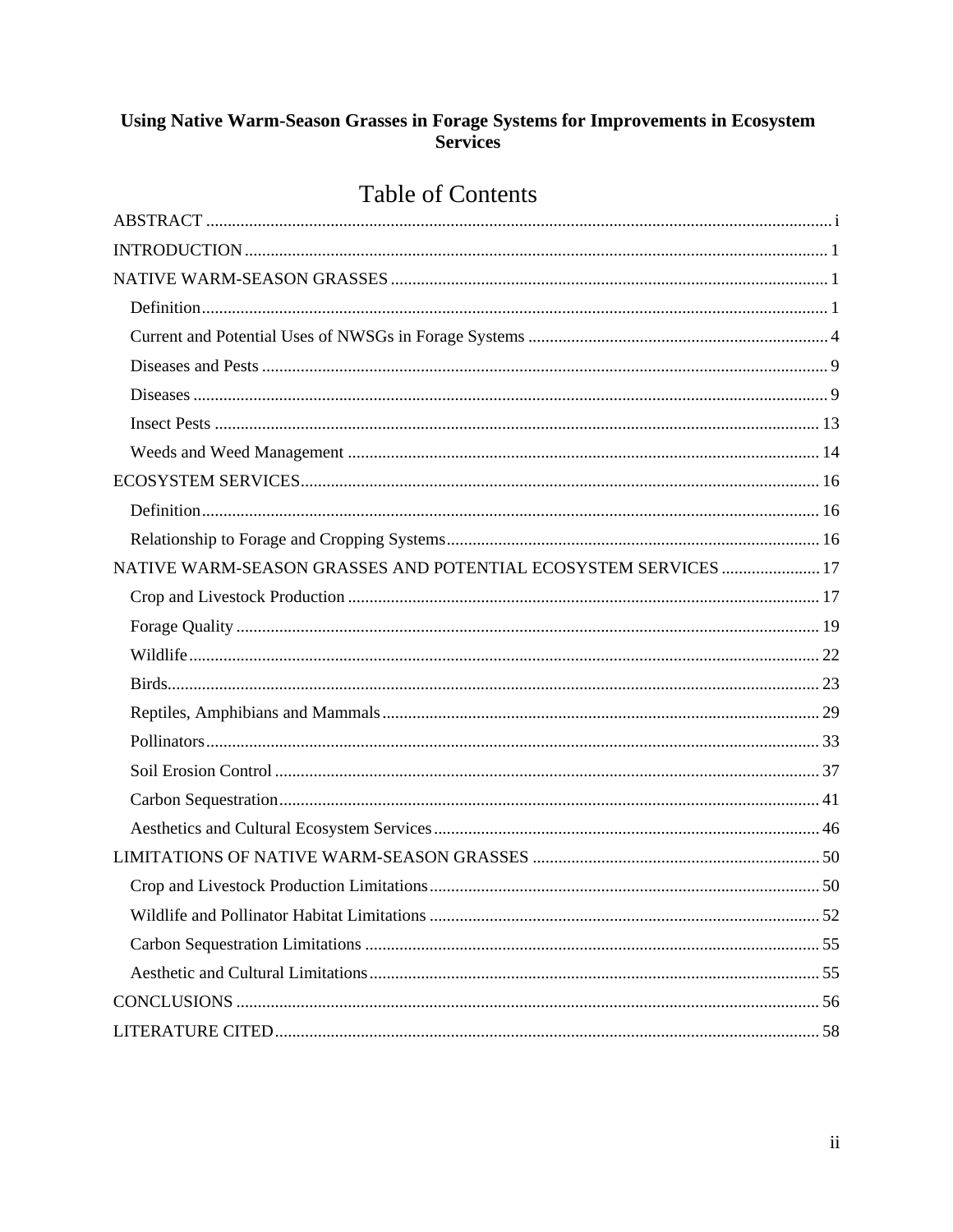**Using Native Warm-Season Grasses in Forage Systems for Improvements in Ecosystem Services**

# Table of Contents

ABSTRACT ..... i

INTRODUCTION ..... 1

NATIVE WARM-SEASON GRASSES ..... 1

- Definition ..... 1
- Current and Potential Uses of NWSGs in Forage Systems ..... 4
- Diseases and Pests ..... 9
- Diseases ..... 9
- Insect Pests ..... 13
- Weeds and Weed Management ..... 14

ECOSYSTEM SERVICES ..... 16

- Definition ..... 16
- Relationship to Forage and Cropping Systems ..... 16

NATIVE WARM-SEASON GRASSES AND POTENTIAL ECOSYSTEM SERVICES ..... 17

- Crop and Livestock Production ..... 17
- Forage Quality ..... 19
- Wildlife ..... 22
- Birds ..... 23
- Reptiles, Amphibians and Mammals ..... 29
- Pollinators ..... 33
- Soil Erosion Control ..... 37
- Carbon Sequestration ..... 41
- Aesthetics and Cultural Ecosystem Services ..... 46

LIMITATIONS OF NATIVE WARM-SEASON GRASSES ..... 50

- Crop and Livestock Production Limitations ..... 50
- Wildlife and Pollinator Habitat Limitations ..... 52
- Carbon Sequestration Limitations ..... 55
- Aesthetic and Cultural Limitations ..... 55

CONCLUSIONS ..... 56

LITERATURE CITED ..... 58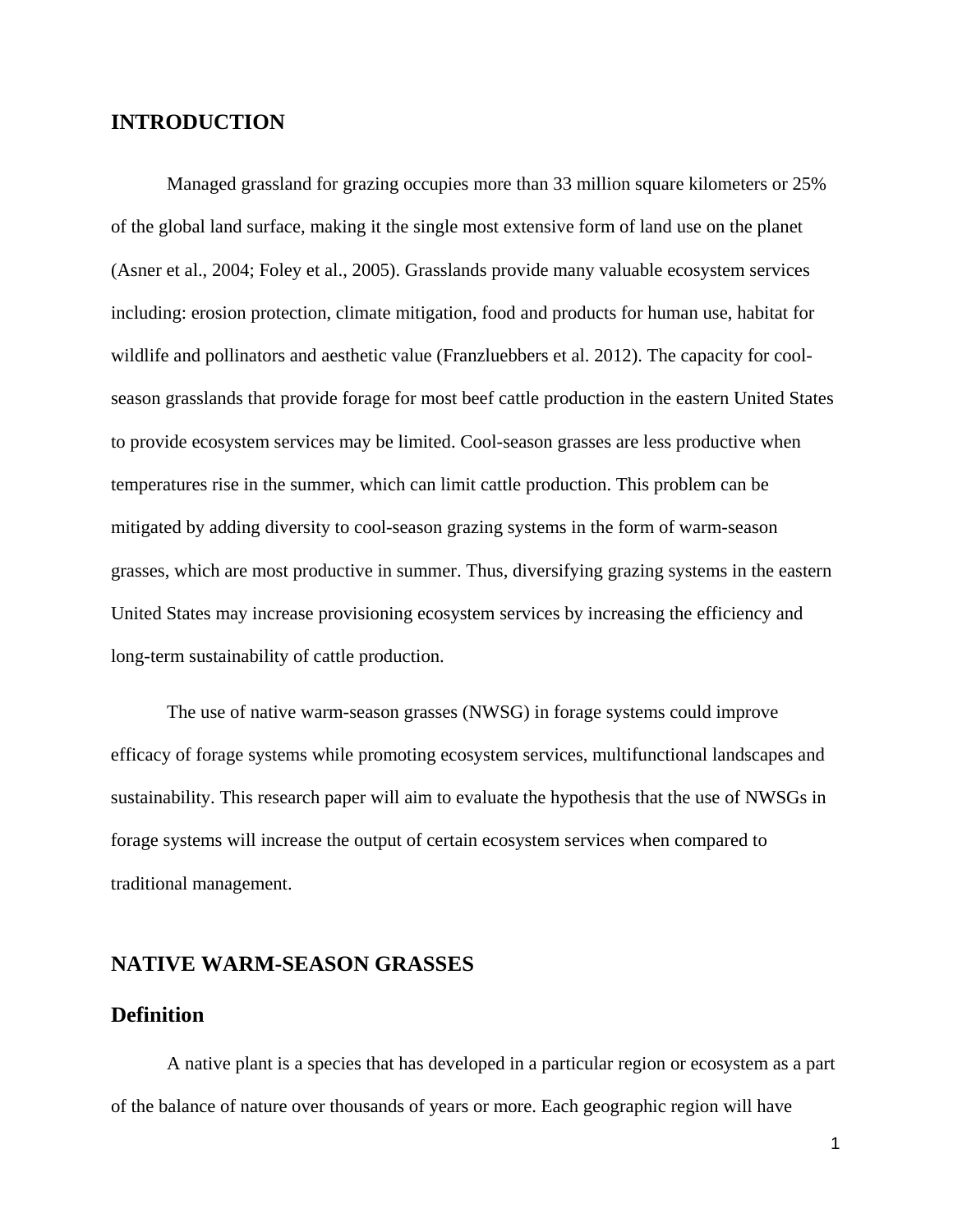# INTRODUCTION

Managed grassland for grazing occupies more than 33 million square kilometers or 25% of the global land surface, making it the single most extensive form of land use on the planet (Asner et al., 2004; Foley et al., 2005). Grasslands provide many valuable ecosystem services including: erosion protection, climate mitigation, food and products for human use, habitat for wildlife and pollinators and aesthetic value (Franzluebbers et al. 2012). The capacity for cool-season grasslands that provide forage for most beef cattle production in the eastern United States to provide ecosystem services may be limited. Cool-season grasses are less productive when temperatures rise in the summer, which can limit cattle production. This problem can be mitigated by adding diversity to cool-season grazing systems in the form of warm-season grasses, which are most productive in summer. Thus, diversifying grazing systems in the eastern United States may increase provisioning ecosystem services by increasing the efficiency and long-term sustainability of cattle production.

The use of native warm-season grasses (NWSG) in forage systems could improve efficacy of forage systems while promoting ecosystem services, multifunctional landscapes and sustainability. This research paper will aim to evaluate the hypothesis that the use of NWSGs in forage systems will increase the output of certain ecosystem services when compared to traditional management.

# NATIVE WARM-SEASON GRASSES

## Definition

A native plant is a species that has developed in a particular region or ecosystem as a part of the balance of nature over thousands of years or more. Each geographic region will have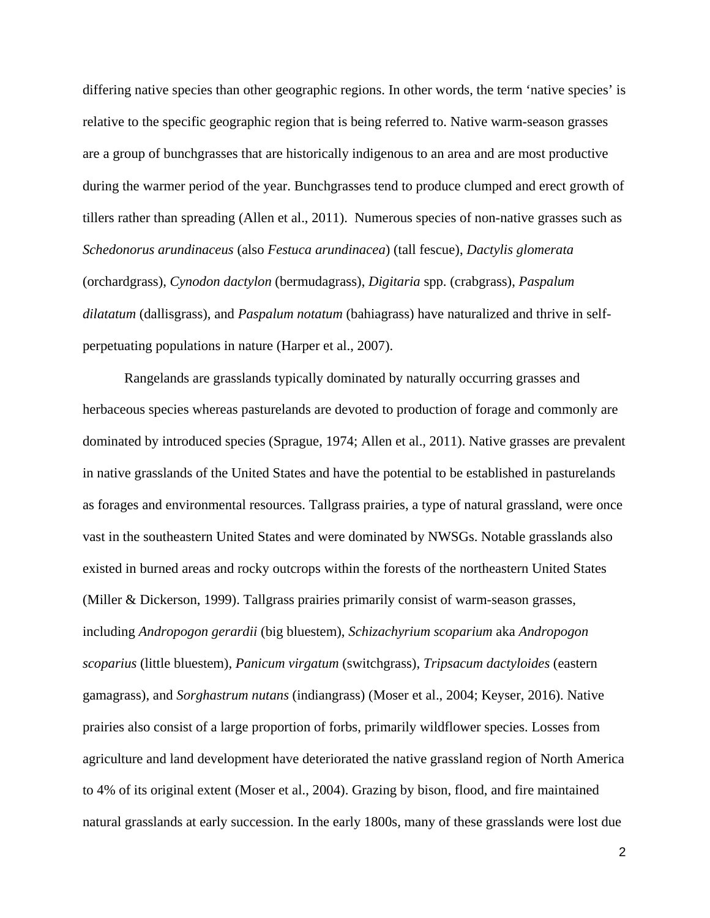differing native species than other geographic regions. In other words, the term 'native species' is relative to the specific geographic region that is being referred to. Native warm-season grasses are a group of bunchgrasses that are historically indigenous to an area and are most productive during the warmer period of the year. Bunchgrasses tend to produce clumped and erect growth of tillers rather than spreading (Allen et al., 2011). Numerous species of non-native grasses such as *Schedonorus arundinaceus* (also *Festuca arundinacea*) (tall fescue), *Dactylis glomerata* (orchardgrass), *Cynodon dactylon* (bermudagrass), *Digitaria* spp. (crabgrass), *Paspalum dilatatum* (dallisgrass), and *Paspalum notatum* (bahiagrass) have naturalized and thrive in self-perpetuating populations in nature (Harper et al., 2007).

Rangelands are grasslands typically dominated by naturally occurring grasses and herbaceous species whereas pasturelands are devoted to production of forage and commonly are dominated by introduced species (Sprague, 1974; Allen et al., 2011). Native grasses are prevalent in native grasslands of the United States and have the potential to be established in pasturelands as forages and environmental resources. Tallgrass prairies, a type of natural grassland, were once vast in the southeastern United States and were dominated by NWSGs. Notable grasslands also existed in burned areas and rocky outcrops within the forests of the northeastern United States (Miller & Dickerson, 1999). Tallgrass prairies primarily consist of warm-season grasses, including *Andropogon gerardii* (big bluestem), *Schizachyrium scoparium* aka *Andropogon scoparius* (little bluestem), *Panicum virgatum* (switchgrass), *Tripsacum dactyloides* (eastern gamagrass), and *Sorghastrum nutans* (indiangrass) (Moser et al., 2004; Keyser, 2016). Native prairies also consist of a large proportion of forbs, primarily wildflower species. Losses from agriculture and land development have deteriorated the native grassland region of North America to 4% of its original extent (Moser et al., 2004). Grazing by bison, flood, and fire maintained natural grasslands at early succession. In the early 1800s, many of these grasslands were lost due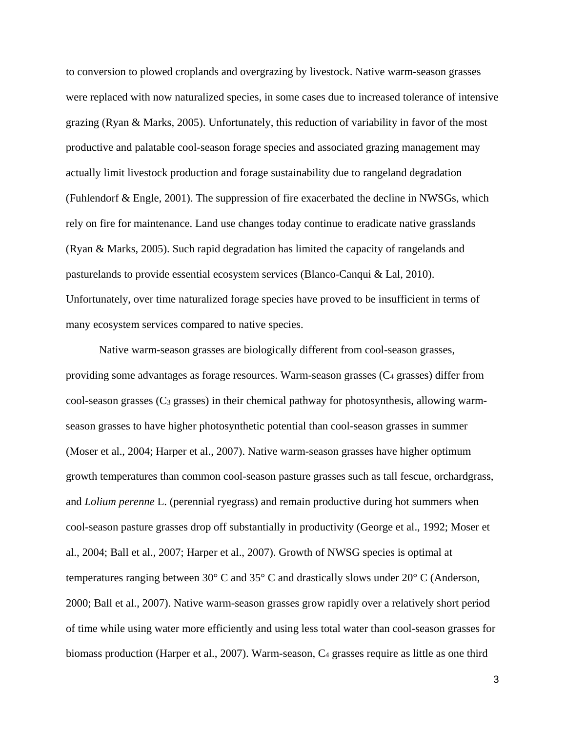to conversion to plowed croplands and overgrazing by livestock. Native warm-season grasses were replaced with now naturalized species, in some cases due to increased tolerance of intensive grazing (Ryan & Marks, 2005). Unfortunately, this reduction of variability in favor of the most productive and palatable cool-season forage species and associated grazing management may actually limit livestock production and forage sustainability due to rangeland degradation (Fuhlendorf & Engle, 2001). The suppression of fire exacerbated the decline in NWSGs, which rely on fire for maintenance. Land use changes today continue to eradicate native grasslands (Ryan & Marks, 2005). Such rapid degradation has limited the capacity of rangelands and pasturelands to provide essential ecosystem services (Blanco-Canqui & Lal, 2010). Unfortunately, over time naturalized forage species have proved to be insufficient in terms of many ecosystem services compared to native species.

Native warm-season grasses are biologically different from cool-season grasses, providing some advantages as forage resources. Warm-season grasses ($C_4$ grasses) differ from cool-season grasses ($C_3$ grasses) in their chemical pathway for photosynthesis, allowing warm-season grasses to have higher photosynthetic potential than cool-season grasses in summer (Moser et al., 2004; Harper et al., 2007). Native warm-season grasses have higher optimum growth temperatures than common cool-season pasture grasses such as tall fescue, orchardgrass, and *Lolium perenne* L. (perennial ryegrass) and remain productive during hot summers when cool-season pasture grasses drop off substantially in productivity (George et al., 1992; Moser et al., 2004; Ball et al., 2007; Harper et al., 2007). Growth of NWSG species is optimal at temperatures ranging between 30° C and 35° C and drastically slows under 20° C (Anderson, 2000; Ball et al., 2007). Native warm-season grasses grow rapidly over a relatively short period of time while using water more efficiently and using less total water than cool-season grasses for biomass production (Harper et al., 2007). Warm-season, $C_4$ grasses require as little as one third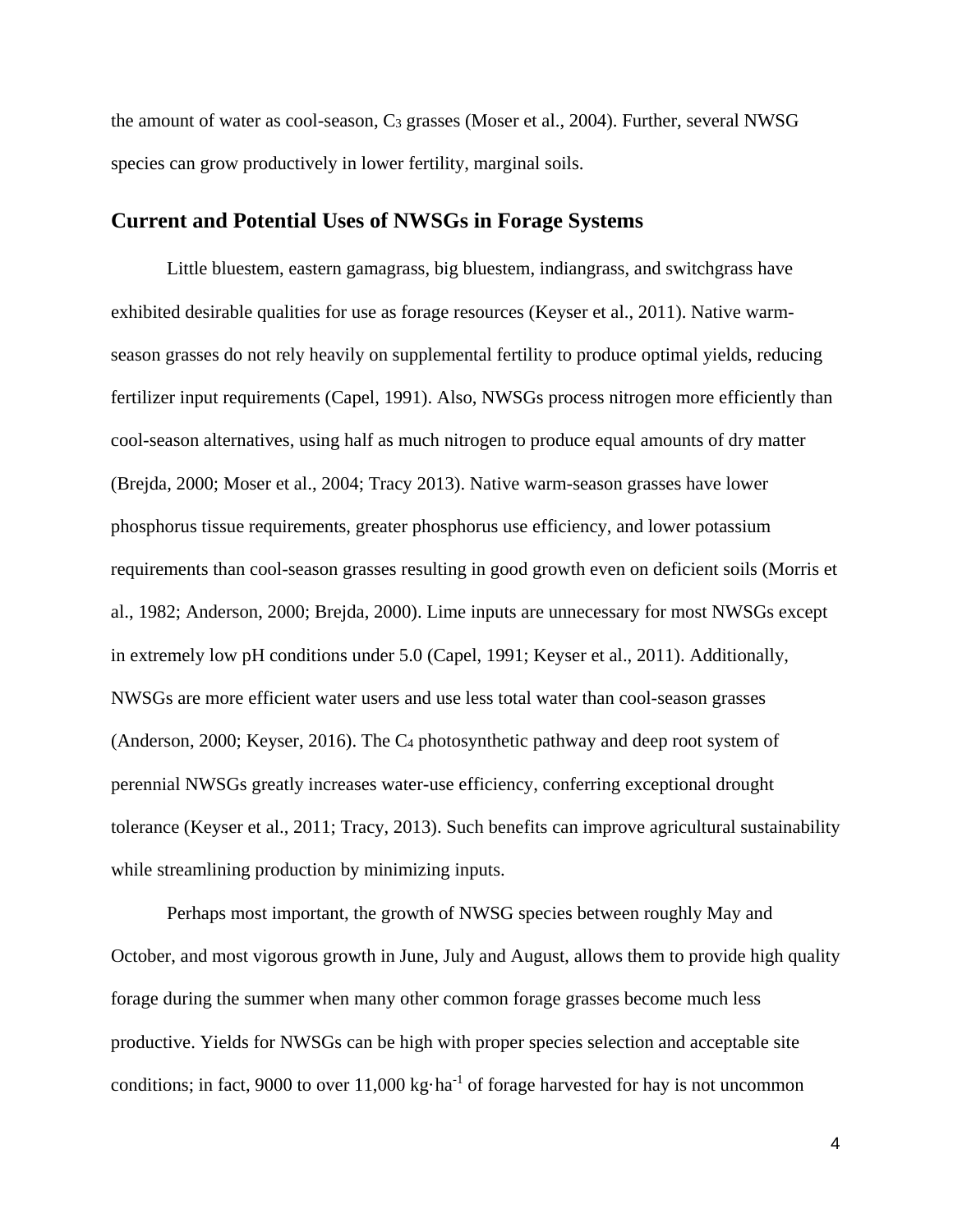the amount of water as cool-season, $C_3$ grasses (Moser et al., 2004). Further, several NWSG species can grow productively in lower fertility, marginal soils.

## Current and Potential Uses of NWSGs in Forage Systems

Little bluestem, eastern gamagrass, big bluestem, indiangrass, and switchgrass have exhibited desirable qualities for use as forage resources (Keyser et al., 2011). Native warm-season grasses do not rely heavily on supplemental fertility to produce optimal yields, reducing fertilizer input requirements (Capel, 1991). Also, NWSGs process nitrogen more efficiently than cool-season alternatives, using half as much nitrogen to produce equal amounts of dry matter (Brejda, 2000; Moser et al., 2004; Tracy 2013). Native warm-season grasses have lower phosphorus tissue requirements, greater phosphorus use efficiency, and lower potassium requirements than cool-season grasses resulting in good growth even on deficient soils (Morris et al., 1982; Anderson, 2000; Brejda, 2000). Lime inputs are unnecessary for most NWSGs except in extremely low pH conditions under 5.0 (Capel, 1991; Keyser et al., 2011). Additionally, NWSGs are more efficient water users and use less total water than cool-season grasses (Anderson, 2000; Keyser, 2016). The $C_4$ photosynthetic pathway and deep root system of perennial NWSGs greatly increases water-use efficiency, conferring exceptional drought tolerance (Keyser et al., 2011; Tracy, 2013). Such benefits can improve agricultural sustainability while streamlining production by minimizing inputs.

Perhaps most important, the growth of NWSG species between roughly May and October, and most vigorous growth in June, July and August, allows them to provide high quality forage during the summer when many other common forage grasses become much less productive. Yields for NWSGs can be high with proper species selection and acceptable site conditions; in fact, 9000 to over 11,000 $kg \cdot ha^{-1}$ of forage harvested for hay is not uncommon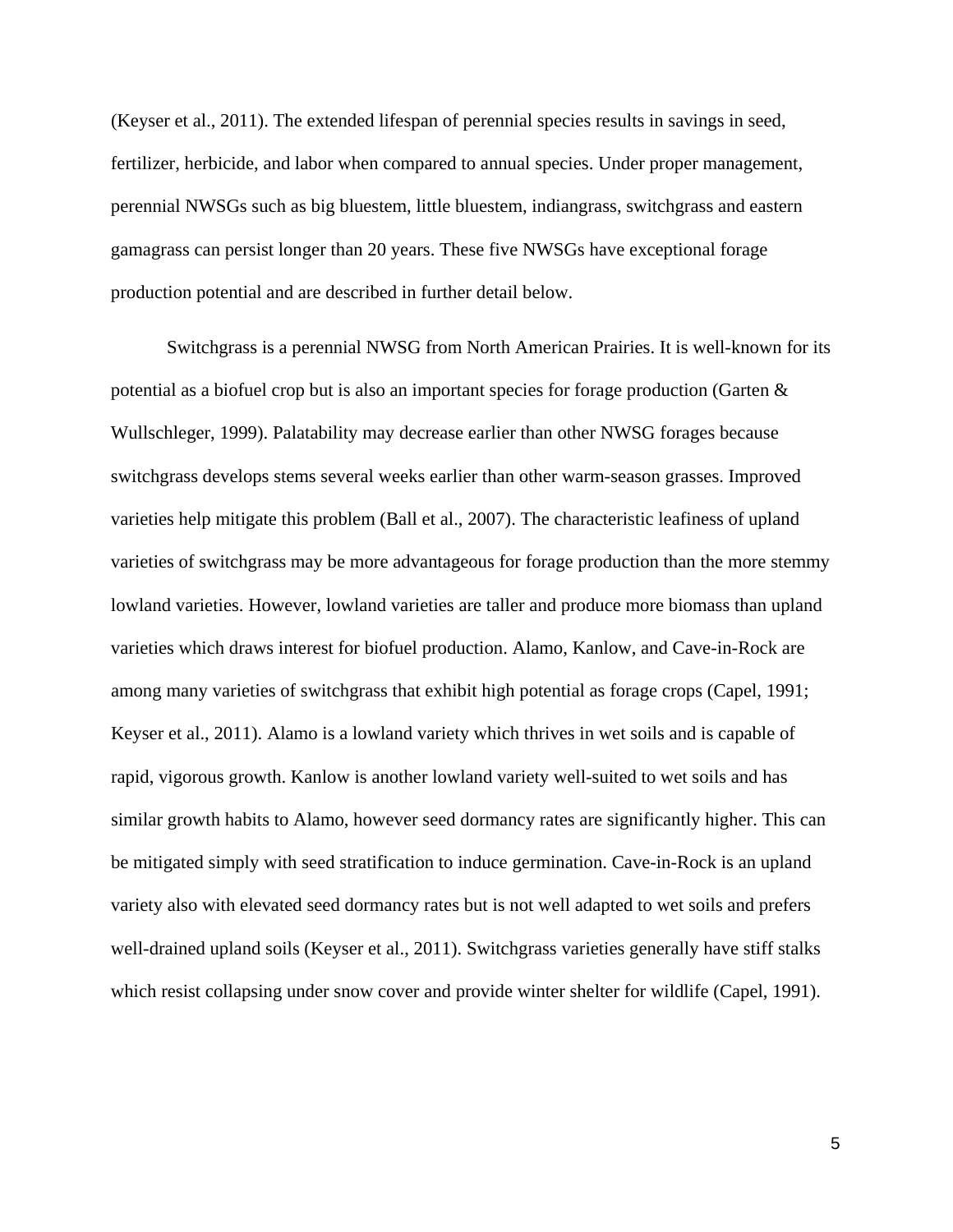(Keyser et al., 2011). The extended lifespan of perennial species results in savings in seed, fertilizer, herbicide, and labor when compared to annual species. Under proper management, perennial NWSGs such as big bluestem, little bluestem, indiangrass, switchgrass and eastern gamagrass can persist longer than 20 years. These five NWSGs have exceptional forage production potential and are described in further detail below.

Switchgrass is a perennial NWSG from North American Prairies. It is well-known for its potential as a biofuel crop but is also an important species for forage production (Garten & Wullschleger, 1999). Palatability may decrease earlier than other NWSG forages because switchgrass develops stems several weeks earlier than other warm-season grasses. Improved varieties help mitigate this problem (Ball et al., 2007). The characteristic leafiness of upland varieties of switchgrass may be more advantageous for forage production than the more stemmy lowland varieties. However, lowland varieties are taller and produce more biomass than upland varieties which draws interest for biofuel production. Alamo, Kanlow, and Cave-in-Rock are among many varieties of switchgrass that exhibit high potential as forage crops (Capel, 1991; Keyser et al., 2011). Alamo is a lowland variety which thrives in wet soils and is capable of rapid, vigorous growth. Kanlow is another lowland variety well-suited to wet soils and has similar growth habits to Alamo, however seed dormancy rates are significantly higher. This can be mitigated simply with seed stratification to induce germination. Cave-in-Rock is an upland variety also with elevated seed dormancy rates but is not well adapted to wet soils and prefers well-drained upland soils (Keyser et al., 2011). Switchgrass varieties generally have stiff stalks which resist collapsing under snow cover and provide winter shelter for wildlife (Capel, 1991).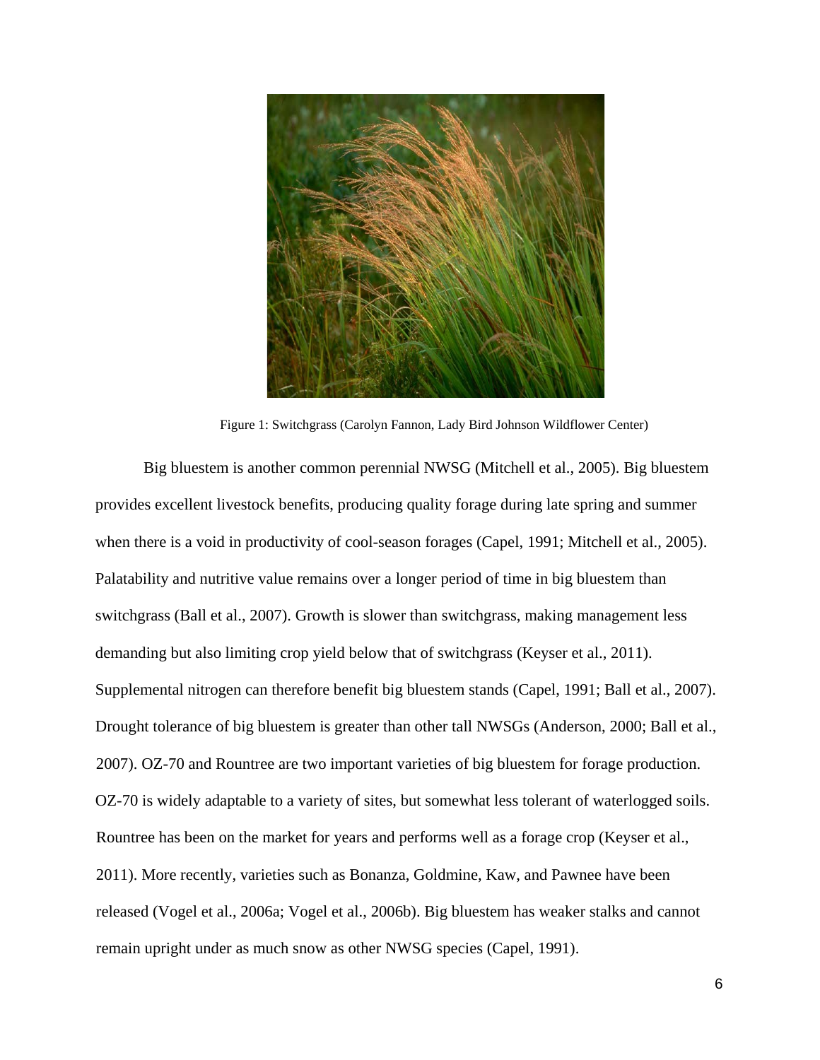Figure 1: Switchgrass (Carolyn Fannon, Lady Bird Johnson Wildflower Center)

Big bluestem is another common perennial NWSG (Mitchell et al., 2005). Big bluestem provides excellent livestock benefits, producing quality forage during late spring and summer when there is a void in productivity of cool-season forages (Capel, 1991; Mitchell et al., 2005). Palatability and nutritive value remains over a longer period of time in big bluestem than switchgrass (Ball et al., 2007). Growth is slower than switchgrass, making management less demanding but also limiting crop yield below that of switchgrass (Keyser et al., 2011). Supplemental nitrogen can therefore benefit big bluestem stands (Capel, 1991; Ball et al., 2007). Drought tolerance of big bluestem is greater than other tall NWSGs (Anderson, 2000; Ball et al., 2007). OZ-70 and Rountree are two important varieties of big bluestem for forage production. OZ-70 is widely adaptable to a variety of sites, but somewhat less tolerant of waterlogged soils. Rountree has been on the market for years and performs well as a forage crop (Keyser et al., 2011). More recently, varieties such as Bonanza, Goldmine, Kaw, and Pawnee have been released (Vogel et al., 2006a; Vogel et al., 2006b). Big bluestem has weaker stalks and cannot remain upright under as much snow as other NWSG species (Capel, 1991).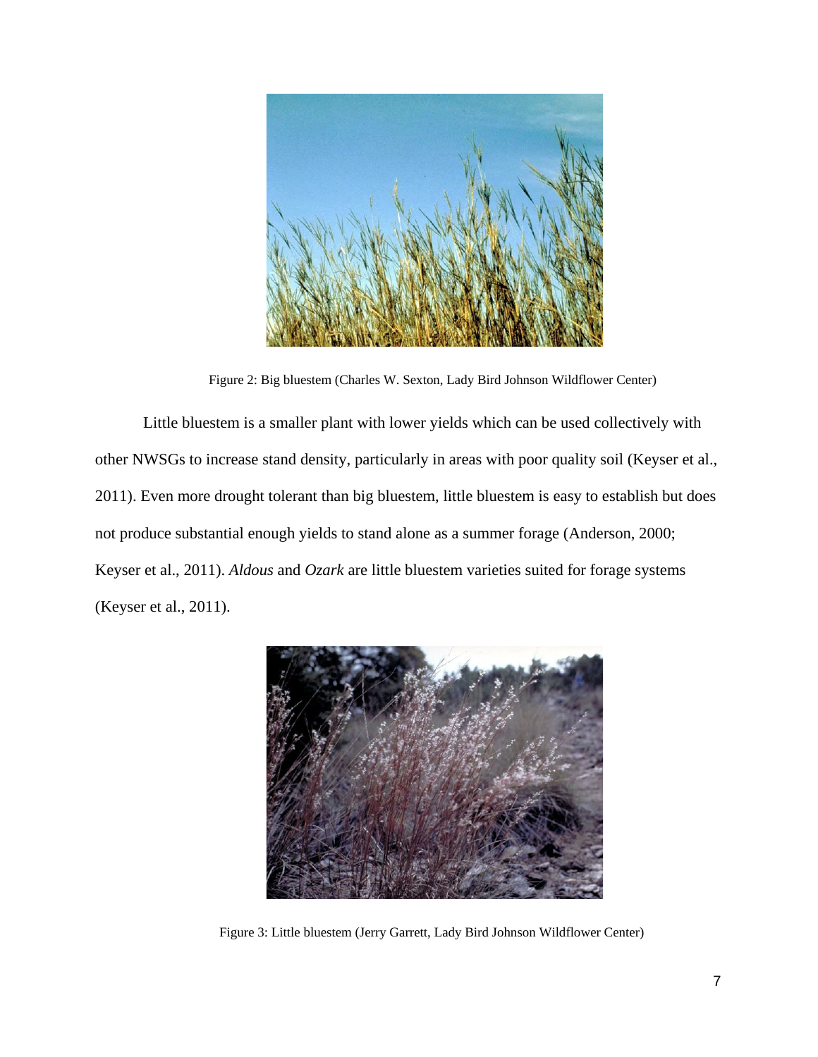Figure 2: Big bluestem (Charles W. Sexton, Lady Bird Johnson Wildflower Center)

Little bluestem is a smaller plant with lower yields which can be used collectively with other NWSGs to increase stand density, particularly in areas with poor quality soil (Keyser et al., 2011). Even more drought tolerant than big bluestem, little bluestem is easy to establish but does not produce substantial enough yields to stand alone as a summer forage (Anderson, 2000; Keyser et al., 2011). *Aldous* and *Ozark* are little bluestem varieties suited for forage systems (Keyser et al., 2011).

Figure 3: Little bluestem (Jerry Garrett, Lady Bird Johnson Wildflower Center)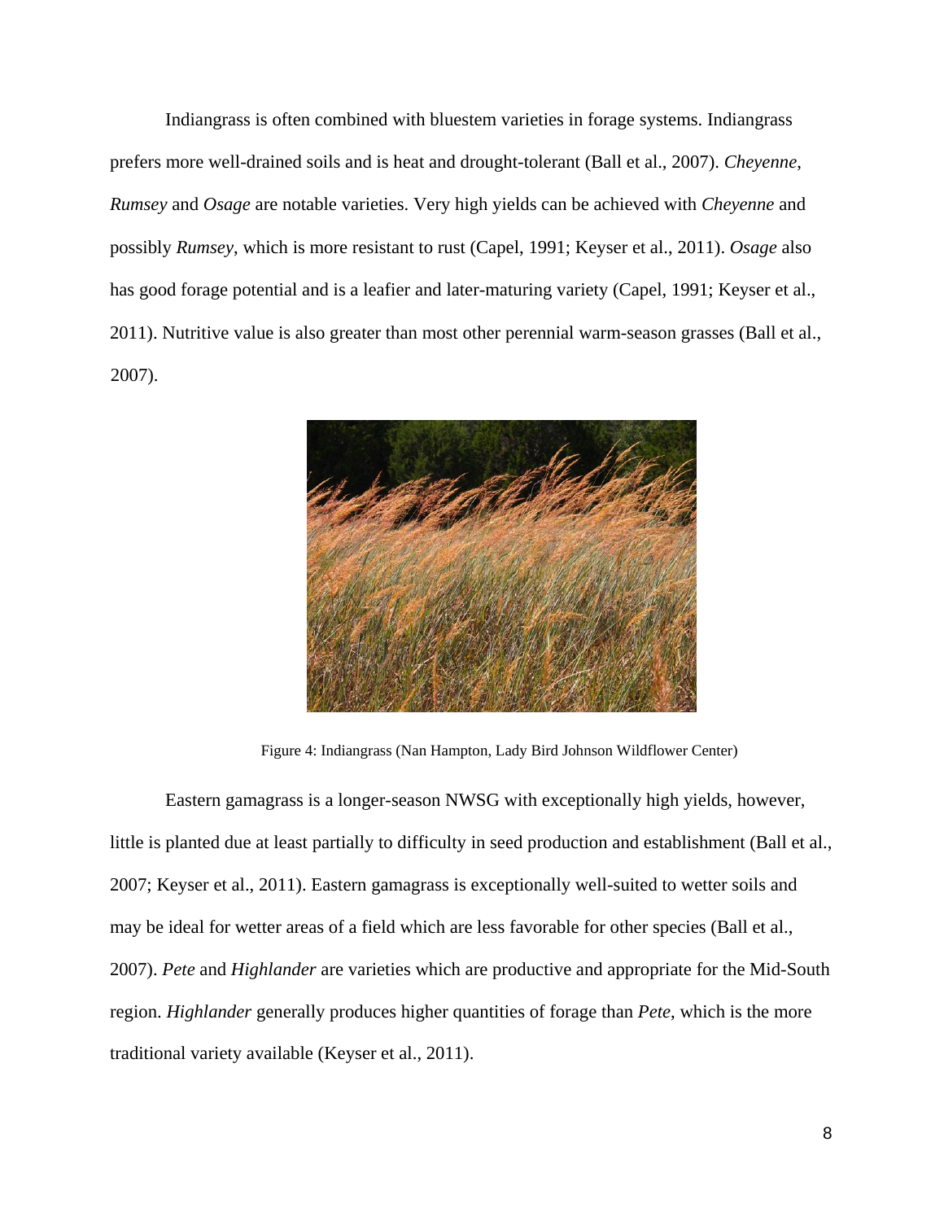Indiangrass is often combined with bluestem varieties in forage systems. Indiangrass prefers more well-drained soils and is heat and drought-tolerant (Ball et al., 2007). *Cheyenne*, *Rumsey* and *Osage* are notable varieties. Very high yields can be achieved with *Cheyenne* and possibly *Rumsey*, which is more resistant to rust (Capel, 1991; Keyser et al., 2011). *Osage* also has good forage potential and is a leafier and later-maturing variety (Capel, 1991; Keyser et al., 2011). Nutritive value is also greater than most other perennial warm-season grasses (Ball et al., 2007).

Figure 4: Indiangrass (Nan Hampton, Lady Bird Johnson Wildflower Center)

Eastern gamagrass is a longer-season NWSG with exceptionally high yields, however, little is planted due at least partially to difficulty in seed production and establishment (Ball et al., 2007; Keyser et al., 2011). Eastern gamagrass is exceptionally well-suited to wetter soils and may be ideal for wetter areas of a field which are less favorable for other species (Ball et al., 2007). *Pete* and *Highlander* are varieties which are productive and appropriate for the Mid-South region. *Highlander* generally produces higher quantities of forage than *Pete*, which is the more traditional variety available (Keyser et al., 2011).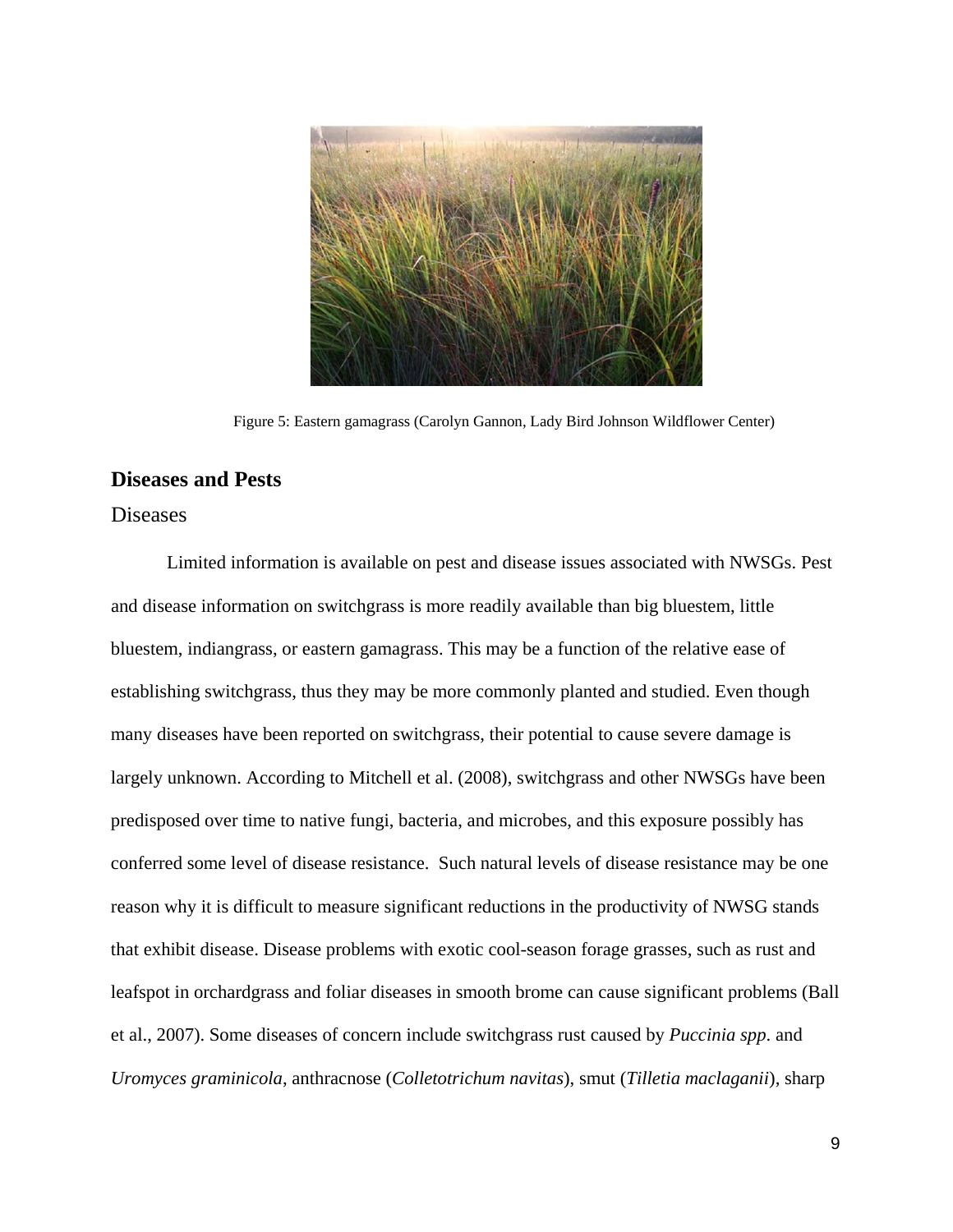Figure 5: Eastern gamagrass (Carolyn Gannon, Lady Bird Johnson Wildflower Center)

## Diseases and Pests

### Diseases

Limited information is available on pest and disease issues associated with NWSGs. Pest and disease information on switchgrass is more readily available than big bluestem, little bluestem, indiangrass, or eastern gamagrass. This may be a function of the relative ease of establishing switchgrass, thus they may be more commonly planted and studied. Even though many diseases have been reported on switchgrass, their potential to cause severe damage is largely unknown. According to Mitchell et al. (2008), switchgrass and other NWSGs have been predisposed over time to native fungi, bacteria, and microbes, and this exposure possibly has conferred some level of disease resistance. Such natural levels of disease resistance may be one reason why it is difficult to measure significant reductions in the productivity of NWSG stands that exhibit disease. Disease problems with exotic cool-season forage grasses, such as rust and leafspot in orchardgrass and foliar diseases in smooth brome can cause significant problems (Ball et al., 2007). Some diseases of concern include switchgrass rust caused by *Puccinia spp*. and *Uromyces graminicola*, anthracnose (*Colletotrichum navitas*), smut (*Tilletia maclaganii*), sharp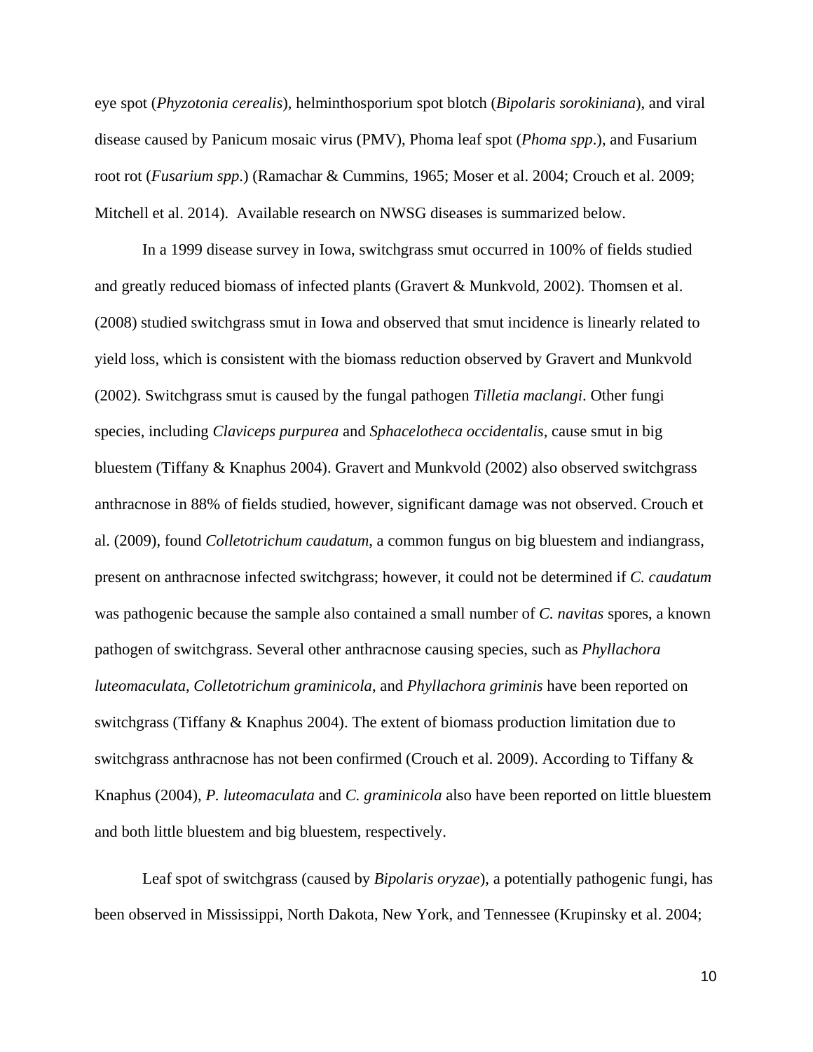eye spot (*Phyzotonia cerealis*), helminthosporium spot blotch (*Bipolaris sorokiniana*), and viral disease caused by Panicum mosaic virus (PMV), Phoma leaf spot (*Phoma spp*.), and Fusarium root rot (*Fusarium spp*.) (Ramachar & Cummins, 1965; Moser et al. 2004; Crouch et al. 2009; Mitchell et al. 2014). Available research on NWSG diseases is summarized below.

In a 1999 disease survey in Iowa, switchgrass smut occurred in 100% of fields studied and greatly reduced biomass of infected plants (Gravert & Munkvold, 2002). Thomsen et al. (2008) studied switchgrass smut in Iowa and observed that smut incidence is linearly related to yield loss, which is consistent with the biomass reduction observed by Gravert and Munkvold (2002). Switchgrass smut is caused by the fungal pathogen *Tilletia maclangi*. Other fungi species, including *Claviceps purpurea* and *Sphacelotheca occidentalis*, cause smut in big bluestem (Tiffany & Knaphus 2004). Gravert and Munkvold (2002) also observed switchgrass anthracnose in 88% of fields studied, however, significant damage was not observed. Crouch et al. (2009), found *Colletotrichum caudatum*, a common fungus on big bluestem and indiangrass, present on anthracnose infected switchgrass; however, it could not be determined if *C. caudatum* was pathogenic because the sample also contained a small number of *C. navitas* spores, a known pathogen of switchgrass. Several other anthracnose causing species, such as *Phyllachora luteomaculata*, *Colletotrichum graminicola*, and *Phyllachora griminis* have been reported on switchgrass (Tiffany & Knaphus 2004). The extent of biomass production limitation due to switchgrass anthracnose has not been confirmed (Crouch et al. 2009). According to Tiffany & Knaphus (2004), *P. luteomaculata* and *C. graminicola* also have been reported on little bluestem and both little bluestem and big bluestem, respectively.

Leaf spot of switchgrass (caused by *Bipolaris oryzae*), a potentially pathogenic fungi, has been observed in Mississippi, North Dakota, New York, and Tennessee (Krupinsky et al. 2004;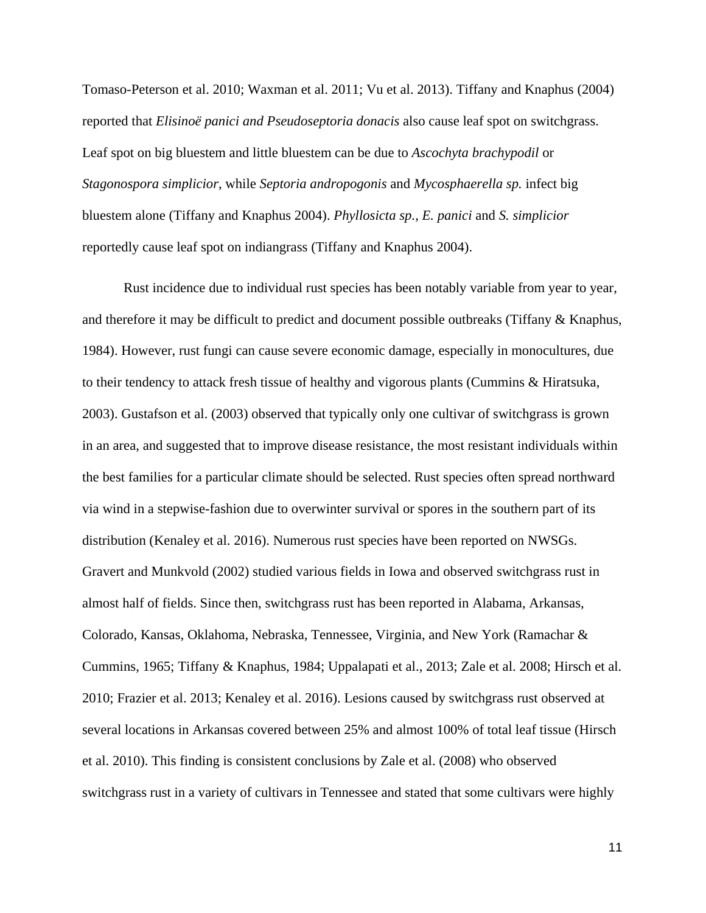Tomaso-Peterson et al. 2010; Waxman et al. 2011; Vu et al. 2013). Tiffany and Knaphus (2004) reported that *Elisinoë panici and Pseudoseptoria donacis* also cause leaf spot on switchgrass. Leaf spot on big bluestem and little bluestem can be due to *Ascochyta brachypodil* or *Stagonospora simplicior*, while *Septoria andropogonis* and *Mycosphaerella sp.* infect big bluestem alone (Tiffany and Knaphus 2004). *Phyllosicta sp.*, *E. panici* and *S. simplicior* reportedly cause leaf spot on indiangrass (Tiffany and Knaphus 2004).

Rust incidence due to individual rust species has been notably variable from year to year, and therefore it may be difficult to predict and document possible outbreaks (Tiffany & Knaphus, 1984). However, rust fungi can cause severe economic damage, especially in monocultures, due to their tendency to attack fresh tissue of healthy and vigorous plants (Cummins & Hiratsuka, 2003). Gustafson et al. (2003) observed that typically only one cultivar of switchgrass is grown in an area, and suggested that to improve disease resistance, the most resistant individuals within the best families for a particular climate should be selected. Rust species often spread northward via wind in a stepwise-fashion due to overwinter survival or spores in the southern part of its distribution (Kenaley et al. 2016). Numerous rust species have been reported on NWSGs. Gravert and Munkvold (2002) studied various fields in Iowa and observed switchgrass rust in almost half of fields. Since then, switchgrass rust has been reported in Alabama, Arkansas, Colorado, Kansas, Oklahoma, Nebraska, Tennessee, Virginia, and New York (Ramachar & Cummins, 1965; Tiffany & Knaphus, 1984; Uppalapati et al., 2013; Zale et al. 2008; Hirsch et al. 2010; Frazier et al. 2013; Kenaley et al. 2016). Lesions caused by switchgrass rust observed at several locations in Arkansas covered between 25% and almost 100% of total leaf tissue (Hirsch et al. 2010). This finding is consistent conclusions by Zale et al. (2008) who observed switchgrass rust in a variety of cultivars in Tennessee and stated that some cultivars were highly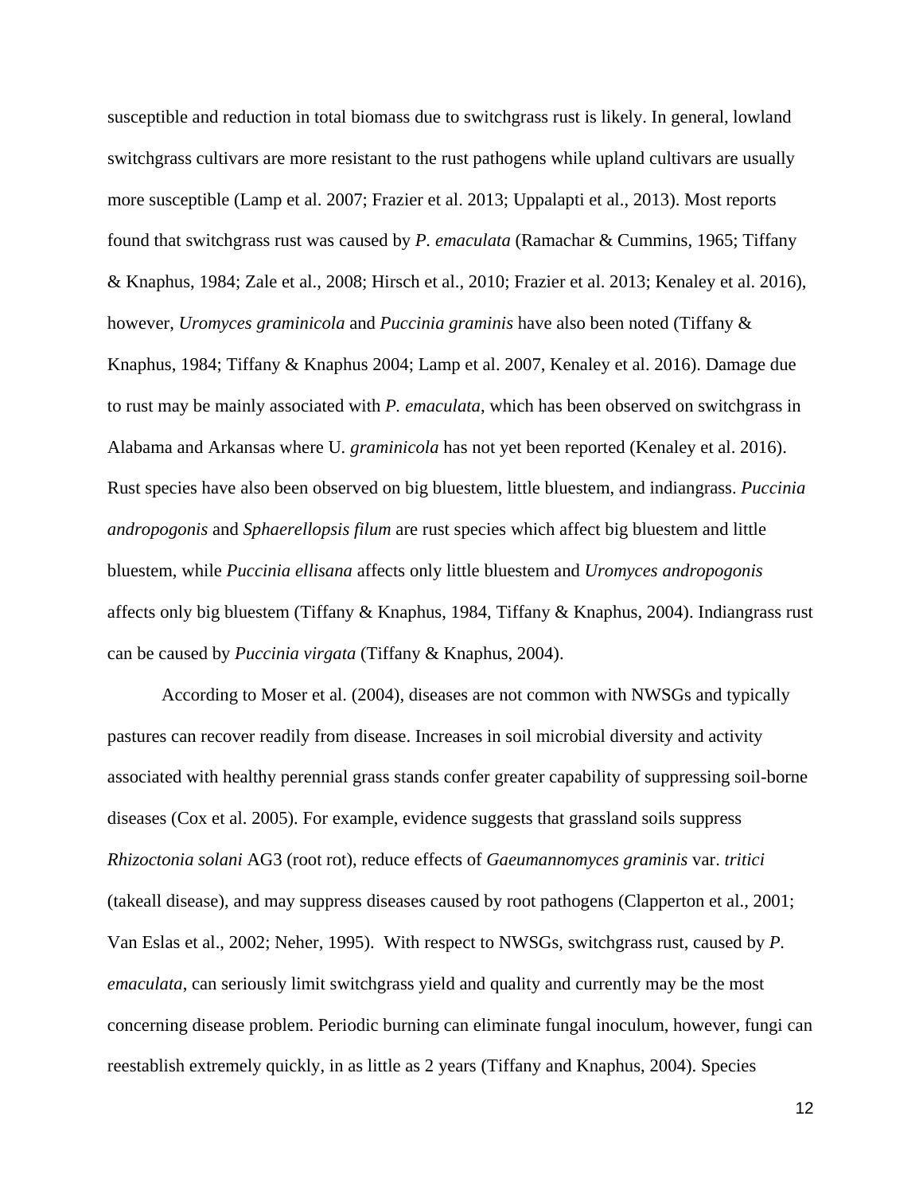susceptible and reduction in total biomass due to switchgrass rust is likely. In general, lowland switchgrass cultivars are more resistant to the rust pathogens while upland cultivars are usually more susceptible (Lamp et al. 2007; Frazier et al. 2013; Uppalapti et al., 2013). Most reports found that switchgrass rust was caused by *P. emaculata* (Ramachar & Cummins, 1965; Tiffany & Knaphus, 1984; Zale et al., 2008; Hirsch et al., 2010; Frazier et al. 2013; Kenaley et al. 2016), however, *Uromyces graminicola* and *Puccinia graminis* have also been noted (Tiffany & Knaphus, 1984; Tiffany & Knaphus 2004; Lamp et al. 2007, Kenaley et al. 2016). Damage due to rust may be mainly associated with *P. emaculata*, which has been observed on switchgrass in Alabama and Arkansas where U. *graminicola* has not yet been reported (Kenaley et al. 2016). Rust species have also been observed on big bluestem, little bluestem, and indiangrass. *Puccinia andropogonis* and *Sphaerellopsis filum* are rust species which affect big bluestem and little bluestem, while *Puccinia ellisana* affects only little bluestem and *Uromyces andropogonis* affects only big bluestem (Tiffany & Knaphus, 1984, Tiffany & Knaphus, 2004). Indiangrass rust can be caused by *Puccinia virgata* (Tiffany & Knaphus, 2004).

According to Moser et al. (2004), diseases are not common with NWSGs and typically pastures can recover readily from disease. Increases in soil microbial diversity and activity associated with healthy perennial grass stands confer greater capability of suppressing soil-borne diseases (Cox et al. 2005). For example, evidence suggests that grassland soils suppress *Rhizoctonia solani* AG3 (root rot), reduce effects of *Gaeumannomyces graminis* var. *tritici* (takeall disease), and may suppress diseases caused by root pathogens (Clapperton et al., 2001; Van Eslas et al., 2002; Neher, 1995). With respect to NWSGs, switchgrass rust, caused by *P. emaculata*, can seriously limit switchgrass yield and quality and currently may be the most concerning disease problem. Periodic burning can eliminate fungal inoculum, however, fungi can reestablish extremely quickly, in as little as 2 years (Tiffany and Knaphus, 2004). Species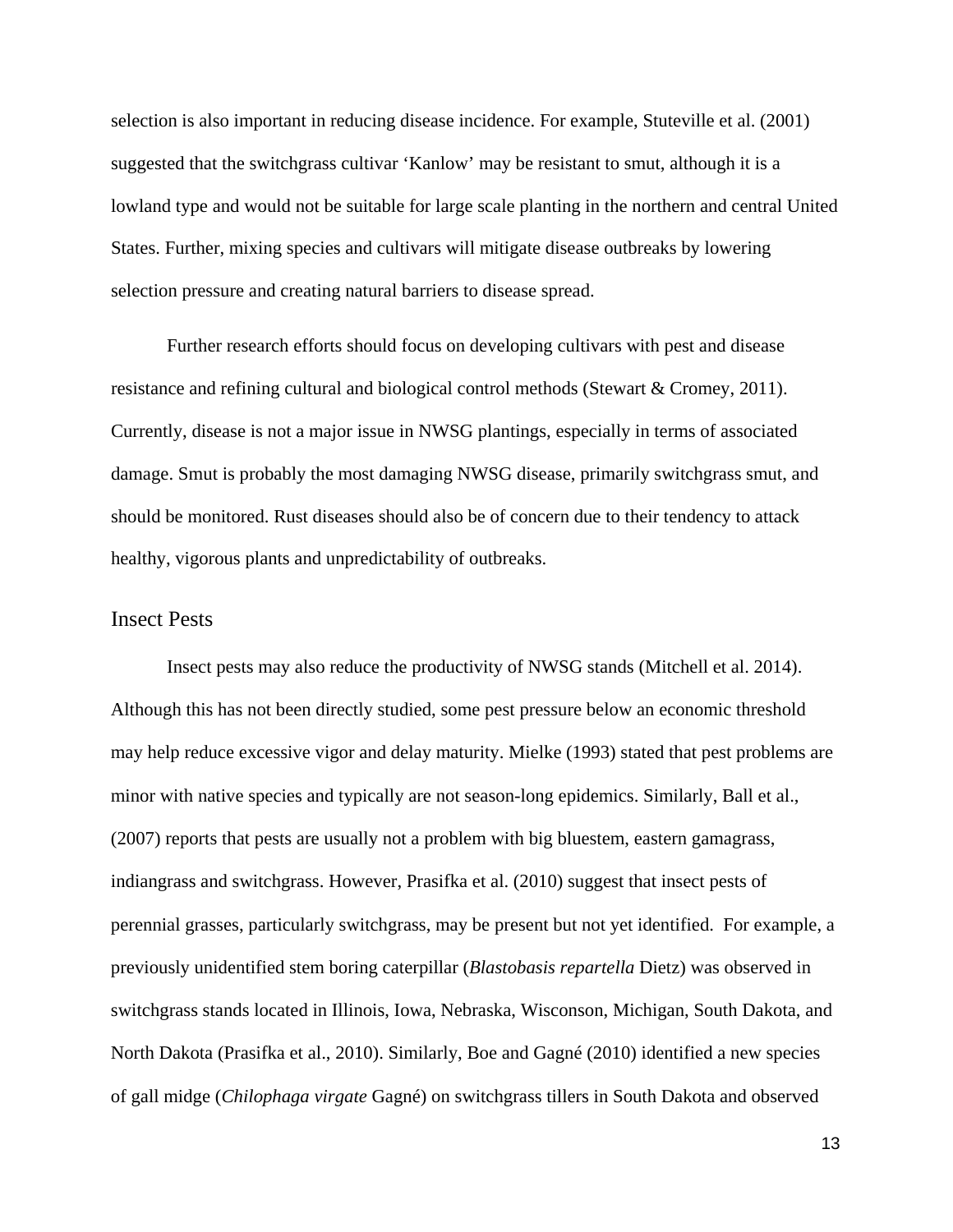selection is also important in reducing disease incidence. For example, Stuteville et al. (2001) suggested that the switchgrass cultivar 'Kanlow' may be resistant to smut, although it is a lowland type and would not be suitable for large scale planting in the northern and central United States. Further, mixing species and cultivars will mitigate disease outbreaks by lowering selection pressure and creating natural barriers to disease spread.

Further research efforts should focus on developing cultivars with pest and disease resistance and refining cultural and biological control methods (Stewart & Cromey, 2011). Currently, disease is not a major issue in NWSG plantings, especially in terms of associated damage. Smut is probably the most damaging NWSG disease, primarily switchgrass smut, and should be monitored. Rust diseases should also be of concern due to their tendency to attack healthy, vigorous plants and unpredictability of outbreaks.

## Insect Pests

Insect pests may also reduce the productivity of NWSG stands (Mitchell et al. 2014). Although this has not been directly studied, some pest pressure below an economic threshold may help reduce excessive vigor and delay maturity. Mielke (1993) stated that pest problems are minor with native species and typically are not season-long epidemics. Similarly, Ball et al., (2007) reports that pests are usually not a problem with big bluestem, eastern gamagrass, indiangrass and switchgrass. However, Prasifka et al. (2010) suggest that insect pests of perennial grasses, particularly switchgrass, may be present but not yet identified. For example, a previously unidentified stem boring caterpillar (*Blastobasis repartella* Dietz) was observed in switchgrass stands located in Illinois, Iowa, Nebraska, Wisconson, Michigan, South Dakota, and North Dakota (Prasifka et al., 2010). Similarly, Boe and Gagné (2010) identified a new species of gall midge (*Chilophaga virgate* Gagné) on switchgrass tillers in South Dakota and observed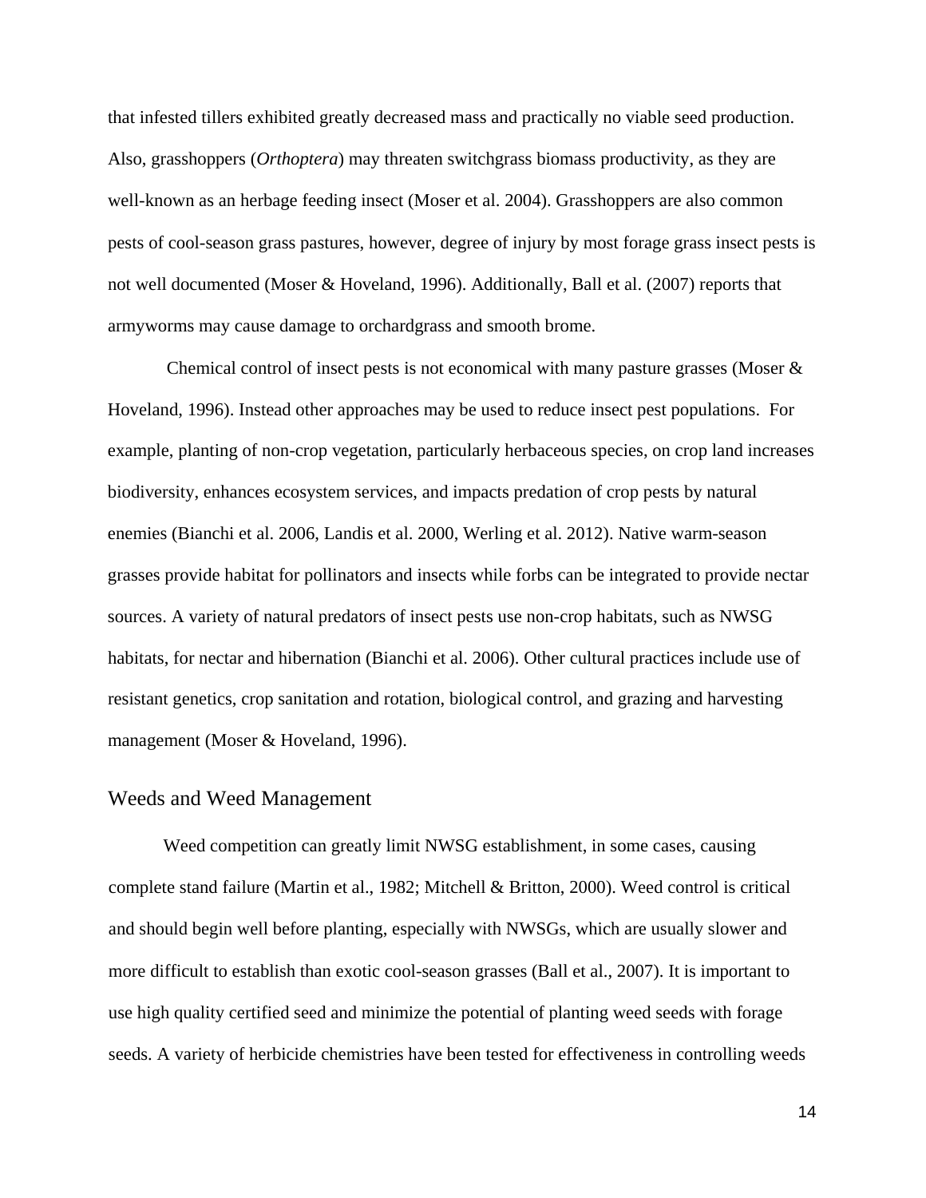that infested tillers exhibited greatly decreased mass and practically no viable seed production. Also, grasshoppers (*Orthoptera*) may threaten switchgrass biomass productivity, as they are well-known as an herbage feeding insect (Moser et al. 2004). Grasshoppers are also common pests of cool-season grass pastures, however, degree of injury by most forage grass insect pests is not well documented (Moser & Hoveland, 1996). Additionally, Ball et al. (2007) reports that armyworms may cause damage to orchardgrass and smooth brome.

Chemical control of insect pests is not economical with many pasture grasses (Moser & Hoveland, 1996). Instead other approaches may be used to reduce insect pest populations. For example, planting of non-crop vegetation, particularly herbaceous species, on crop land increases biodiversity, enhances ecosystem services, and impacts predation of crop pests by natural enemies (Bianchi et al. 2006, Landis et al. 2000, Werling et al. 2012). Native warm-season grasses provide habitat for pollinators and insects while forbs can be integrated to provide nectar sources. A variety of natural predators of insect pests use non-crop habitats, such as NWSG habitats, for nectar and hibernation (Bianchi et al. 2006). Other cultural practices include use of resistant genetics, crop sanitation and rotation, biological control, and grazing and harvesting management (Moser & Hoveland, 1996).

## Weeds and Weed Management

Weed competition can greatly limit NWSG establishment, in some cases, causing complete stand failure (Martin et al., 1982; Mitchell & Britton, 2000). Weed control is critical and should begin well before planting, especially with NWSGs, which are usually slower and more difficult to establish than exotic cool-season grasses (Ball et al., 2007). It is important to use high quality certified seed and minimize the potential of planting weed seeds with forage seeds. A variety of herbicide chemistries have been tested for effectiveness in controlling weeds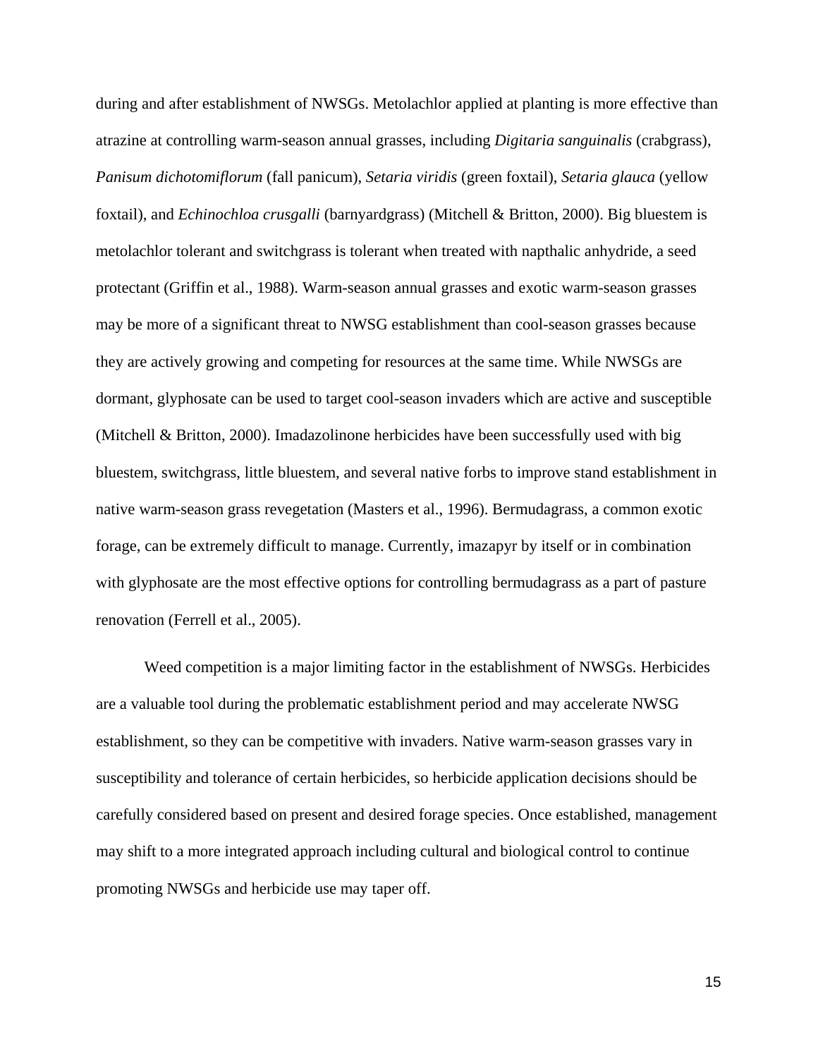during and after establishment of NWSGs. Metolachlor applied at planting is more effective than atrazine at controlling warm-season annual grasses, including *Digitaria sanguinalis* (crabgrass), *Panisum dichotomiflorum* (fall panicum), *Setaria viridis* (green foxtail), *Setaria glauca* (yellow foxtail), and *Echinochloa crusgalli* (barnyardgrass) (Mitchell & Britton, 2000). Big bluestem is metolachlor tolerant and switchgrass is tolerant when treated with napthalic anhydride, a seed protectant (Griffin et al., 1988). Warm-season annual grasses and exotic warm-season grasses may be more of a significant threat to NWSG establishment than cool-season grasses because they are actively growing and competing for resources at the same time. While NWSGs are dormant, glyphosate can be used to target cool-season invaders which are active and susceptible (Mitchell & Britton, 2000). Imadazolinone herbicides have been successfully used with big bluestem, switchgrass, little bluestem, and several native forbs to improve stand establishment in native warm-season grass revegetation (Masters et al., 1996). Bermudagrass, a common exotic forage, can be extremely difficult to manage. Currently, imazapyr by itself or in combination with glyphosate are the most effective options for controlling bermudagrass as a part of pasture renovation (Ferrell et al., 2005).

Weed competition is a major limiting factor in the establishment of NWSGs. Herbicides are a valuable tool during the problematic establishment period and may accelerate NWSG establishment, so they can be competitive with invaders. Native warm-season grasses vary in susceptibility and tolerance of certain herbicides, so herbicide application decisions should be carefully considered based on present and desired forage species. Once established, management may shift to a more integrated approach including cultural and biological control to continue promoting NWSGs and herbicide use may taper off.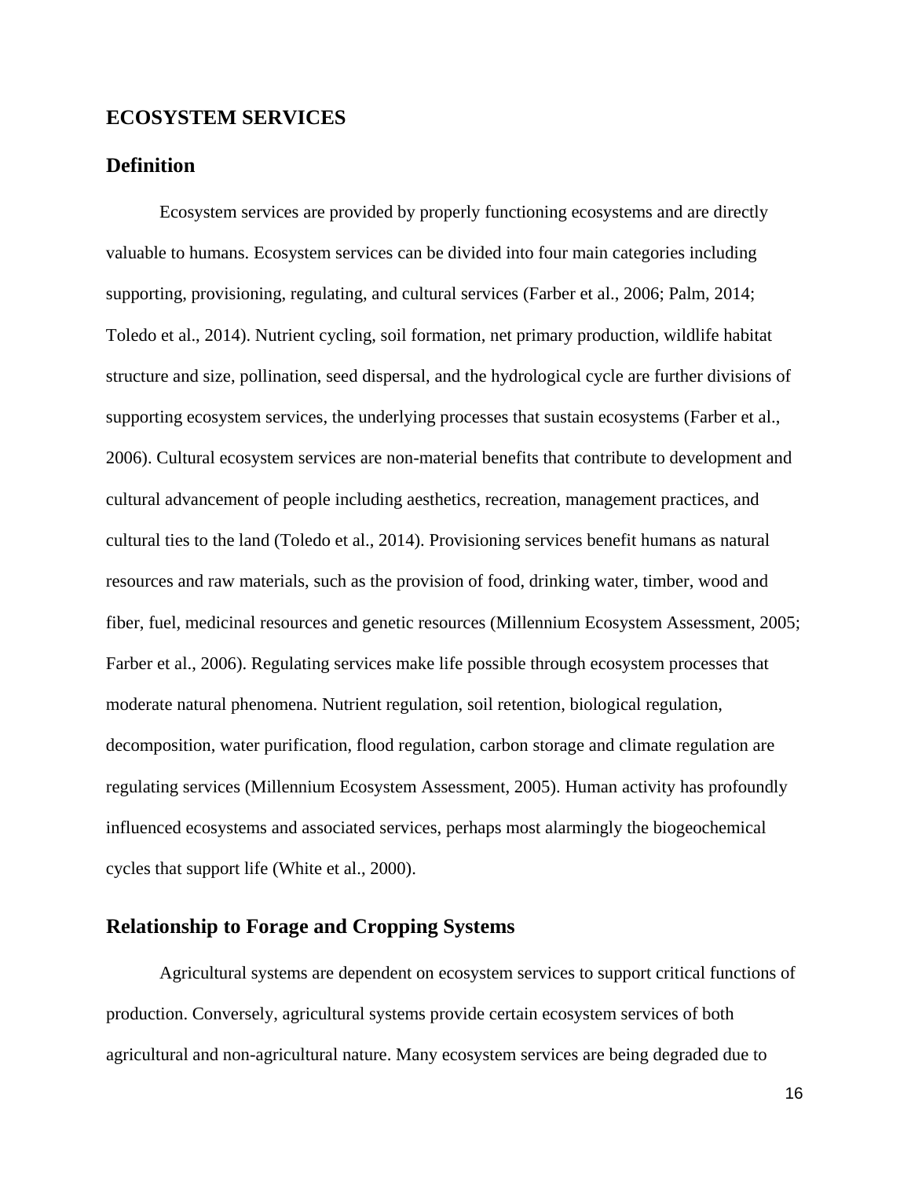# ECOSYSTEM SERVICES

## Definition

Ecosystem services are provided by properly functioning ecosystems and are directly valuable to humans. Ecosystem services can be divided into four main categories including supporting, provisioning, regulating, and cultural services (Farber et al., 2006; Palm, 2014; Toledo et al., 2014). Nutrient cycling, soil formation, net primary production, wildlife habitat structure and size, pollination, seed dispersal, and the hydrological cycle are further divisions of supporting ecosystem services, the underlying processes that sustain ecosystems (Farber et al., 2006). Cultural ecosystem services are non-material benefits that contribute to development and cultural advancement of people including aesthetics, recreation, management practices, and cultural ties to the land (Toledo et al., 2014). Provisioning services benefit humans as natural resources and raw materials, such as the provision of food, drinking water, timber, wood and fiber, fuel, medicinal resources and genetic resources (Millennium Ecosystem Assessment, 2005; Farber et al., 2006). Regulating services make life possible through ecosystem processes that moderate natural phenomena. Nutrient regulation, soil retention, biological regulation, decomposition, water purification, flood regulation, carbon storage and climate regulation are regulating services (Millennium Ecosystem Assessment, 2005). Human activity has profoundly influenced ecosystems and associated services, perhaps most alarmingly the biogeochemical cycles that support life (White et al., 2000).

## Relationship to Forage and Cropping Systems

Agricultural systems are dependent on ecosystem services to support critical functions of production. Conversely, agricultural systems provide certain ecosystem services of both agricultural and non-agricultural nature. Many ecosystem services are being degraded due to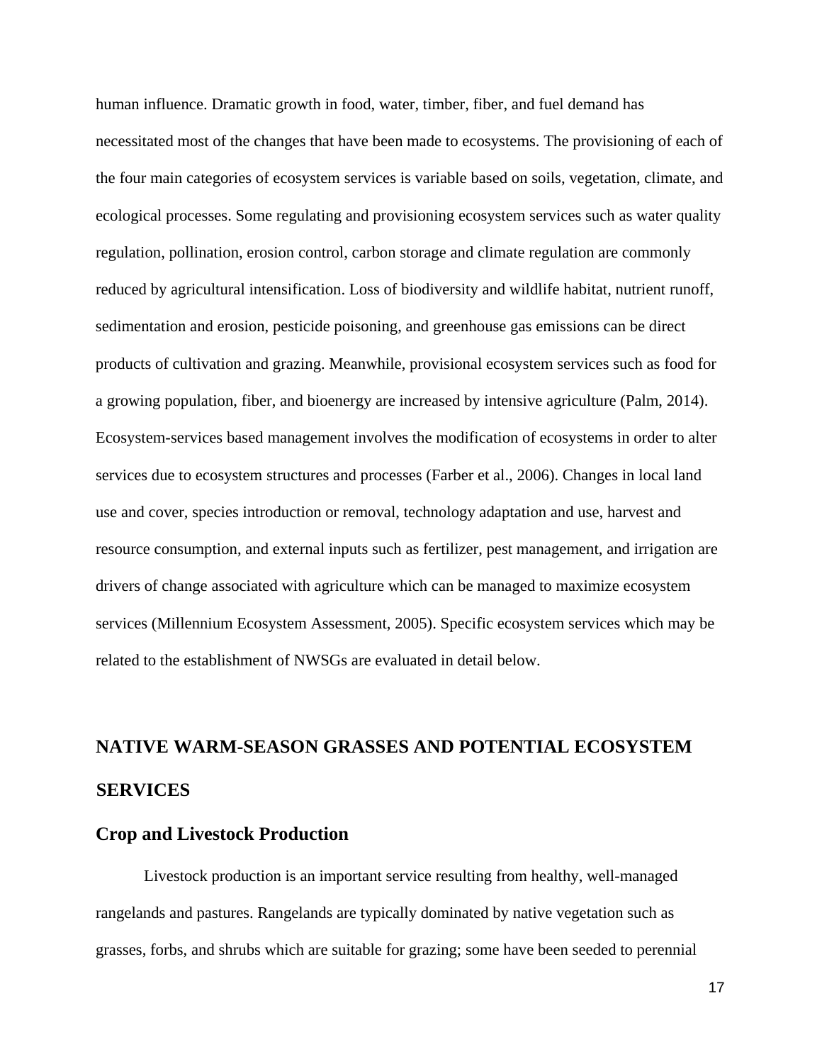human influence. Dramatic growth in food, water, timber, fiber, and fuel demand has necessitated most of the changes that have been made to ecosystems. The provisioning of each of the four main categories of ecosystem services is variable based on soils, vegetation, climate, and ecological processes. Some regulating and provisioning ecosystem services such as water quality regulation, pollination, erosion control, carbon storage and climate regulation are commonly reduced by agricultural intensification. Loss of biodiversity and wildlife habitat, nutrient runoff, sedimentation and erosion, pesticide poisoning, and greenhouse gas emissions can be direct products of cultivation and grazing. Meanwhile, provisional ecosystem services such as food for a growing population, fiber, and bioenergy are increased by intensive agriculture (Palm, 2014). Ecosystem-services based management involves the modification of ecosystems in order to alter services due to ecosystem structures and processes (Farber et al., 2006). Changes in local land use and cover, species introduction or removal, technology adaptation and use, harvest and resource consumption, and external inputs such as fertilizer, pest management, and irrigation are drivers of change associated with agriculture which can be managed to maximize ecosystem services (Millennium Ecosystem Assessment, 2005). Specific ecosystem services which may be related to the establishment of NWSGs are evaluated in detail below.

# NATIVE WARM-SEASON GRASSES AND POTENTIAL ECOSYSTEM SERVICES

## Crop and Livestock Production

Livestock production is an important service resulting from healthy, well-managed rangelands and pastures. Rangelands are typically dominated by native vegetation such as grasses, forbs, and shrubs which are suitable for grazing; some have been seeded to perennial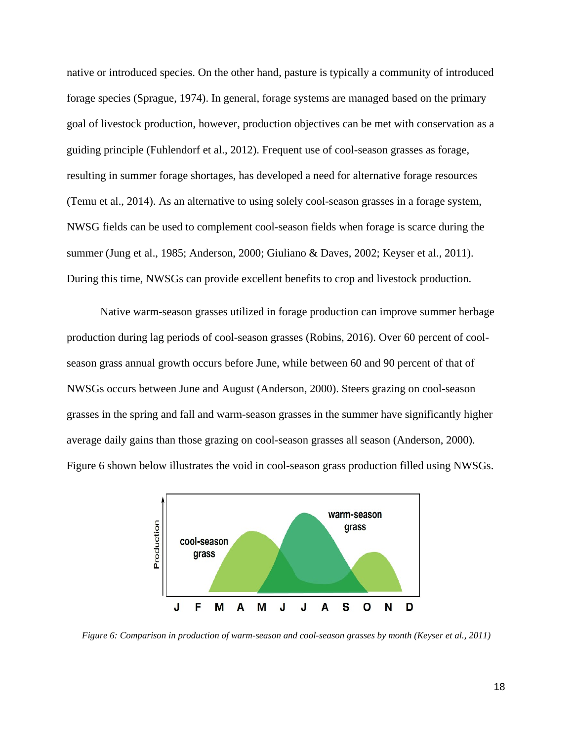native or introduced species. On the other hand, pasture is typically a community of introduced forage species (Sprague, 1974). In general, forage systems are managed based on the primary goal of livestock production, however, production objectives can be met with conservation as a guiding principle (Fuhlendorf et al., 2012). Frequent use of cool-season grasses as forage, resulting in summer forage shortages, has developed a need for alternative forage resources (Temu et al., 2014). As an alternative to using solely cool-season grasses in a forage system, NWSG fields can be used to complement cool-season fields when forage is scarce during the summer (Jung et al., 1985; Anderson, 2000; Giuliano & Daves, 2002; Keyser et al., 2011). During this time, NWSGs can provide excellent benefits to crop and livestock production.

Native warm-season grasses utilized in forage production can improve summer herbage production during lag periods of cool-season grasses (Robins, 2016). Over 60 percent of cool-season grass annual growth occurs before June, while between 60 and 90 percent of that of NWSGs occurs between June and August (Anderson, 2000). Steers grazing on cool-season grasses in the spring and fall and warm-season grasses in the summer have significantly higher average daily gains than those grazing on cool-season grasses all season (Anderson, 2000). Figure 6 shown below illustrates the void in cool-season grass production filled using NWSGs.

*Figure 6: Comparison in production of warm-season and cool-season grasses by month (Keyser et al., 2011)*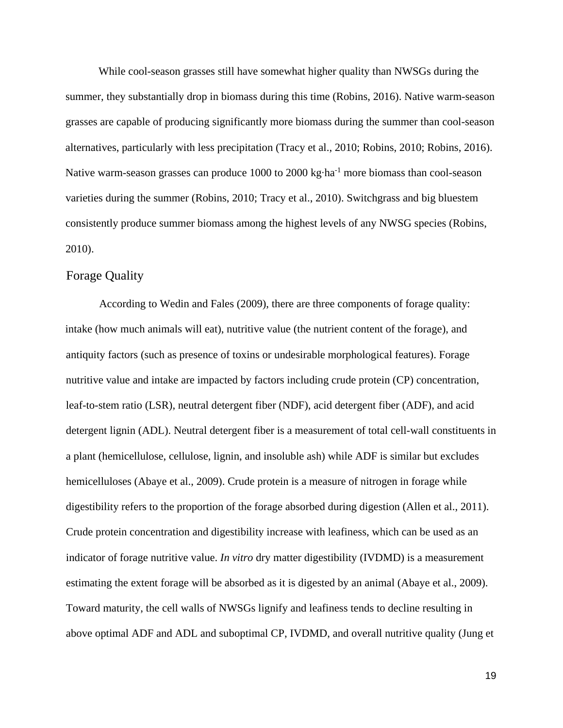While cool-season grasses still have somewhat higher quality than NWSGs during the summer, they substantially drop in biomass during this time (Robins, 2016). Native warm-season grasses are capable of producing significantly more biomass during the summer than cool-season alternatives, particularly with less precipitation (Tracy et al., 2010; Robins, 2010; Robins, 2016). Native warm-season grasses can produce 1000 to 2000 kg·ha$^{-1}$ more biomass than cool-season varieties during the summer (Robins, 2010; Tracy et al., 2010). Switchgrass and big bluestem consistently produce summer biomass among the highest levels of any NWSG species (Robins, 2010).

## Forage Quality

According to Wedin and Fales (2009), there are three components of forage quality: intake (how much animals will eat), nutritive value (the nutrient content of the forage), and antiquity factors (such as presence of toxins or undesirable morphological features). Forage nutritive value and intake are impacted by factors including crude protein (CP) concentration, leaf-to-stem ratio (LSR), neutral detergent fiber (NDF), acid detergent fiber (ADF), and acid detergent lignin (ADL). Neutral detergent fiber is a measurement of total cell-wall constituents in a plant (hemicellulose, cellulose, lignin, and insoluble ash) while ADF is similar but excludes hemicelluloses (Abaye et al., 2009). Crude protein is a measure of nitrogen in forage while digestibility refers to the proportion of the forage absorbed during digestion (Allen et al., 2011). Crude protein concentration and digestibility increase with leafiness, which can be used as an indicator of forage nutritive value. *In vitro* dry matter digestibility (IVDMD) is a measurement estimating the extent forage will be absorbed as it is digested by an animal (Abaye et al., 2009). Toward maturity, the cell walls of NWSGs lignify and leafiness tends to decline resulting in above optimal ADF and ADL and suboptimal CP, IVDMD, and overall nutritive quality (Jung et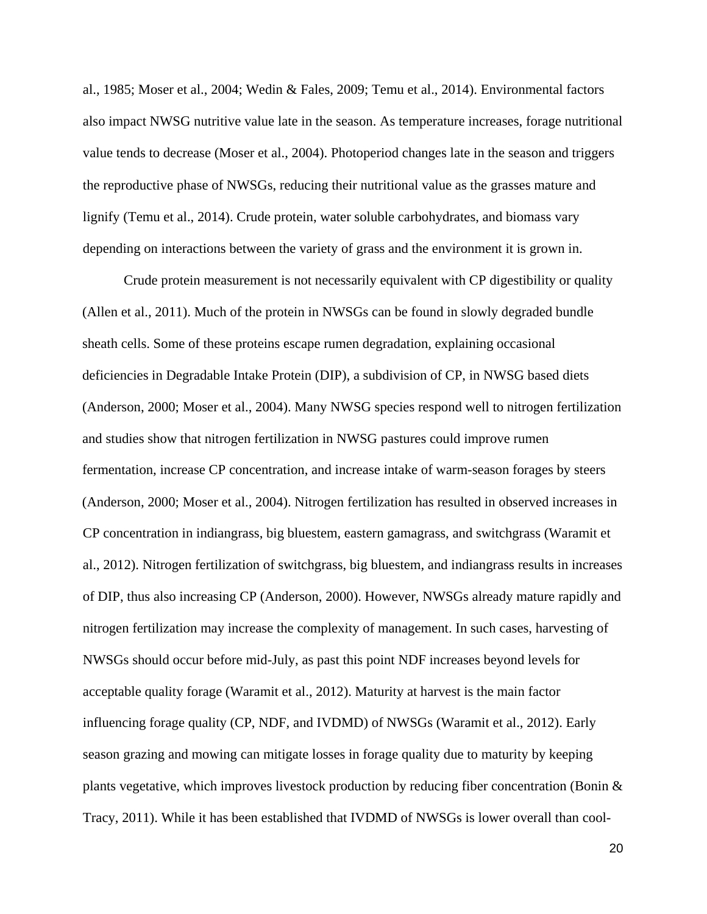al., 1985; Moser et al., 2004; Wedin & Fales, 2009; Temu et al., 2014). Environmental factors also impact NWSG nutritive value late in the season. As temperature increases, forage nutritional value tends to decrease (Moser et al., 2004). Photoperiod changes late in the season and triggers the reproductive phase of NWSGs, reducing their nutritional value as the grasses mature and lignify (Temu et al., 2014). Crude protein, water soluble carbohydrates, and biomass vary depending on interactions between the variety of grass and the environment it is grown in.

Crude protein measurement is not necessarily equivalent with CP digestibility or quality (Allen et al., 2011). Much of the protein in NWSGs can be found in slowly degraded bundle sheath cells. Some of these proteins escape rumen degradation, explaining occasional deficiencies in Degradable Intake Protein (DIP), a subdivision of CP, in NWSG based diets (Anderson, 2000; Moser et al., 2004). Many NWSG species respond well to nitrogen fertilization and studies show that nitrogen fertilization in NWSG pastures could improve rumen fermentation, increase CP concentration, and increase intake of warm-season forages by steers (Anderson, 2000; Moser et al., 2004). Nitrogen fertilization has resulted in observed increases in CP concentration in indiangrass, big bluestem, eastern gamagrass, and switchgrass (Waramit et al., 2012). Nitrogen fertilization of switchgrass, big bluestem, and indiangrass results in increases of DIP, thus also increasing CP (Anderson, 2000). However, NWSGs already mature rapidly and nitrogen fertilization may increase the complexity of management. In such cases, harvesting of NWSGs should occur before mid-July, as past this point NDF increases beyond levels for acceptable quality forage (Waramit et al., 2012). Maturity at harvest is the main factor influencing forage quality (CP, NDF, and IVDMD) of NWSGs (Waramit et al., 2012). Early season grazing and mowing can mitigate losses in forage quality due to maturity by keeping plants vegetative, which improves livestock production by reducing fiber concentration (Bonin & Tracy, 2011). While it has been established that IVDMD of NWSGs is lower overall than cool-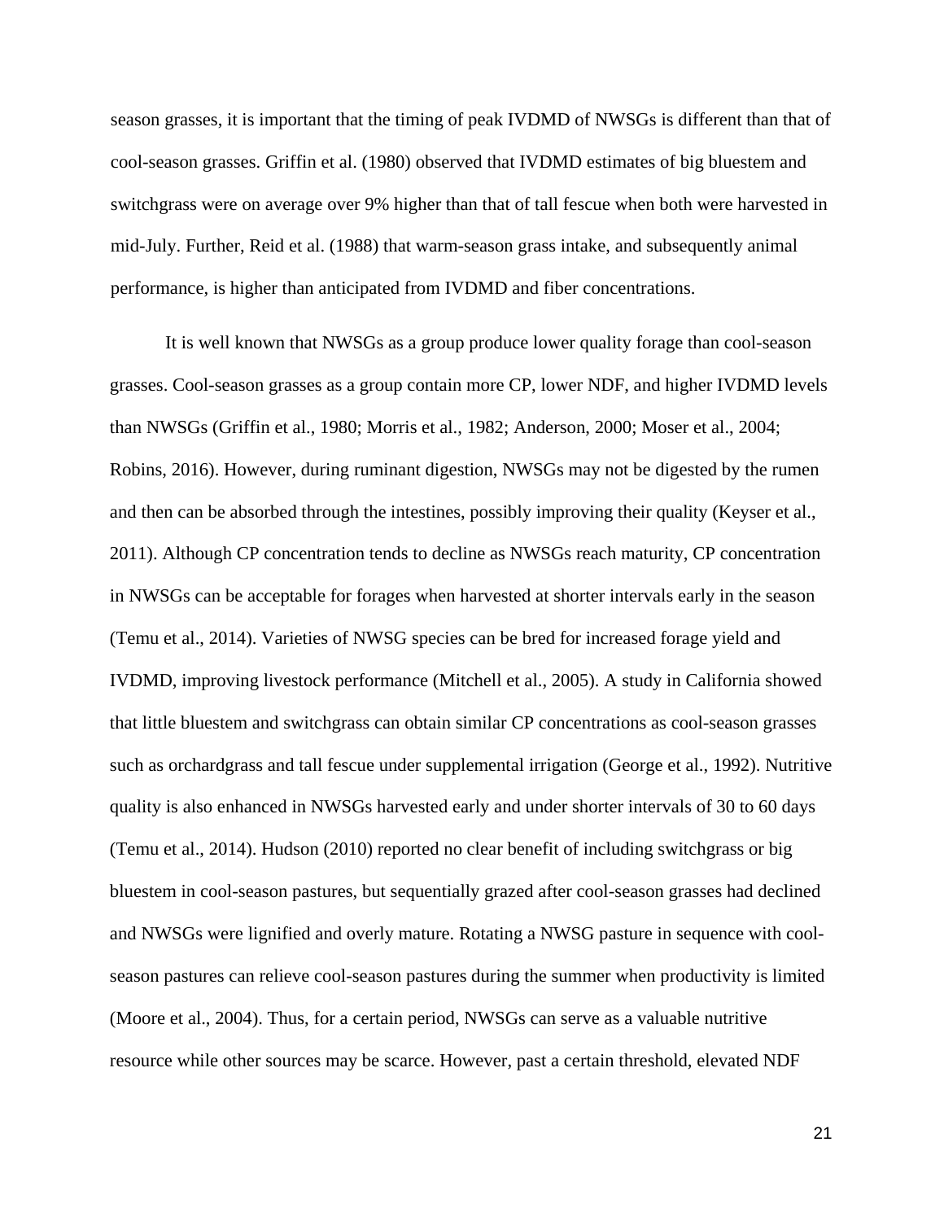season grasses, it is important that the timing of peak IVDMD of NWSGs is different than that of cool-season grasses. Griffin et al. (1980) observed that IVDMD estimates of big bluestem and switchgrass were on average over 9% higher than that of tall fescue when both were harvested in mid-July. Further, Reid et al. (1988) that warm-season grass intake, and subsequently animal performance, is higher than anticipated from IVDMD and fiber concentrations.

It is well known that NWSGs as a group produce lower quality forage than cool-season grasses. Cool-season grasses as a group contain more CP, lower NDF, and higher IVDMD levels than NWSGs (Griffin et al., 1980; Morris et al., 1982; Anderson, 2000; Moser et al., 2004; Robins, 2016). However, during ruminant digestion, NWSGs may not be digested by the rumen and then can be absorbed through the intestines, possibly improving their quality (Keyser et al., 2011). Although CP concentration tends to decline as NWSGs reach maturity, CP concentration in NWSGs can be acceptable for forages when harvested at shorter intervals early in the season (Temu et al., 2014). Varieties of NWSG species can be bred for increased forage yield and IVDMD, improving livestock performance (Mitchell et al., 2005). A study in California showed that little bluestem and switchgrass can obtain similar CP concentrations as cool-season grasses such as orchardgrass and tall fescue under supplemental irrigation (George et al., 1992). Nutritive quality is also enhanced in NWSGs harvested early and under shorter intervals of 30 to 60 days (Temu et al., 2014). Hudson (2010) reported no clear benefit of including switchgrass or big bluestem in cool-season pastures, but sequentially grazed after cool-season grasses had declined and NWSGs were lignified and overly mature. Rotating a NWSG pasture in sequence with cool-season pastures can relieve cool-season pastures during the summer when productivity is limited (Moore et al., 2004). Thus, for a certain period, NWSGs can serve as a valuable nutritive resource while other sources may be scarce. However, past a certain threshold, elevated NDF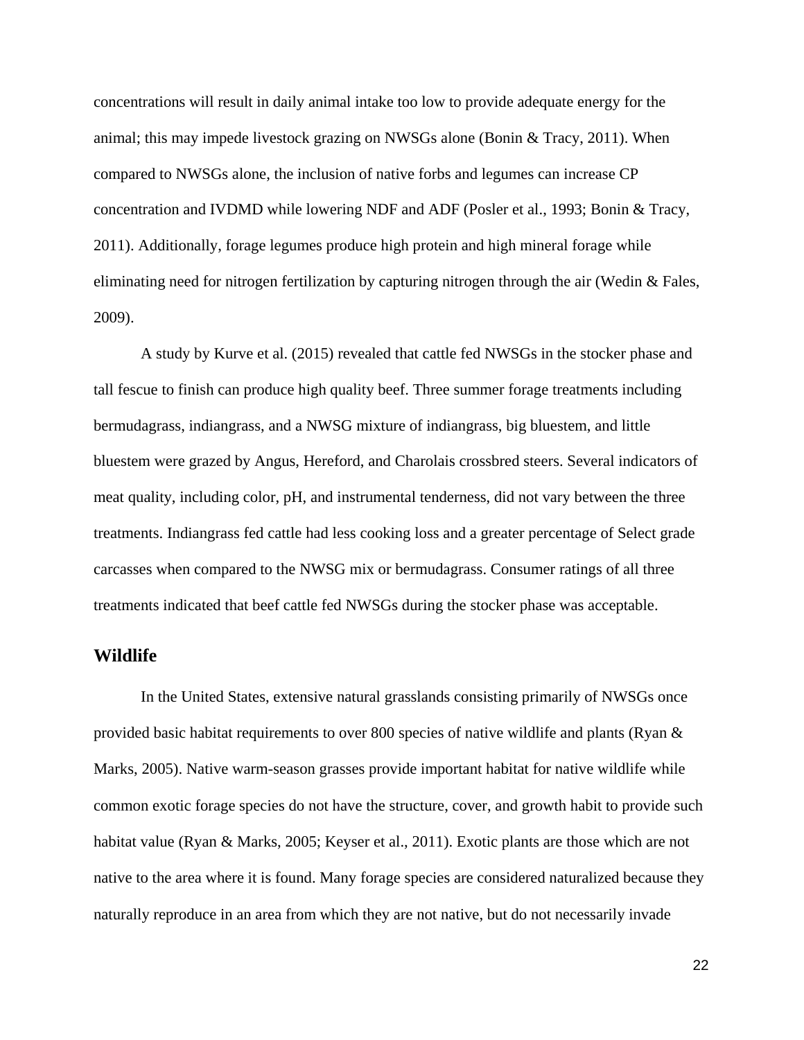concentrations will result in daily animal intake too low to provide adequate energy for the animal; this may impede livestock grazing on NWSGs alone (Bonin & Tracy, 2011). When compared to NWSGs alone, the inclusion of native forbs and legumes can increase CP concentration and IVDMD while lowering NDF and ADF (Posler et al., 1993; Bonin & Tracy, 2011). Additionally, forage legumes produce high protein and high mineral forage while eliminating need for nitrogen fertilization by capturing nitrogen through the air (Wedin & Fales, 2009).

A study by Kurve et al. (2015) revealed that cattle fed NWSGs in the stocker phase and tall fescue to finish can produce high quality beef. Three summer forage treatments including bermudagrass, indiangrass, and a NWSG mixture of indiangrass, big bluestem, and little bluestem were grazed by Angus, Hereford, and Charolais crossbred steers. Several indicators of meat quality, including color, pH, and instrumental tenderness, did not vary between the three treatments. Indiangrass fed cattle had less cooking loss and a greater percentage of Select grade carcasses when compared to the NWSG mix or bermudagrass. Consumer ratings of all three treatments indicated that beef cattle fed NWSGs during the stocker phase was acceptable.

## Wildlife

In the United States, extensive natural grasslands consisting primarily of NWSGs once provided basic habitat requirements to over 800 species of native wildlife and plants (Ryan & Marks, 2005). Native warm-season grasses provide important habitat for native wildlife while common exotic forage species do not have the structure, cover, and growth habit to provide such habitat value (Ryan & Marks, 2005; Keyser et al., 2011). Exotic plants are those which are not native to the area where it is found. Many forage species are considered naturalized because they naturally reproduce in an area from which they are not native, but do not necessarily invade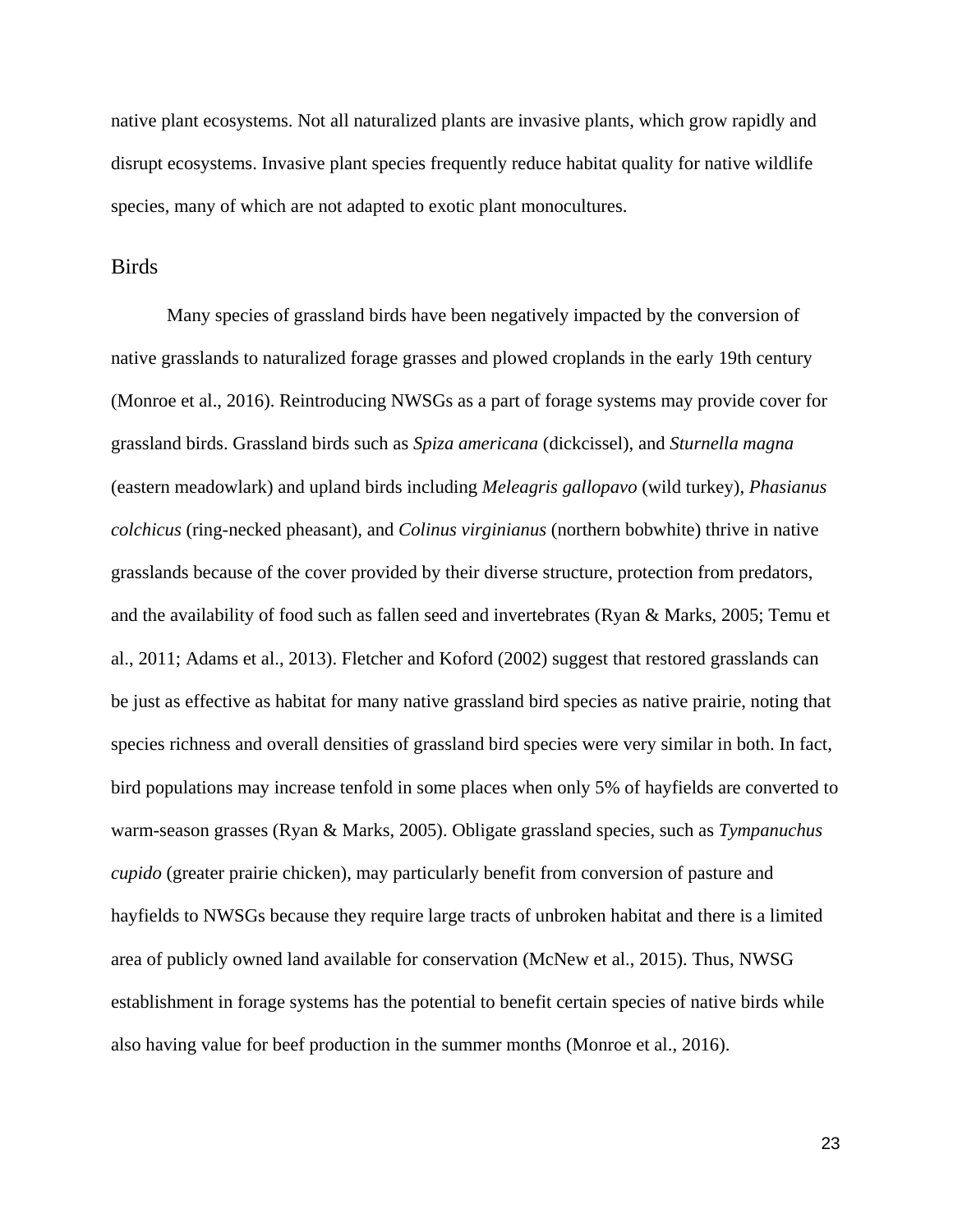native plant ecosystems. Not all naturalized plants are invasive plants, which grow rapidly and disrupt ecosystems. Invasive plant species frequently reduce habitat quality for native wildlife species, many of which are not adapted to exotic plant monocultures.

## Birds

Many species of grassland birds have been negatively impacted by the conversion of native grasslands to naturalized forage grasses and plowed croplands in the early 19th century (Monroe et al., 2016). Reintroducing NWSGs as a part of forage systems may provide cover for grassland birds. Grassland birds such as *Spiza americana* (dickcissel), and *Sturnella magna* (eastern meadowlark) and upland birds including *Meleagris gallopavo* (wild turkey), *Phasianus colchicus* (ring-necked pheasant), and *Colinus virginianus* (northern bobwhite) thrive in native grasslands because of the cover provided by their diverse structure, protection from predators, and the availability of food such as fallen seed and invertebrates (Ryan & Marks, 2005; Temu et al., 2011; Adams et al., 2013). Fletcher and Koford (2002) suggest that restored grasslands can be just as effective as habitat for many native grassland bird species as native prairie, noting that species richness and overall densities of grassland bird species were very similar in both. In fact, bird populations may increase tenfold in some places when only 5% of hayfields are converted to warm-season grasses (Ryan & Marks, 2005). Obligate grassland species, such as *Tympanuchus cupido* (greater prairie chicken), may particularly benefit from conversion of pasture and hayfields to NWSGs because they require large tracts of unbroken habitat and there is a limited area of publicly owned land available for conservation (McNew et al., 2015). Thus, NWSG establishment in forage systems has the potential to benefit certain species of native birds while also having value for beef production in the summer months (Monroe et al., 2016).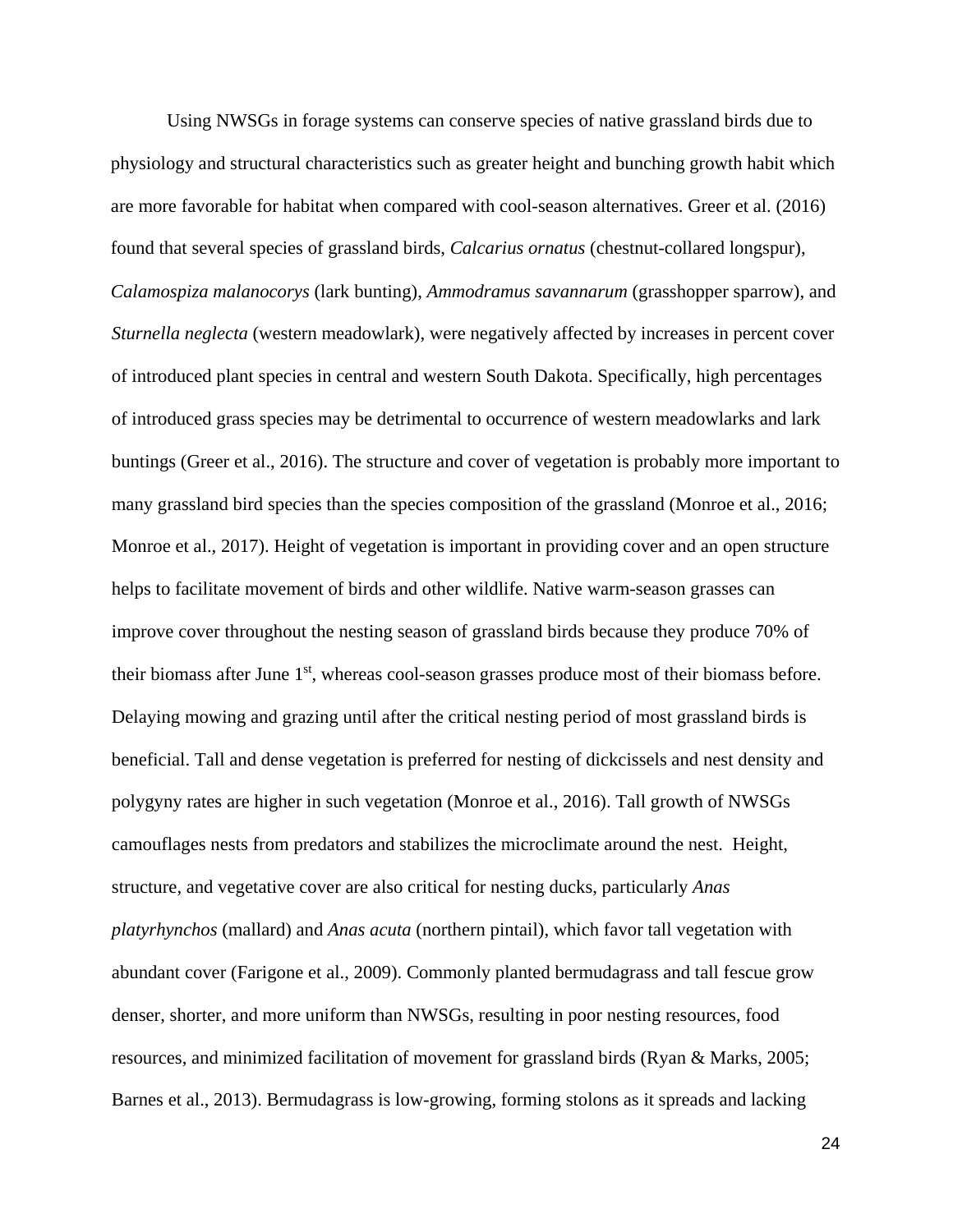Using NWSGs in forage systems can conserve species of native grassland birds due to physiology and structural characteristics such as greater height and bunching growth habit which are more favorable for habitat when compared with cool-season alternatives. Greer et al. (2016) found that several species of grassland birds, *Calcarius ornatus* (chestnut-collared longspur), *Calamospiza malanocorys* (lark bunting), *Ammodramus savannarum* (grasshopper sparrow), and *Sturnella neglecta* (western meadowlark), were negatively affected by increases in percent cover of introduced plant species in central and western South Dakota. Specifically, high percentages of introduced grass species may be detrimental to occurrence of western meadowlarks and lark buntings (Greer et al., 2016). The structure and cover of vegetation is probably more important to many grassland bird species than the species composition of the grassland (Monroe et al., 2016; Monroe et al., 2017). Height of vegetation is important in providing cover and an open structure helps to facilitate movement of birds and other wildlife. Native warm-season grasses can improve cover throughout the nesting season of grassland birds because they produce 70% of their biomass after June 1st, whereas cool-season grasses produce most of their biomass before. Delaying mowing and grazing until after the critical nesting period of most grassland birds is beneficial. Tall and dense vegetation is preferred for nesting of dickcissels and nest density and polygyny rates are higher in such vegetation (Monroe et al., 2016). Tall growth of NWSGs camouflages nests from predators and stabilizes the microclimate around the nest. Height, structure, and vegetative cover are also critical for nesting ducks, particularly *Anas platyrhynchos* (mallard) and *Anas acuta* (northern pintail), which favor tall vegetation with abundant cover (Farigone et al., 2009). Commonly planted bermudagrass and tall fescue grow denser, shorter, and more uniform than NWSGs, resulting in poor nesting resources, food resources, and minimized facilitation of movement for grassland birds (Ryan & Marks, 2005; Barnes et al., 2013). Bermudagrass is low-growing, forming stolons as it spreads and lacking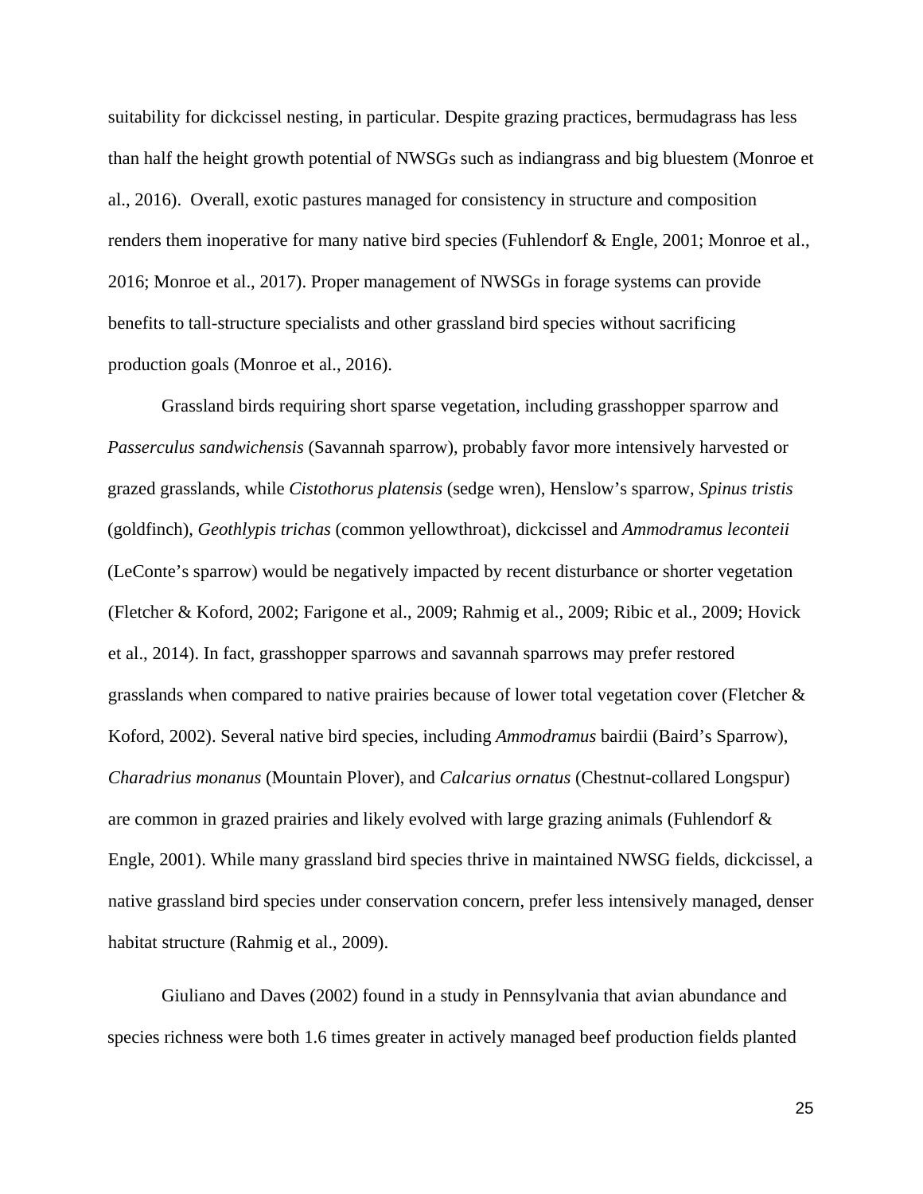suitability for dickcissel nesting, in particular. Despite grazing practices, bermudagrass has less than half the height growth potential of NWSGs such as indiangrass and big bluestem (Monroe et al., 2016). Overall, exotic pastures managed for consistency in structure and composition renders them inoperative for many native bird species (Fuhlendorf & Engle, 2001; Monroe et al., 2016; Monroe et al., 2017). Proper management of NWSGs in forage systems can provide benefits to tall-structure specialists and other grassland bird species without sacrificing production goals (Monroe et al., 2016).

Grassland birds requiring short sparse vegetation, including grasshopper sparrow and *Passerculus sandwichensis* (Savannah sparrow), probably favor more intensively harvested or grazed grasslands, while *Cistothorus platensis* (sedge wren), Henslow's sparrow, *Spinus tristis* (goldfinch), *Geothlypis trichas* (common yellowthroat), dickcissel and *Ammodramus leconteii* (LeConte's sparrow) would be negatively impacted by recent disturbance or shorter vegetation (Fletcher & Koford, 2002; Farigone et al., 2009; Rahmig et al., 2009; Ribic et al., 2009; Hovick et al., 2014). In fact, grasshopper sparrows and savannah sparrows may prefer restored grasslands when compared to native prairies because of lower total vegetation cover (Fletcher & Koford, 2002). Several native bird species, including *Ammodramus* bairdii (Baird's Sparrow), *Charadrius monanus* (Mountain Plover), and *Calcarius ornatus* (Chestnut-collared Longspur) are common in grazed prairies and likely evolved with large grazing animals (Fuhlendorf & Engle, 2001). While many grassland bird species thrive in maintained NWSG fields, dickcissel, a native grassland bird species under conservation concern, prefer less intensively managed, denser habitat structure (Rahmig et al., 2009).

Giuliano and Daves (2002) found in a study in Pennsylvania that avian abundance and species richness were both 1.6 times greater in actively managed beef production fields planted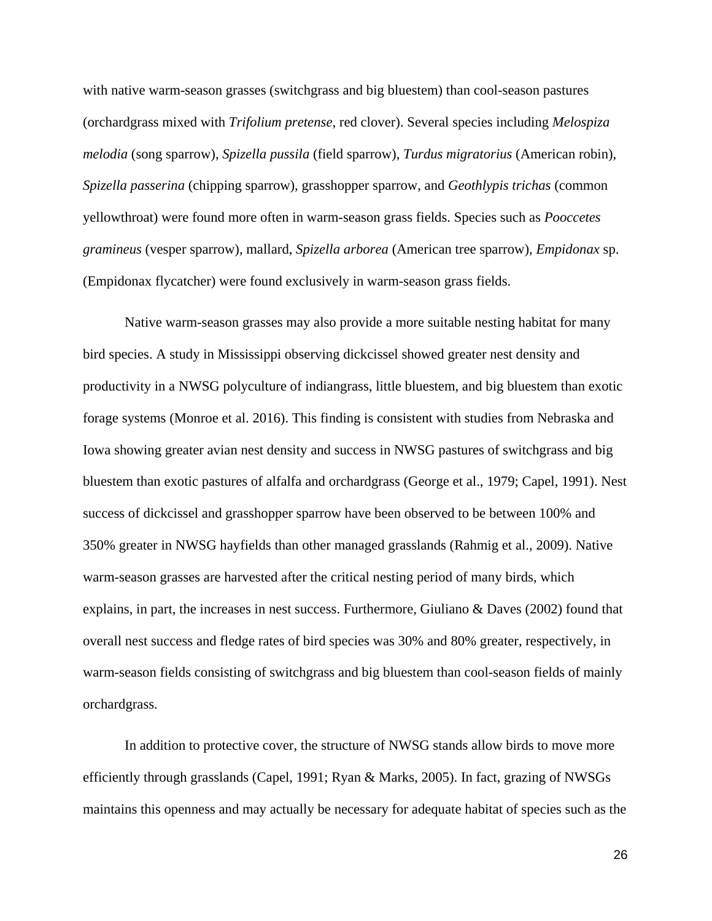with native warm-season grasses (switchgrass and big bluestem) than cool-season pastures (orchardgrass mixed with *Trifolium pretense*, red clover). Several species including *Melospiza melodia* (song sparrow), *Spizella pussila* (field sparrow), *Turdus migratorius* (American robin), *Spizella passerina* (chipping sparrow), grasshopper sparrow, and *Geothlypis trichas* (common yellowthroat) were found more often in warm-season grass fields. Species such as *Pooccetes gramineus* (vesper sparrow), mallard, *Spizella arborea* (American tree sparrow), *Empidonax* sp. (Empidonax flycatcher) were found exclusively in warm-season grass fields.

Native warm-season grasses may also provide a more suitable nesting habitat for many bird species. A study in Mississippi observing dickcissel showed greater nest density and productivity in a NWSG polyculture of indiangrass, little bluestem, and big bluestem than exotic forage systems (Monroe et al. 2016). This finding is consistent with studies from Nebraska and Iowa showing greater avian nest density and success in NWSG pastures of switchgrass and big bluestem than exotic pastures of alfalfa and orchardgrass (George et al., 1979; Capel, 1991). Nest success of dickcissel and grasshopper sparrow have been observed to be between 100% and 350% greater in NWSG hayfields than other managed grasslands (Rahmig et al., 2009). Native warm-season grasses are harvested after the critical nesting period of many birds, which explains, in part, the increases in nest success. Furthermore, Giuliano & Daves (2002) found that overall nest success and fledge rates of bird species was 30% and 80% greater, respectively, in warm-season fields consisting of switchgrass and big bluestem than cool-season fields of mainly orchardgrass.

In addition to protective cover, the structure of NWSG stands allow birds to move more efficiently through grasslands (Capel, 1991; Ryan & Marks, 2005). In fact, grazing of NWSGs maintains this openness and may actually be necessary for adequate habitat of species such as the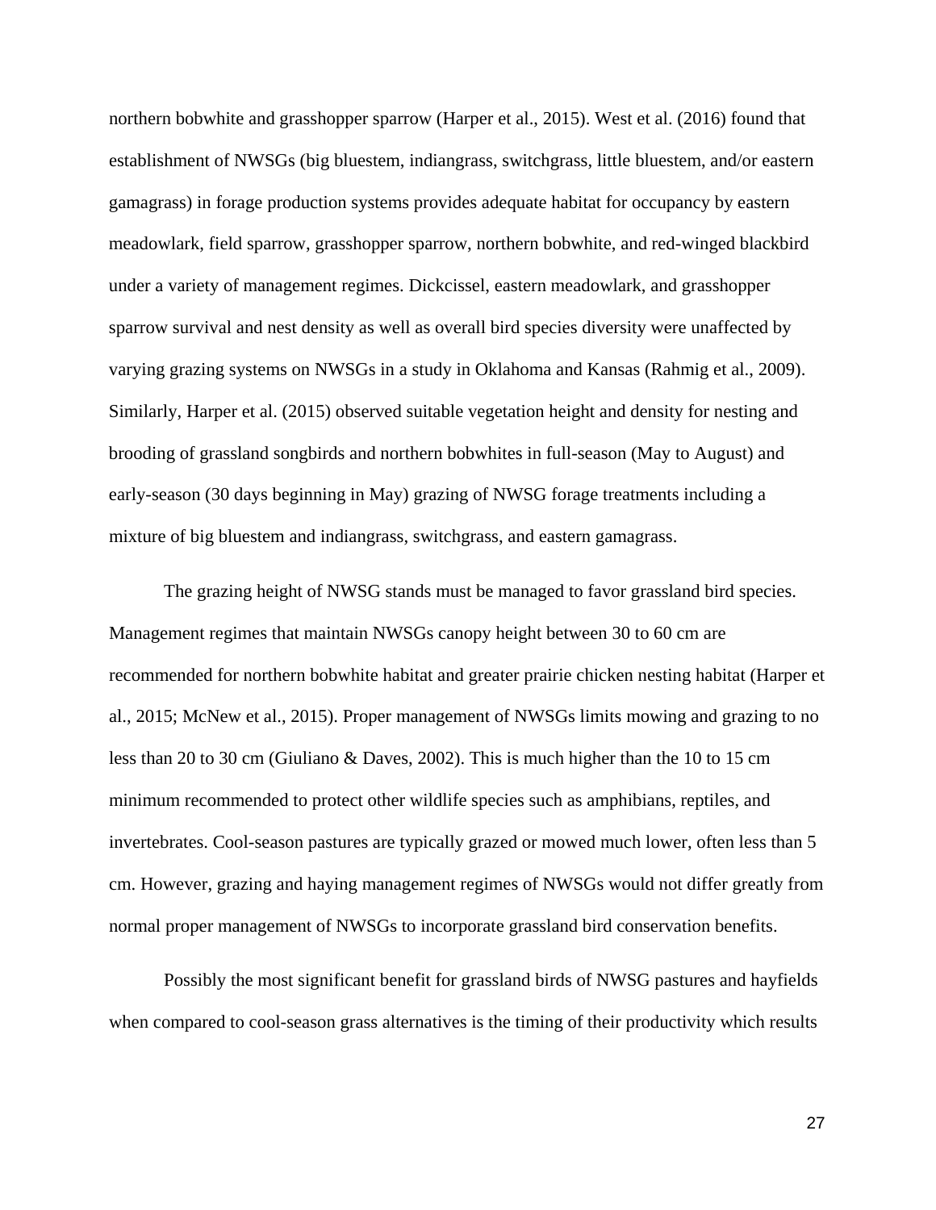northern bobwhite and grasshopper sparrow (Harper et al., 2015). West et al. (2016) found that establishment of NWSGs (big bluestem, indiangrass, switchgrass, little bluestem, and/or eastern gamagrass) in forage production systems provides adequate habitat for occupancy by eastern meadowlark, field sparrow, grasshopper sparrow, northern bobwhite, and red-winged blackbird under a variety of management regimes. Dickcissel, eastern meadowlark, and grasshopper sparrow survival and nest density as well as overall bird species diversity were unaffected by varying grazing systems on NWSGs in a study in Oklahoma and Kansas (Rahmig et al., 2009). Similarly, Harper et al. (2015) observed suitable vegetation height and density for nesting and brooding of grassland songbirds and northern bobwhites in full-season (May to August) and early-season (30 days beginning in May) grazing of NWSG forage treatments including a mixture of big bluestem and indiangrass, switchgrass, and eastern gamagrass.

The grazing height of NWSG stands must be managed to favor grassland bird species. Management regimes that maintain NWSGs canopy height between 30 to 60 cm are recommended for northern bobwhite habitat and greater prairie chicken nesting habitat (Harper et al., 2015; McNew et al., 2015). Proper management of NWSGs limits mowing and grazing to no less than 20 to 30 cm (Giuliano & Daves, 2002). This is much higher than the 10 to 15 cm minimum recommended to protect other wildlife species such as amphibians, reptiles, and invertebrates. Cool-season pastures are typically grazed or mowed much lower, often less than 5 cm. However, grazing and haying management regimes of NWSGs would not differ greatly from normal proper management of NWSGs to incorporate grassland bird conservation benefits.

Possibly the most significant benefit for grassland birds of NWSG pastures and hayfields when compared to cool-season grass alternatives is the timing of their productivity which results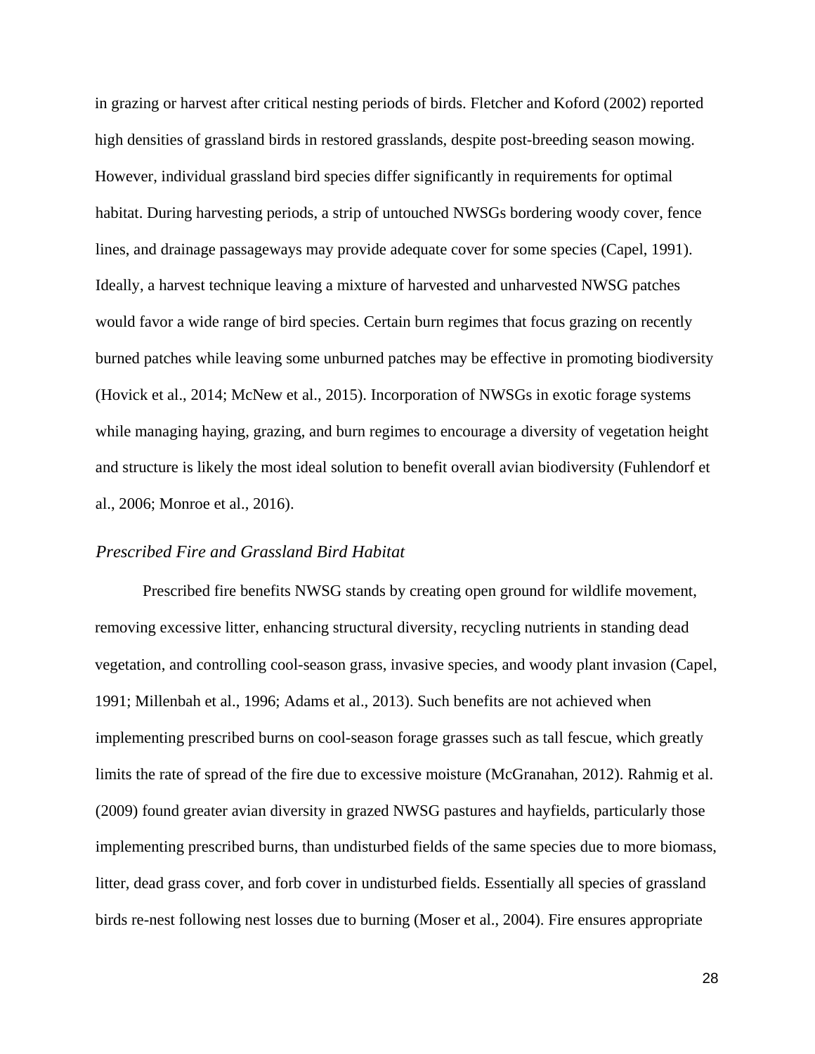in grazing or harvest after critical nesting periods of birds. Fletcher and Koford (2002) reported high densities of grassland birds in restored grasslands, despite post-breeding season mowing. However, individual grassland bird species differ significantly in requirements for optimal habitat. During harvesting periods, a strip of untouched NWSGs bordering woody cover, fence lines, and drainage passageways may provide adequate cover for some species (Capel, 1991). Ideally, a harvest technique leaving a mixture of harvested and unharvested NWSG patches would favor a wide range of bird species. Certain burn regimes that focus grazing on recently burned patches while leaving some unburned patches may be effective in promoting biodiversity (Hovick et al., 2014; McNew et al., 2015). Incorporation of NWSGs in exotic forage systems while managing haying, grazing, and burn regimes to encourage a diversity of vegetation height and structure is likely the most ideal solution to benefit overall avian biodiversity (Fuhlendorf et al., 2006; Monroe et al., 2016).

### *Prescribed Fire and Grassland Bird Habitat*

Prescribed fire benefits NWSG stands by creating open ground for wildlife movement, removing excessive litter, enhancing structural diversity, recycling nutrients in standing dead vegetation, and controlling cool-season grass, invasive species, and woody plant invasion (Capel, 1991; Millenbah et al., 1996; Adams et al., 2013). Such benefits are not achieved when implementing prescribed burns on cool-season forage grasses such as tall fescue, which greatly limits the rate of spread of the fire due to excessive moisture (McGranahan, 2012). Rahmig et al. (2009) found greater avian diversity in grazed NWSG pastures and hayfields, particularly those implementing prescribed burns, than undisturbed fields of the same species due to more biomass, litter, dead grass cover, and forb cover in undisturbed fields. Essentially all species of grassland birds re-nest following nest losses due to burning (Moser et al., 2004). Fire ensures appropriate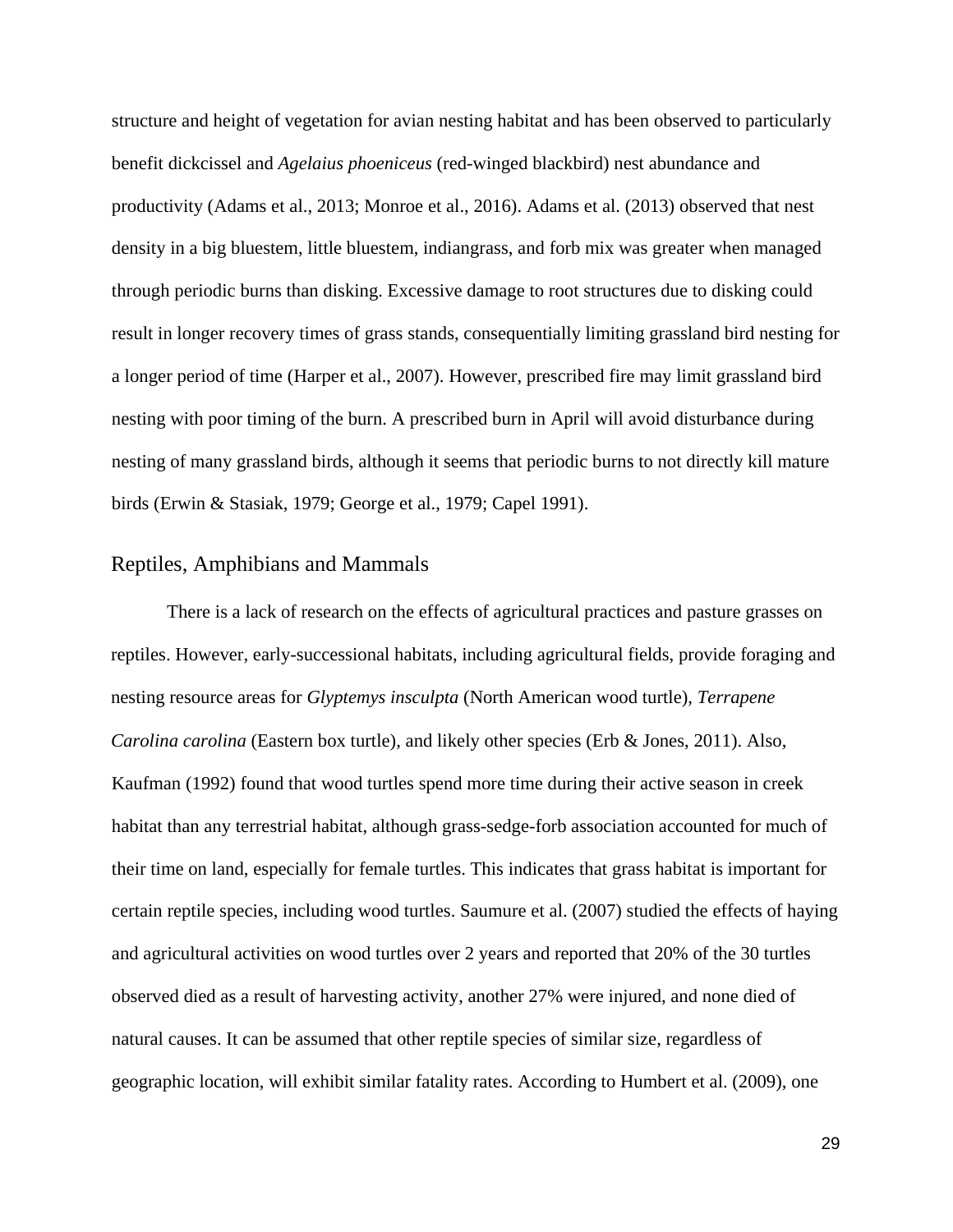structure and height of vegetation for avian nesting habitat and has been observed to particularly benefit dickcissel and *Agelaius phoeniceus* (red-winged blackbird) nest abundance and productivity (Adams et al., 2013; Monroe et al., 2016). Adams et al. (2013) observed that nest density in a big bluestem, little bluestem, indiangrass, and forb mix was greater when managed through periodic burns than disking. Excessive damage to root structures due to disking could result in longer recovery times of grass stands, consequentially limiting grassland bird nesting for a longer period of time (Harper et al., 2007). However, prescribed fire may limit grassland bird nesting with poor timing of the burn. A prescribed burn in April will avoid disturbance during nesting of many grassland birds, although it seems that periodic burns to not directly kill mature birds (Erwin & Stasiak, 1979; George et al., 1979; Capel 1991).

## Reptiles, Amphibians and Mammals

There is a lack of research on the effects of agricultural practices and pasture grasses on reptiles. However, early-successional habitats, including agricultural fields, provide foraging and nesting resource areas for *Glyptemys insculpta* (North American wood turtle), *Terrapene Carolina carolina* (Eastern box turtle), and likely other species (Erb & Jones, 2011). Also, Kaufman (1992) found that wood turtles spend more time during their active season in creek habitat than any terrestrial habitat, although grass-sedge-forb association accounted for much of their time on land, especially for female turtles. This indicates that grass habitat is important for certain reptile species, including wood turtles. Saumure et al. (2007) studied the effects of haying and agricultural activities on wood turtles over 2 years and reported that 20% of the 30 turtles observed died as a result of harvesting activity, another 27% were injured, and none died of natural causes. It can be assumed that other reptile species of similar size, regardless of geographic location, will exhibit similar fatality rates. According to Humbert et al. (2009), one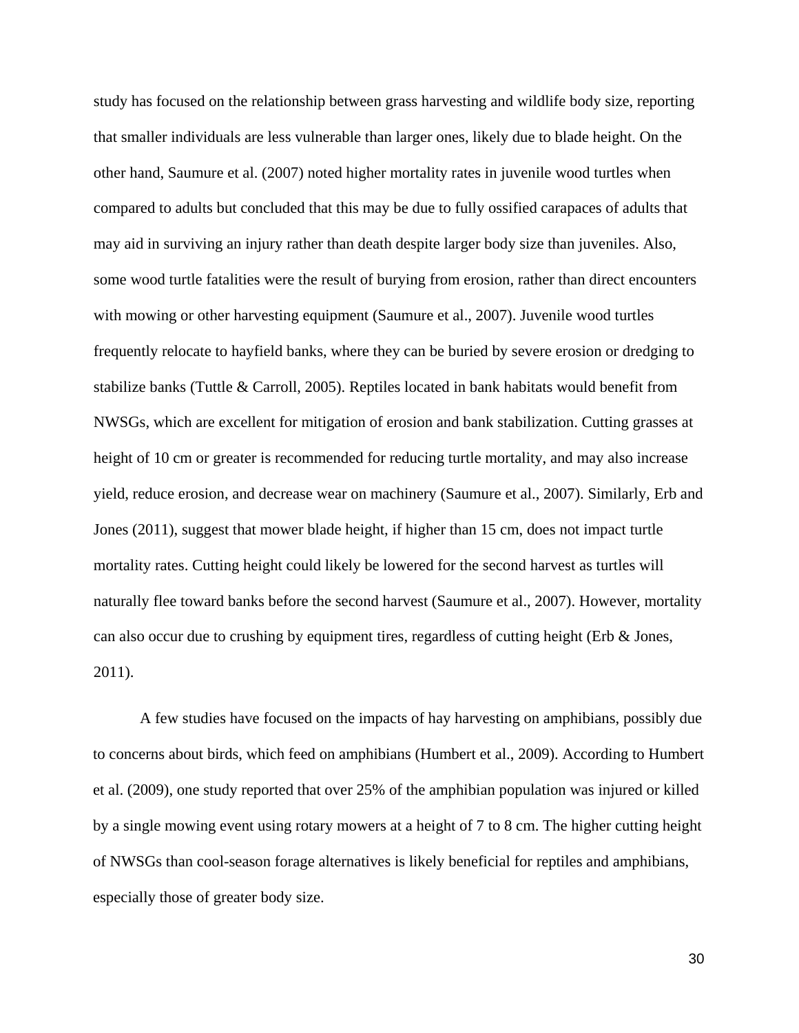study has focused on the relationship between grass harvesting and wildlife body size, reporting that smaller individuals are less vulnerable than larger ones, likely due to blade height. On the other hand, Saumure et al. (2007) noted higher mortality rates in juvenile wood turtles when compared to adults but concluded that this may be due to fully ossified carapaces of adults that may aid in surviving an injury rather than death despite larger body size than juveniles. Also, some wood turtle fatalities were the result of burying from erosion, rather than direct encounters with mowing or other harvesting equipment (Saumure et al., 2007). Juvenile wood turtles frequently relocate to hayfield banks, where they can be buried by severe erosion or dredging to stabilize banks (Tuttle & Carroll, 2005). Reptiles located in bank habitats would benefit from NWSGs, which are excellent for mitigation of erosion and bank stabilization. Cutting grasses at height of 10 cm or greater is recommended for reducing turtle mortality, and may also increase yield, reduce erosion, and decrease wear on machinery (Saumure et al., 2007). Similarly, Erb and Jones (2011), suggest that mower blade height, if higher than 15 cm, does not impact turtle mortality rates. Cutting height could likely be lowered for the second harvest as turtles will naturally flee toward banks before the second harvest (Saumure et al., 2007). However, mortality can also occur due to crushing by equipment tires, regardless of cutting height (Erb & Jones, 2011).

A few studies have focused on the impacts of hay harvesting on amphibians, possibly due to concerns about birds, which feed on amphibians (Humbert et al., 2009). According to Humbert et al. (2009), one study reported that over 25% of the amphibian population was injured or killed by a single mowing event using rotary mowers at a height of 7 to 8 cm. The higher cutting height of NWSGs than cool-season forage alternatives is likely beneficial for reptiles and amphibians, especially those of greater body size.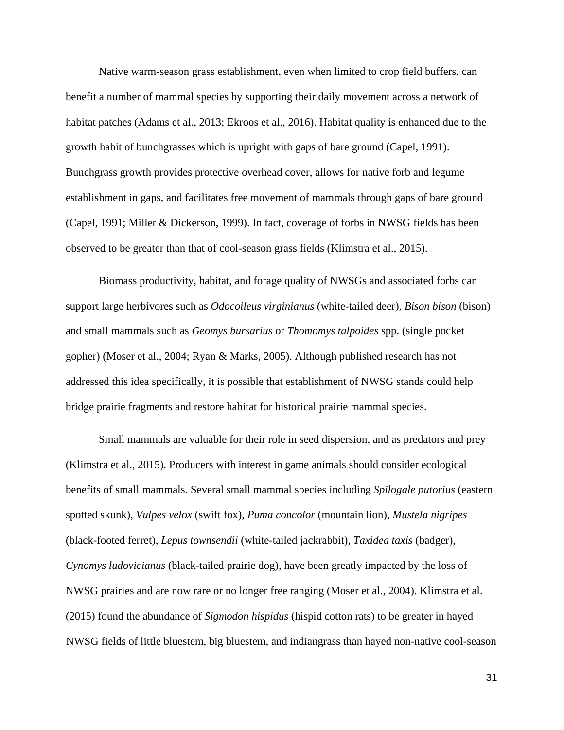Native warm-season grass establishment, even when limited to crop field buffers, can benefit a number of mammal species by supporting their daily movement across a network of habitat patches (Adams et al., 2013; Ekroos et al., 2016). Habitat quality is enhanced due to the growth habit of bunchgrasses which is upright with gaps of bare ground (Capel, 1991). Bunchgrass growth provides protective overhead cover, allows for native forb and legume establishment in gaps, and facilitates free movement of mammals through gaps of bare ground (Capel, 1991; Miller & Dickerson, 1999). In fact, coverage of forbs in NWSG fields has been observed to be greater than that of cool-season grass fields (Klimstra et al., 2015).

Biomass productivity, habitat, and forage quality of NWSGs and associated forbs can support large herbivores such as *Odocoileus virginianus* (white-tailed deer), *Bison bison* (bison) and small mammals such as *Geomys bursarius* or *Thomomys talpoides* spp. (single pocket gopher) (Moser et al., 2004; Ryan & Marks, 2005). Although published research has not addressed this idea specifically, it is possible that establishment of NWSG stands could help bridge prairie fragments and restore habitat for historical prairie mammal species.

Small mammals are valuable for their role in seed dispersion, and as predators and prey (Klimstra et al., 2015). Producers with interest in game animals should consider ecological benefits of small mammals. Several small mammal species including *Spilogale putorius* (eastern spotted skunk), *Vulpes velox* (swift fox), *Puma concolor* (mountain lion), *Mustela nigripes* (black-footed ferret), *Lepus townsendii* (white-tailed jackrabbit), *Taxidea taxis* (badger), *Cynomys ludovicianus* (black-tailed prairie dog), have been greatly impacted by the loss of NWSG prairies and are now rare or no longer free ranging (Moser et al., 2004). Klimstra et al. (2015) found the abundance of *Sigmodon hispidus* (hispid cotton rats) to be greater in hayed NWSG fields of little bluestem, big bluestem, and indiangrass than hayed non-native cool-season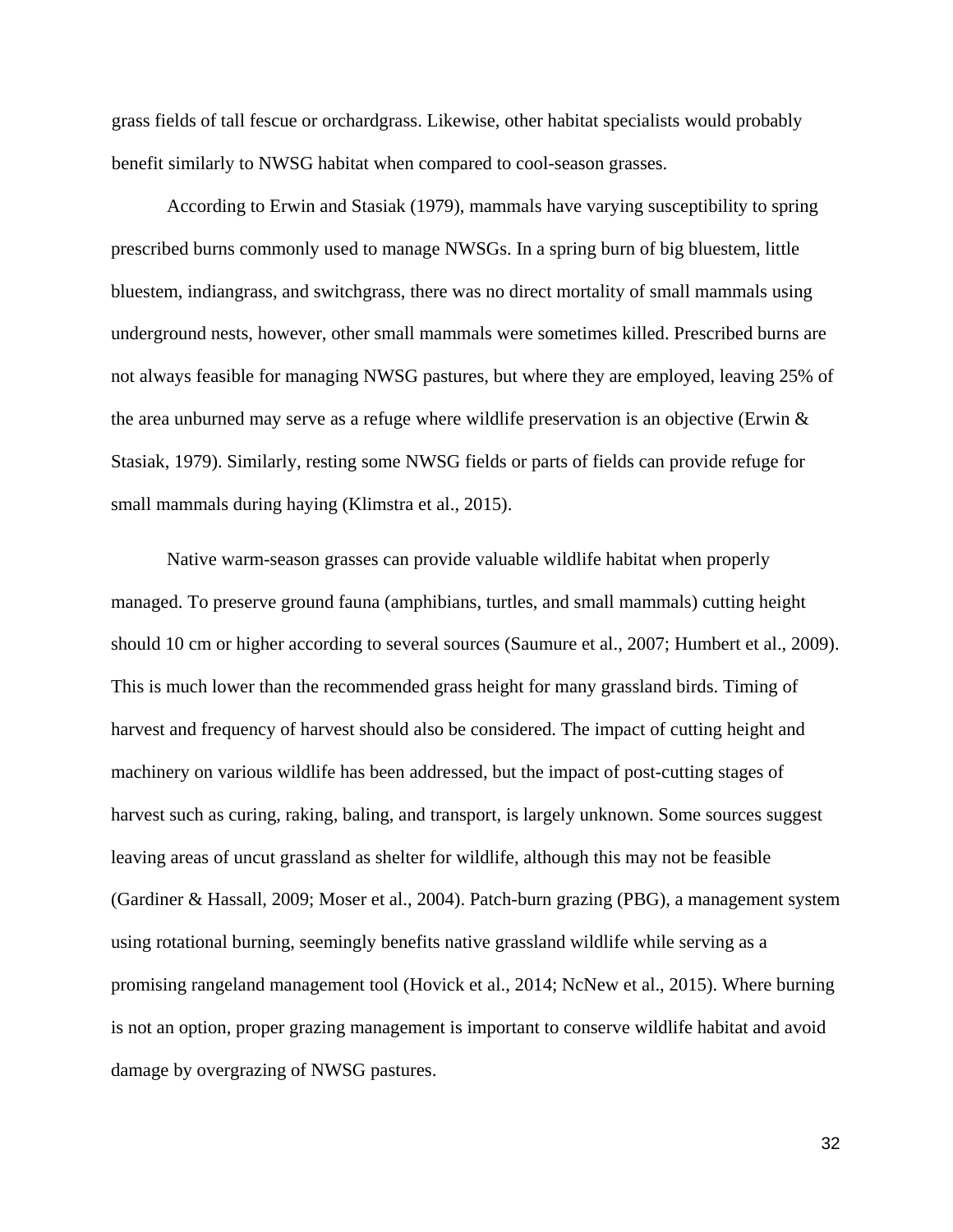grass fields of tall fescue or orchardgrass. Likewise, other habitat specialists would probably benefit similarly to NWSG habitat when compared to cool-season grasses.

According to Erwin and Stasiak (1979), mammals have varying susceptibility to spring prescribed burns commonly used to manage NWSGs. In a spring burn of big bluestem, little bluestem, indiangrass, and switchgrass, there was no direct mortality of small mammals using underground nests, however, other small mammals were sometimes killed. Prescribed burns are not always feasible for managing NWSG pastures, but where they are employed, leaving 25% of the area unburned may serve as a refuge where wildlife preservation is an objective (Erwin & Stasiak, 1979). Similarly, resting some NWSG fields or parts of fields can provide refuge for small mammals during haying (Klimstra et al., 2015).

Native warm-season grasses can provide valuable wildlife habitat when properly managed. To preserve ground fauna (amphibians, turtles, and small mammals) cutting height should 10 cm or higher according to several sources (Saumure et al., 2007; Humbert et al., 2009). This is much lower than the recommended grass height for many grassland birds. Timing of harvest and frequency of harvest should also be considered. The impact of cutting height and machinery on various wildlife has been addressed, but the impact of post-cutting stages of harvest such as curing, raking, baling, and transport, is largely unknown. Some sources suggest leaving areas of uncut grassland as shelter for wildlife, although this may not be feasible (Gardiner & Hassall, 2009; Moser et al., 2004). Patch-burn grazing (PBG), a management system using rotational burning, seemingly benefits native grassland wildlife while serving as a promising rangeland management tool (Hovick et al., 2014; NcNew et al., 2015). Where burning is not an option, proper grazing management is important to conserve wildlife habitat and avoid damage by overgrazing of NWSG pastures.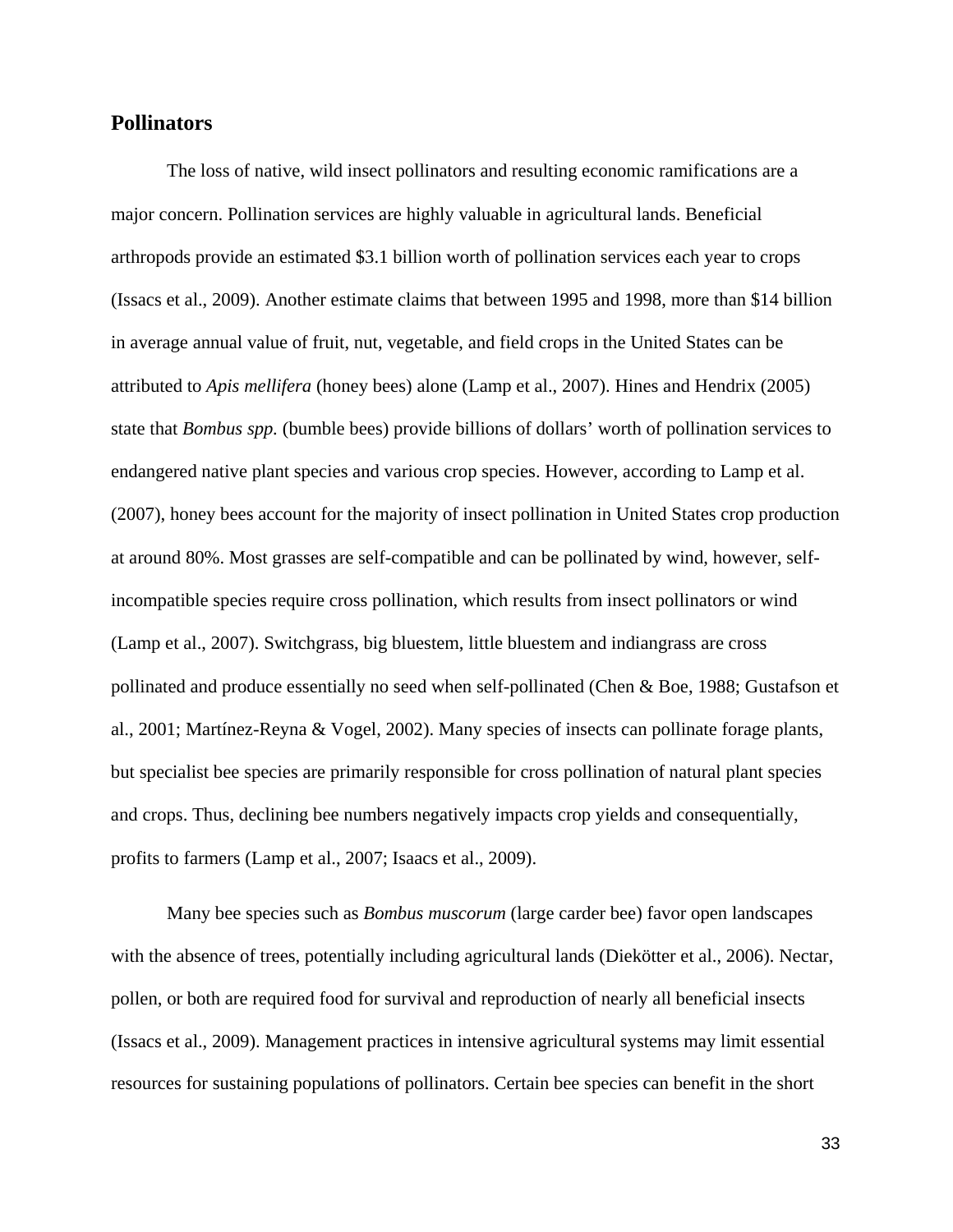## Pollinators

The loss of native, wild insect pollinators and resulting economic ramifications are a major concern. Pollination services are highly valuable in agricultural lands. Beneficial arthropods provide an estimated $3.1 billion worth of pollination services each year to crops (Issacs et al., 2009). Another estimate claims that between 1995 and 1998, more than $14 billion in average annual value of fruit, nut, vegetable, and field crops in the United States can be attributed to *Apis mellifera* (honey bees) alone (Lamp et al., 2007). Hines and Hendrix (2005) state that *Bombus spp.* (bumble bees) provide billions of dollars' worth of pollination services to endangered native plant species and various crop species. However, according to Lamp et al. (2007), honey bees account for the majority of insect pollination in United States crop production at around 80%. Most grasses are self-compatible and can be pollinated by wind, however, self-incompatible species require cross pollination, which results from insect pollinators or wind (Lamp et al., 2007). Switchgrass, big bluestem, little bluestem and indiangrass are cross pollinated and produce essentially no seed when self-pollinated (Chen & Boe, 1988; Gustafson et al., 2001; Martínez-Reyna & Vogel, 2002). Many species of insects can pollinate forage plants, but specialist bee species are primarily responsible for cross pollination of natural plant species and crops. Thus, declining bee numbers negatively impacts crop yields and consequentially, profits to farmers (Lamp et al., 2007; Isaacs et al., 2009).

Many bee species such as *Bombus muscorum* (large carder bee) favor open landscapes with the absence of trees, potentially including agricultural lands (Diekötter et al., 2006). Nectar, pollen, or both are required food for survival and reproduction of nearly all beneficial insects (Issacs et al., 2009). Management practices in intensive agricultural systems may limit essential resources for sustaining populations of pollinators. Certain bee species can benefit in the short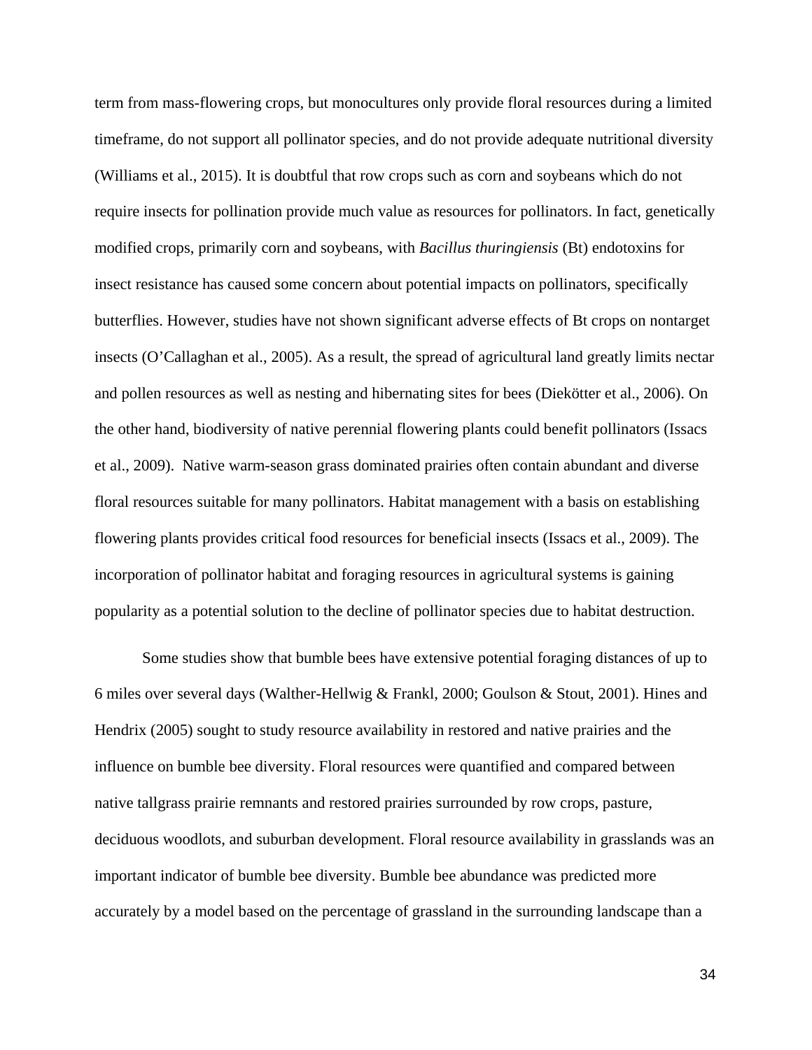term from mass-flowering crops, but monocultures only provide floral resources during a limited timeframe, do not support all pollinator species, and do not provide adequate nutritional diversity (Williams et al., 2015). It is doubtful that row crops such as corn and soybeans which do not require insects for pollination provide much value as resources for pollinators. In fact, genetically modified crops, primarily corn and soybeans, with *Bacillus thuringiensis* (Bt) endotoxins for insect resistance has caused some concern about potential impacts on pollinators, specifically butterflies. However, studies have not shown significant adverse effects of Bt crops on nontarget insects (O'Callaghan et al., 2005). As a result, the spread of agricultural land greatly limits nectar and pollen resources as well as nesting and hibernating sites for bees (Diekötter et al., 2006). On the other hand, biodiversity of native perennial flowering plants could benefit pollinators (Issacs et al., 2009). Native warm-season grass dominated prairies often contain abundant and diverse floral resources suitable for many pollinators. Habitat management with a basis on establishing flowering plants provides critical food resources for beneficial insects (Issacs et al., 2009). The incorporation of pollinator habitat and foraging resources in agricultural systems is gaining popularity as a potential solution to the decline of pollinator species due to habitat destruction.

Some studies show that bumble bees have extensive potential foraging distances of up to 6 miles over several days (Walther-Hellwig & Frankl, 2000; Goulson & Stout, 2001). Hines and Hendrix (2005) sought to study resource availability in restored and native prairies and the influence on bumble bee diversity. Floral resources were quantified and compared between native tallgrass prairie remnants and restored prairies surrounded by row crops, pasture, deciduous woodlots, and suburban development. Floral resource availability in grasslands was an important indicator of bumble bee diversity. Bumble bee abundance was predicted more accurately by a model based on the percentage of grassland in the surrounding landscape than a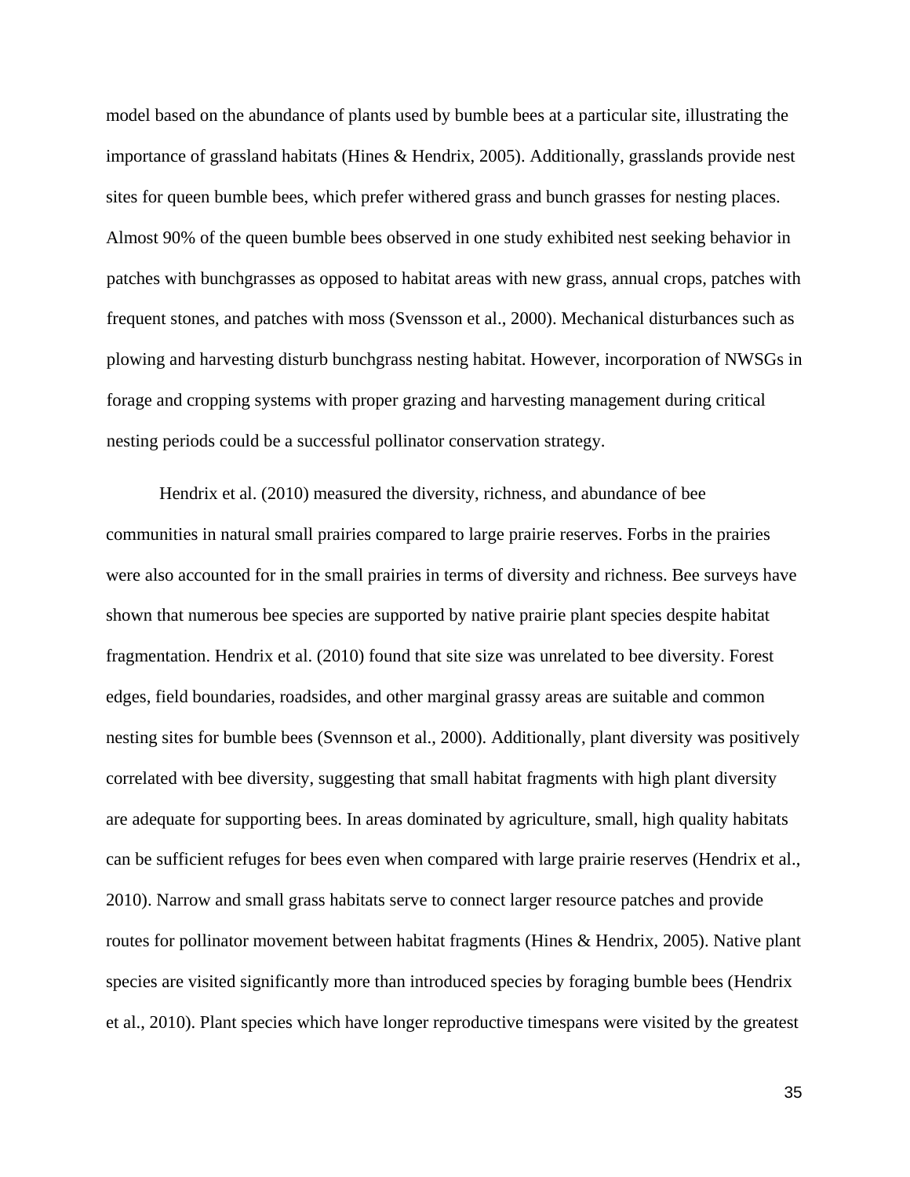model based on the abundance of plants used by bumble bees at a particular site, illustrating the importance of grassland habitats (Hines & Hendrix, 2005). Additionally, grasslands provide nest sites for queen bumble bees, which prefer withered grass and bunch grasses for nesting places. Almost 90% of the queen bumble bees observed in one study exhibited nest seeking behavior in patches with bunchgrasses as opposed to habitat areas with new grass, annual crops, patches with frequent stones, and patches with moss (Svensson et al., 2000). Mechanical disturbances such as plowing and harvesting disturb bunchgrass nesting habitat. However, incorporation of NWSGs in forage and cropping systems with proper grazing and harvesting management during critical nesting periods could be a successful pollinator conservation strategy.

Hendrix et al. (2010) measured the diversity, richness, and abundance of bee communities in natural small prairies compared to large prairie reserves. Forbs in the prairies were also accounted for in the small prairies in terms of diversity and richness. Bee surveys have shown that numerous bee species are supported by native prairie plant species despite habitat fragmentation. Hendrix et al. (2010) found that site size was unrelated to bee diversity. Forest edges, field boundaries, roadsides, and other marginal grassy areas are suitable and common nesting sites for bumble bees (Svennson et al., 2000). Additionally, plant diversity was positively correlated with bee diversity, suggesting that small habitat fragments with high plant diversity are adequate for supporting bees. In areas dominated by agriculture, small, high quality habitats can be sufficient refuges for bees even when compared with large prairie reserves (Hendrix et al., 2010). Narrow and small grass habitats serve to connect larger resource patches and provide routes for pollinator movement between habitat fragments (Hines & Hendrix, 2005). Native plant species are visited significantly more than introduced species by foraging bumble bees (Hendrix et al., 2010). Plant species which have longer reproductive timespans were visited by the greatest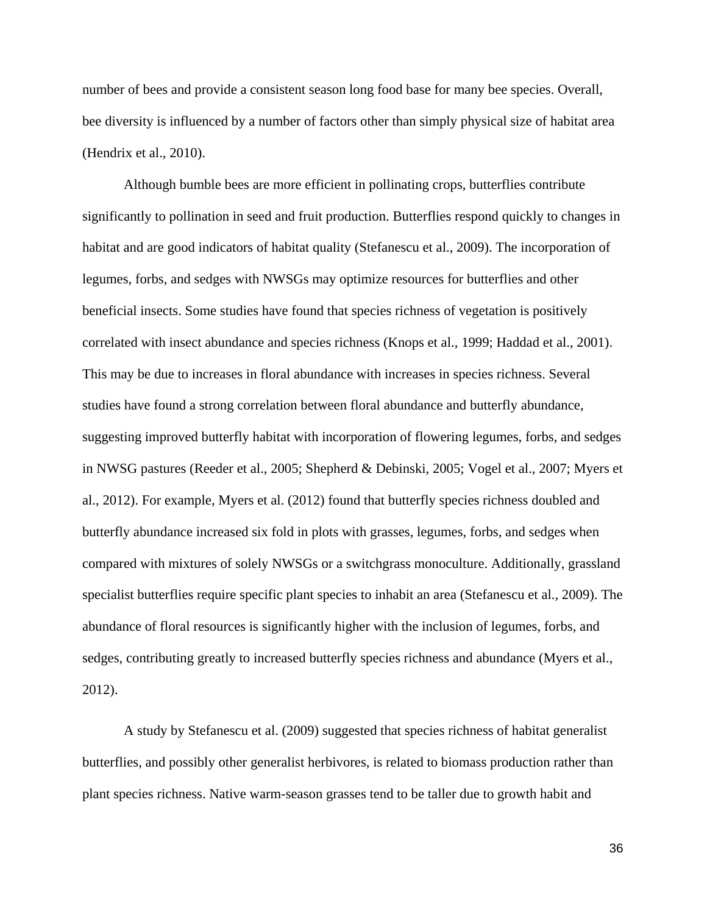number of bees and provide a consistent season long food base for many bee species. Overall, bee diversity is influenced by a number of factors other than simply physical size of habitat area (Hendrix et al., 2010).

Although bumble bees are more efficient in pollinating crops, butterflies contribute significantly to pollination in seed and fruit production. Butterflies respond quickly to changes in habitat and are good indicators of habitat quality (Stefanescu et al., 2009). The incorporation of legumes, forbs, and sedges with NWSGs may optimize resources for butterflies and other beneficial insects. Some studies have found that species richness of vegetation is positively correlated with insect abundance and species richness (Knops et al., 1999; Haddad et al., 2001). This may be due to increases in floral abundance with increases in species richness. Several studies have found a strong correlation between floral abundance and butterfly abundance, suggesting improved butterfly habitat with incorporation of flowering legumes, forbs, and sedges in NWSG pastures (Reeder et al., 2005; Shepherd & Debinski, 2005; Vogel et al., 2007; Myers et al., 2012). For example, Myers et al. (2012) found that butterfly species richness doubled and butterfly abundance increased six fold in plots with grasses, legumes, forbs, and sedges when compared with mixtures of solely NWSGs or a switchgrass monoculture. Additionally, grassland specialist butterflies require specific plant species to inhabit an area (Stefanescu et al., 2009). The abundance of floral resources is significantly higher with the inclusion of legumes, forbs, and sedges, contributing greatly to increased butterfly species richness and abundance (Myers et al., 2012).

A study by Stefanescu et al. (2009) suggested that species richness of habitat generalist butterflies, and possibly other generalist herbivores, is related to biomass production rather than plant species richness. Native warm-season grasses tend to be taller due to growth habit and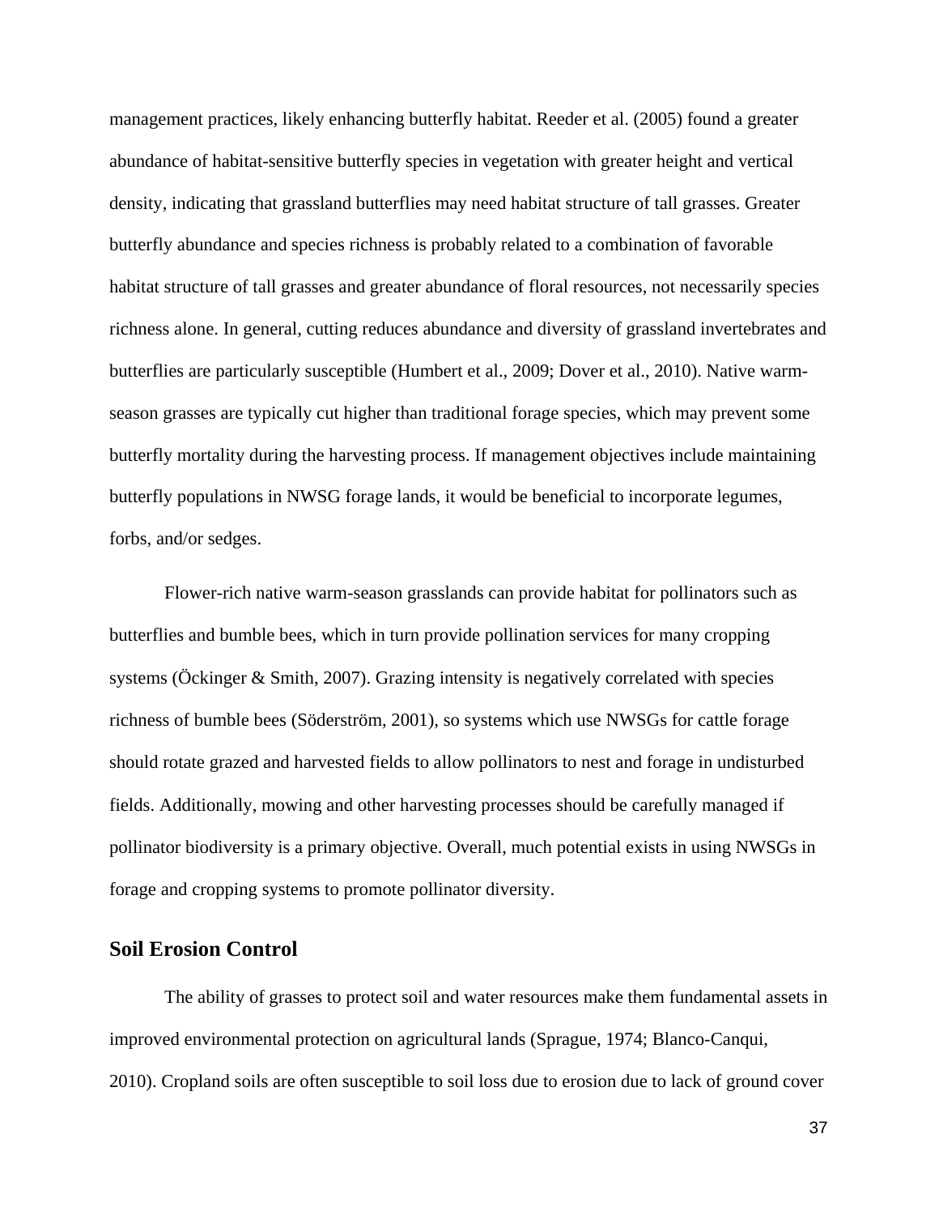management practices, likely enhancing butterfly habitat. Reeder et al. (2005) found a greater abundance of habitat-sensitive butterfly species in vegetation with greater height and vertical density, indicating that grassland butterflies may need habitat structure of tall grasses. Greater butterfly abundance and species richness is probably related to a combination of favorable habitat structure of tall grasses and greater abundance of floral resources, not necessarily species richness alone. In general, cutting reduces abundance and diversity of grassland invertebrates and butterflies are particularly susceptible (Humbert et al., 2009; Dover et al., 2010). Native warm-season grasses are typically cut higher than traditional forage species, which may prevent some butterfly mortality during the harvesting process. If management objectives include maintaining butterfly populations in NWSG forage lands, it would be beneficial to incorporate legumes, forbs, and/or sedges.

Flower-rich native warm-season grasslands can provide habitat for pollinators such as butterflies and bumble bees, which in turn provide pollination services for many cropping systems (Öckinger & Smith, 2007). Grazing intensity is negatively correlated with species richness of bumble bees (Söderström, 2001), so systems which use NWSGs for cattle forage should rotate grazed and harvested fields to allow pollinators to nest and forage in undisturbed fields. Additionally, mowing and other harvesting processes should be carefully managed if pollinator biodiversity is a primary objective. Overall, much potential exists in using NWSGs in forage and cropping systems to promote pollinator diversity.

## Soil Erosion Control

The ability of grasses to protect soil and water resources make them fundamental assets in improved environmental protection on agricultural lands (Sprague, 1974; Blanco-Canqui, 2010). Cropland soils are often susceptible to soil loss due to erosion due to lack of ground cover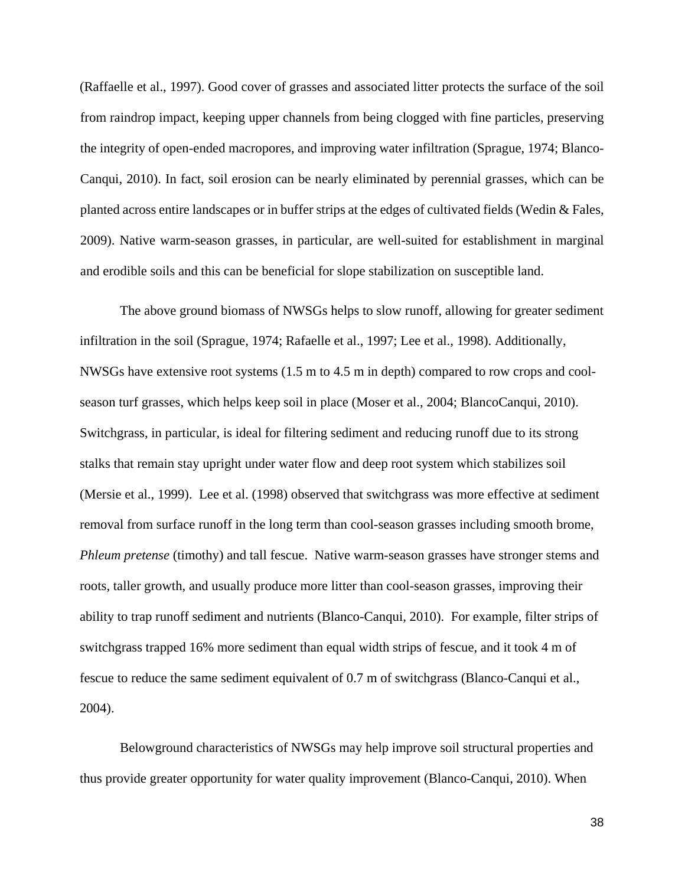(Raffaelle et al., 1997). Good cover of grasses and associated litter protects the surface of the soil from raindrop impact, keeping upper channels from being clogged with fine particles, preserving the integrity of open-ended macropores, and improving water infiltration (Sprague, 1974; Blanco-Canqui, 2010). In fact, soil erosion can be nearly eliminated by perennial grasses, which can be planted across entire landscapes or in buffer strips at the edges of cultivated fields (Wedin & Fales, 2009). Native warm-season grasses, in particular, are well-suited for establishment in marginal and erodible soils and this can be beneficial for slope stabilization on susceptible land.

The above ground biomass of NWSGs helps to slow runoff, allowing for greater sediment infiltration in the soil (Sprague, 1974; Rafaelle et al., 1997; Lee et al., 1998). Additionally, NWSGs have extensive root systems (1.5 m to 4.5 m in depth) compared to row crops and cool-season turf grasses, which helps keep soil in place (Moser et al., 2004; BlancoCanqui, 2010). Switchgrass, in particular, is ideal for filtering sediment and reducing runoff due to its strong stalks that remain stay upright under water flow and deep root system which stabilizes soil (Mersie et al., 1999). Lee et al. (1998) observed that switchgrass was more effective at sediment removal from surface runoff in the long term than cool-season grasses including smooth brome, *Phleum pretense* (timothy) and tall fescue. Native warm-season grasses have stronger stems and roots, taller growth, and usually produce more litter than cool-season grasses, improving their ability to trap runoff sediment and nutrients (Blanco-Canqui, 2010). For example, filter strips of switchgrass trapped 16% more sediment than equal width strips of fescue, and it took 4 m of fescue to reduce the same sediment equivalent of 0.7 m of switchgrass (Blanco-Canqui et al., 2004).

Belowground characteristics of NWSGs may help improve soil structural properties and thus provide greater opportunity for water quality improvement (Blanco-Canqui, 2010). When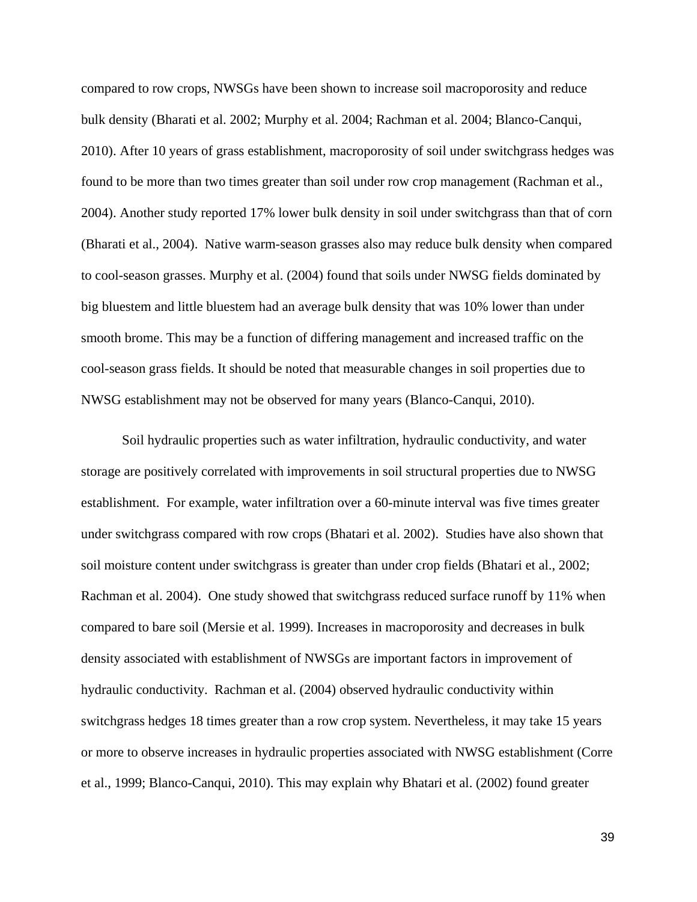compared to row crops, NWSGs have been shown to increase soil macroporosity and reduce bulk density (Bharati et al. 2002; Murphy et al. 2004; Rachman et al. 2004; Blanco-Canqui, 2010). After 10 years of grass establishment, macroporosity of soil under switchgrass hedges was found to be more than two times greater than soil under row crop management (Rachman et al., 2004). Another study reported 17% lower bulk density in soil under switchgrass than that of corn (Bharati et al., 2004). Native warm-season grasses also may reduce bulk density when compared to cool-season grasses. Murphy et al. (2004) found that soils under NWSG fields dominated by big bluestem and little bluestem had an average bulk density that was 10% lower than under smooth brome. This may be a function of differing management and increased traffic on the cool-season grass fields. It should be noted that measurable changes in soil properties due to NWSG establishment may not be observed for many years (Blanco-Canqui, 2010).

Soil hydraulic properties such as water infiltration, hydraulic conductivity, and water storage are positively correlated with improvements in soil structural properties due to NWSG establishment. For example, water infiltration over a 60-minute interval was five times greater under switchgrass compared with row crops (Bhatari et al. 2002). Studies have also shown that soil moisture content under switchgrass is greater than under crop fields (Bhatari et al., 2002; Rachman et al. 2004). One study showed that switchgrass reduced surface runoff by 11% when compared to bare soil (Mersie et al. 1999). Increases in macroporosity and decreases in bulk density associated with establishment of NWSGs are important factors in improvement of hydraulic conductivity. Rachman et al. (2004) observed hydraulic conductivity within switchgrass hedges 18 times greater than a row crop system. Nevertheless, it may take 15 years or more to observe increases in hydraulic properties associated with NWSG establishment (Corre et al., 1999; Blanco-Canqui, 2010). This may explain why Bhatari et al. (2002) found greater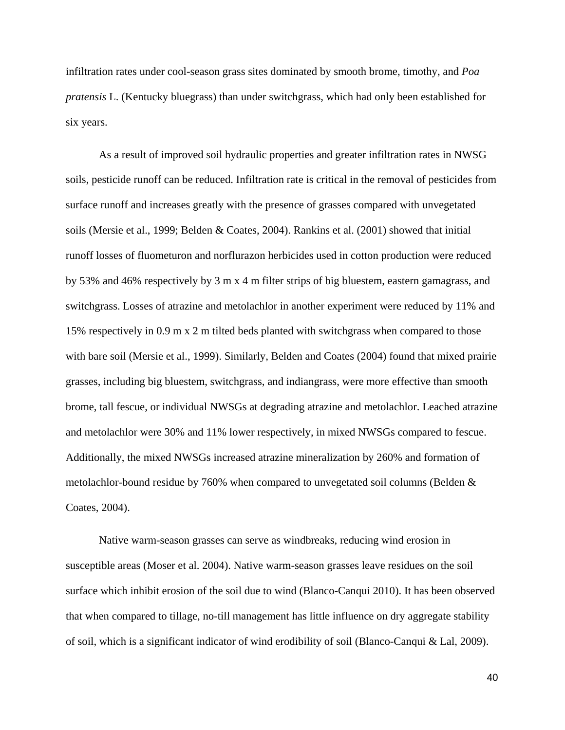infiltration rates under cool-season grass sites dominated by smooth brome, timothy, and *Poa pratensis* L. (Kentucky bluegrass) than under switchgrass, which had only been established for six years.

As a result of improved soil hydraulic properties and greater infiltration rates in NWSG soils, pesticide runoff can be reduced. Infiltration rate is critical in the removal of pesticides from surface runoff and increases greatly with the presence of grasses compared with unvegetated soils (Mersie et al., 1999; Belden & Coates, 2004). Rankins et al. (2001) showed that initial runoff losses of fluometuron and norflurazon herbicides used in cotton production were reduced by 53% and 46% respectively by 3 m x 4 m filter strips of big bluestem, eastern gamagrass, and switchgrass. Losses of atrazine and metolachlor in another experiment were reduced by 11% and 15% respectively in 0.9 m x 2 m tilted beds planted with switchgrass when compared to those with bare soil (Mersie et al., 1999). Similarly, Belden and Coates (2004) found that mixed prairie grasses, including big bluestem, switchgrass, and indiangrass, were more effective than smooth brome, tall fescue, or individual NWSGs at degrading atrazine and metolachlor. Leached atrazine and metolachlor were 30% and 11% lower respectively, in mixed NWSGs compared to fescue. Additionally, the mixed NWSGs increased atrazine mineralization by 260% and formation of metolachlor-bound residue by 760% when compared to unvegetated soil columns (Belden & Coates, 2004).

Native warm-season grasses can serve as windbreaks, reducing wind erosion in susceptible areas (Moser et al. 2004). Native warm-season grasses leave residues on the soil surface which inhibit erosion of the soil due to wind (Blanco-Canqui 2010). It has been observed that when compared to tillage, no-till management has little influence on dry aggregate stability of soil, which is a significant indicator of wind erodibility of soil (Blanco-Canqui & Lal, 2009).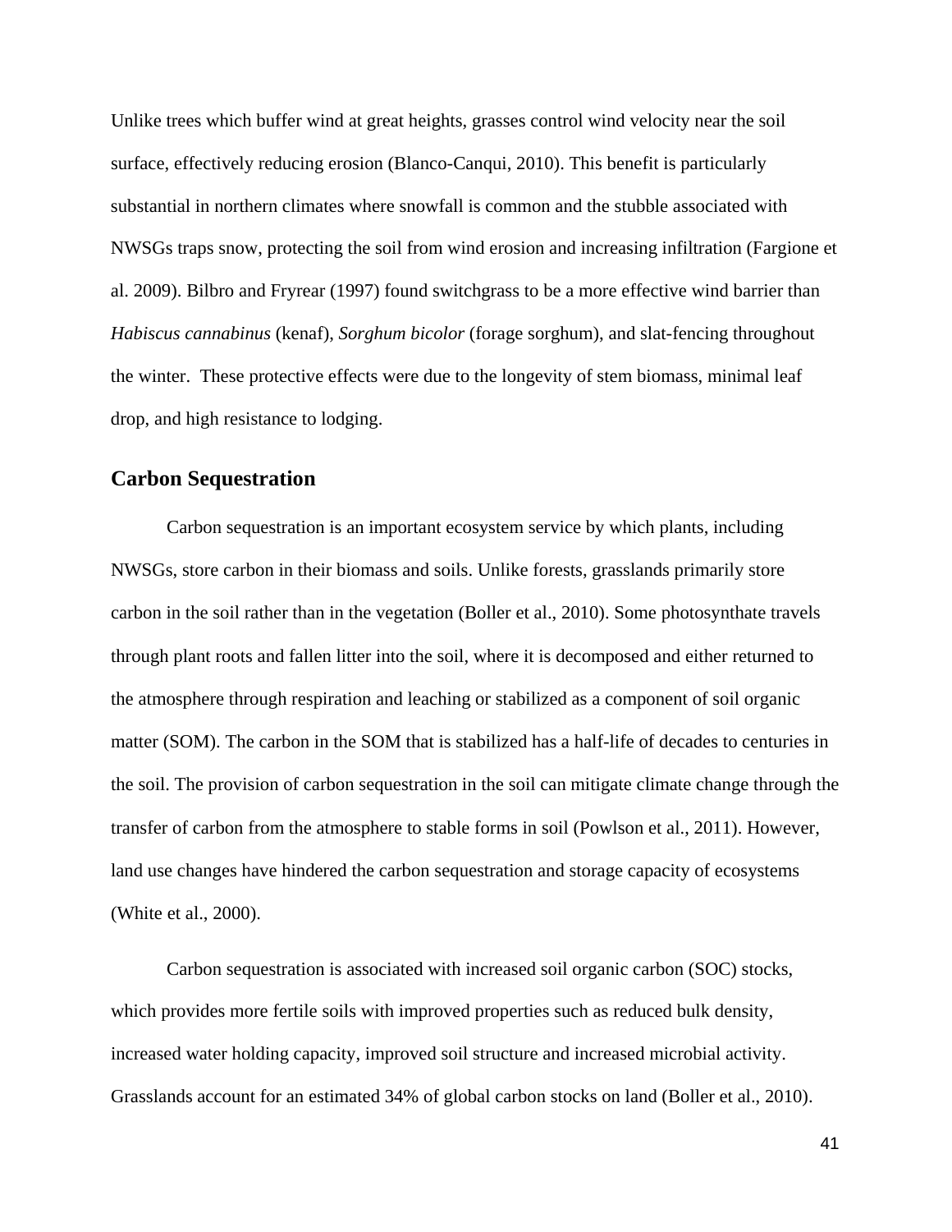Unlike trees which buffer wind at great heights, grasses control wind velocity near the soil surface, effectively reducing erosion (Blanco-Canqui, 2010). This benefit is particularly substantial in northern climates where snowfall is common and the stubble associated with NWSGs traps snow, protecting the soil from wind erosion and increasing infiltration (Fargione et al. 2009). Bilbro and Fryrear (1997) found switchgrass to be a more effective wind barrier than *Habiscus cannabinus* (kenaf), *Sorghum bicolor* (forage sorghum), and slat-fencing throughout the winter. These protective effects were due to the longevity of stem biomass, minimal leaf drop, and high resistance to lodging.

## Carbon Sequestration

Carbon sequestration is an important ecosystem service by which plants, including NWSGs, store carbon in their biomass and soils. Unlike forests, grasslands primarily store carbon in the soil rather than in the vegetation (Boller et al., 2010). Some photosynthate travels through plant roots and fallen litter into the soil, where it is decomposed and either returned to the atmosphere through respiration and leaching or stabilized as a component of soil organic matter (SOM). The carbon in the SOM that is stabilized has a half-life of decades to centuries in the soil. The provision of carbon sequestration in the soil can mitigate climate change through the transfer of carbon from the atmosphere to stable forms in soil (Powlson et al., 2011). However, land use changes have hindered the carbon sequestration and storage capacity of ecosystems (White et al., 2000).

Carbon sequestration is associated with increased soil organic carbon (SOC) stocks, which provides more fertile soils with improved properties such as reduced bulk density, increased water holding capacity, improved soil structure and increased microbial activity. Grasslands account for an estimated 34% of global carbon stocks on land (Boller et al., 2010).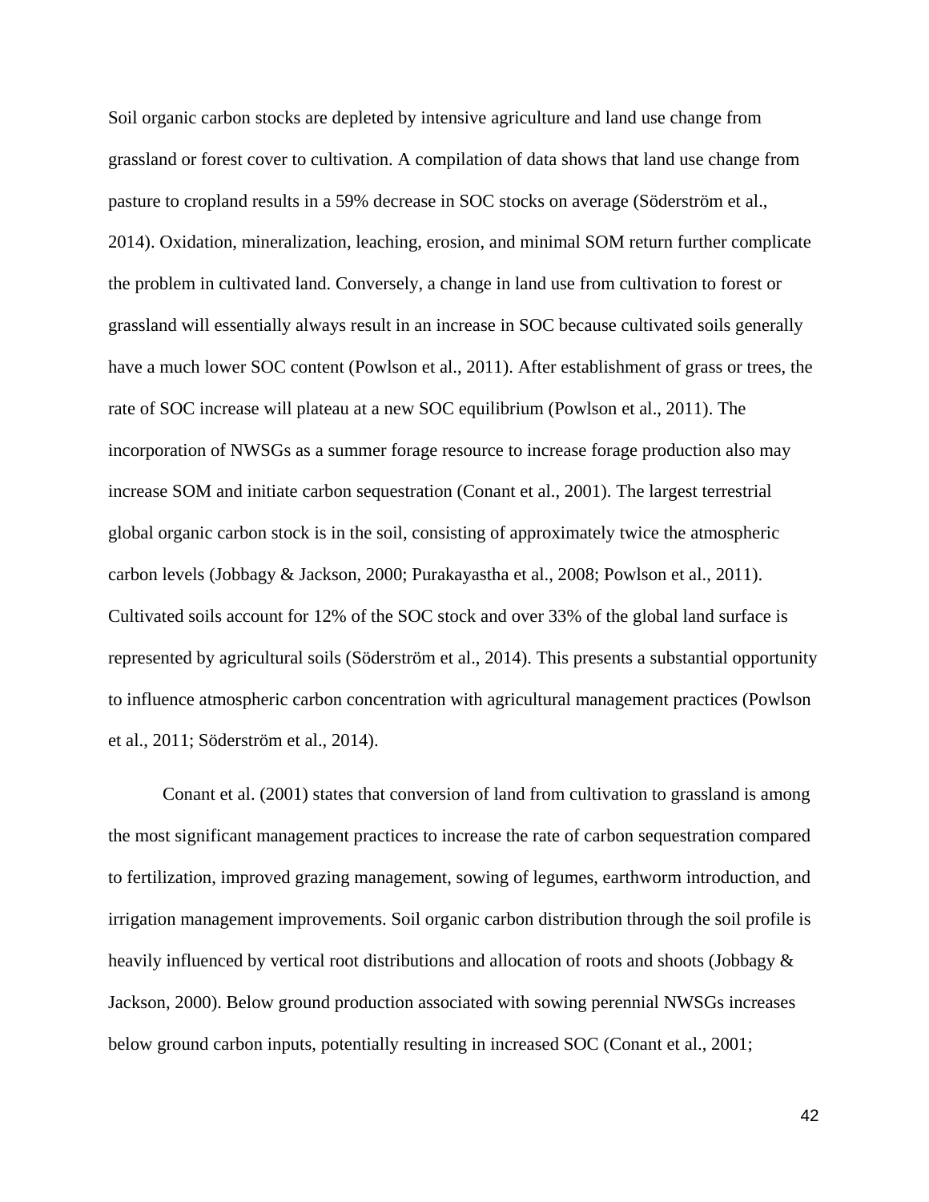Soil organic carbon stocks are depleted by intensive agriculture and land use change from grassland or forest cover to cultivation. A compilation of data shows that land use change from pasture to cropland results in a 59% decrease in SOC stocks on average (Söderström et al., 2014). Oxidation, mineralization, leaching, erosion, and minimal SOM return further complicate the problem in cultivated land. Conversely, a change in land use from cultivation to forest or grassland will essentially always result in an increase in SOC because cultivated soils generally have a much lower SOC content (Powlson et al., 2011). After establishment of grass or trees, the rate of SOC increase will plateau at a new SOC equilibrium (Powlson et al., 2011). The incorporation of NWSGs as a summer forage resource to increase forage production also may increase SOM and initiate carbon sequestration (Conant et al., 2001). The largest terrestrial global organic carbon stock is in the soil, consisting of approximately twice the atmospheric carbon levels (Jobbagy & Jackson, 2000; Purakayastha et al., 2008; Powlson et al., 2011). Cultivated soils account for 12% of the SOC stock and over 33% of the global land surface is represented by agricultural soils (Söderström et al., 2014). This presents a substantial opportunity to influence atmospheric carbon concentration with agricultural management practices (Powlson et al., 2011; Söderström et al., 2014).

Conant et al. (2001) states that conversion of land from cultivation to grassland is among the most significant management practices to increase the rate of carbon sequestration compared to fertilization, improved grazing management, sowing of legumes, earthworm introduction, and irrigation management improvements. Soil organic carbon distribution through the soil profile is heavily influenced by vertical root distributions and allocation of roots and shoots (Jobbagy & Jackson, 2000). Below ground production associated with sowing perennial NWSGs increases below ground carbon inputs, potentially resulting in increased SOC (Conant et al., 2001;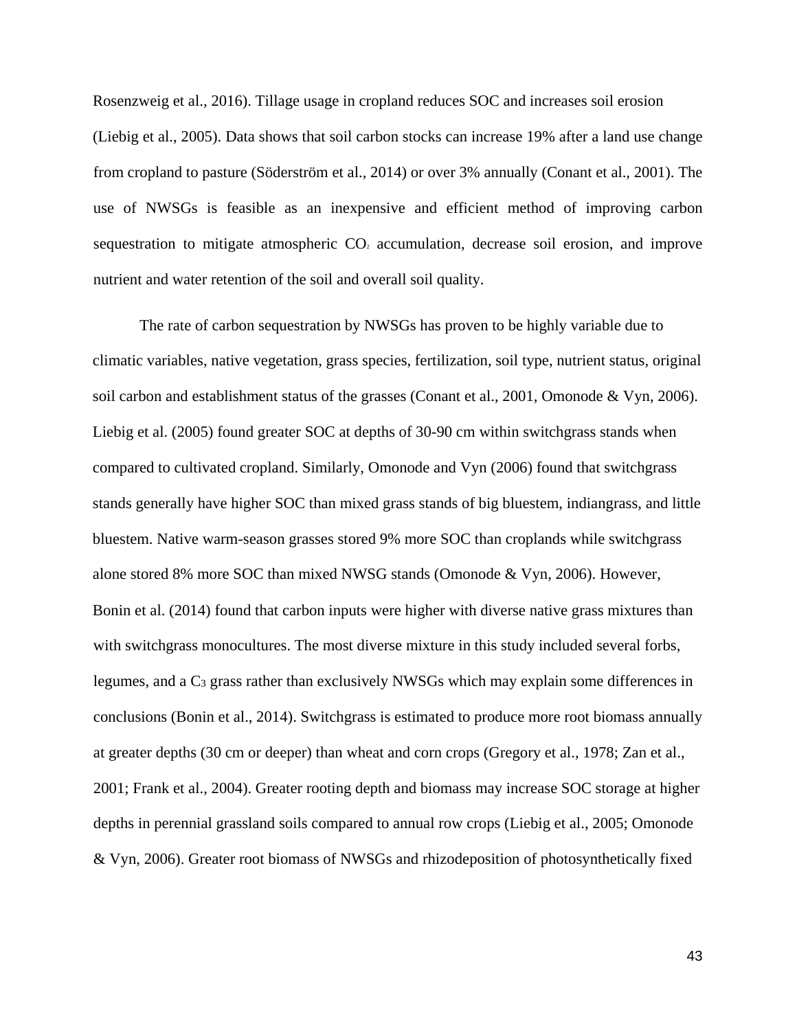Rosenzweig et al., 2016). Tillage usage in cropland reduces SOC and increases soil erosion (Liebig et al., 2005). Data shows that soil carbon stocks can increase 19% after a land use change from cropland to pasture (Söderström et al., 2014) or over 3% annually (Conant et al., 2001). The use of NWSGs is feasible as an inexpensive and efficient method of improving carbon sequestration to mitigate atmospheric $CO_2$ accumulation, decrease soil erosion, and improve nutrient and water retention of the soil and overall soil quality.

The rate of carbon sequestration by NWSGs has proven to be highly variable due to climatic variables, native vegetation, grass species, fertilization, soil type, nutrient status, original soil carbon and establishment status of the grasses (Conant et al., 2001, Omonode & Vyn, 2006). Liebig et al. (2005) found greater SOC at depths of 30-90 cm within switchgrass stands when compared to cultivated cropland. Similarly, Omonode and Vyn (2006) found that switchgrass stands generally have higher SOC than mixed grass stands of big bluestem, indiangrass, and little bluestem. Native warm-season grasses stored 9% more SOC than croplands while switchgrass alone stored 8% more SOC than mixed NWSG stands (Omonode & Vyn, 2006). However, Bonin et al. (2014) found that carbon inputs were higher with diverse native grass mixtures than with switchgrass monocultures. The most diverse mixture in this study included several forbs, legumes, and a $C_3$ grass rather than exclusively NWSGs which may explain some differences in conclusions (Bonin et al., 2014). Switchgrass is estimated to produce more root biomass annually at greater depths (30 cm or deeper) than wheat and corn crops (Gregory et al., 1978; Zan et al., 2001; Frank et al., 2004). Greater rooting depth and biomass may increase SOC storage at higher depths in perennial grassland soils compared to annual row crops (Liebig et al., 2005; Omonode & Vyn, 2006). Greater root biomass of NWSGs and rhizodeposition of photosynthetically fixed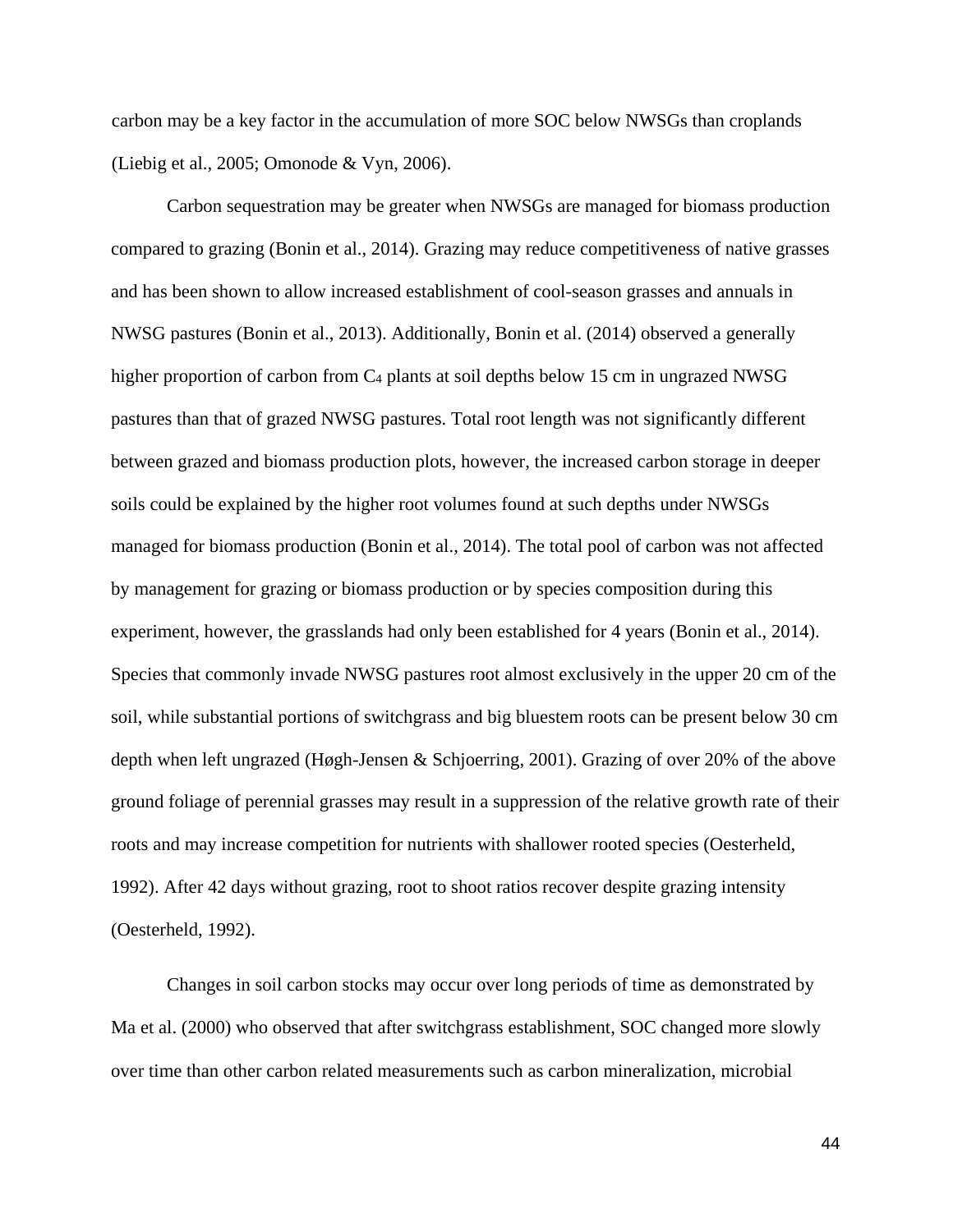carbon may be a key factor in the accumulation of more SOC below NWSGs than croplands (Liebig et al., 2005; Omonode & Vyn, 2006).

Carbon sequestration may be greater when NWSGs are managed for biomass production compared to grazing (Bonin et al., 2014). Grazing may reduce competitiveness of native grasses and has been shown to allow increased establishment of cool-season grasses and annuals in NWSG pastures (Bonin et al., 2013). Additionally, Bonin et al. (2014) observed a generally higher proportion of carbon from $C_4$ plants at soil depths below 15 cm in ungrazed NWSG pastures than that of grazed NWSG pastures. Total root length was not significantly different between grazed and biomass production plots, however, the increased carbon storage in deeper soils could be explained by the higher root volumes found at such depths under NWSGs managed for biomass production (Bonin et al., 2014). The total pool of carbon was not affected by management for grazing or biomass production or by species composition during this experiment, however, the grasslands had only been established for 4 years (Bonin et al., 2014). Species that commonly invade NWSG pastures root almost exclusively in the upper 20 cm of the soil, while substantial portions of switchgrass and big bluestem roots can be present below 30 cm depth when left ungrazed (Høgh-Jensen & Schjoerring, 2001). Grazing of over 20% of the above ground foliage of perennial grasses may result in a suppression of the relative growth rate of their roots and may increase competition for nutrients with shallower rooted species (Oesterheld, 1992). After 42 days without grazing, root to shoot ratios recover despite grazing intensity (Oesterheld, 1992).

Changes in soil carbon stocks may occur over long periods of time as demonstrated by Ma et al. (2000) who observed that after switchgrass establishment, SOC changed more slowly over time than other carbon related measurements such as carbon mineralization, microbial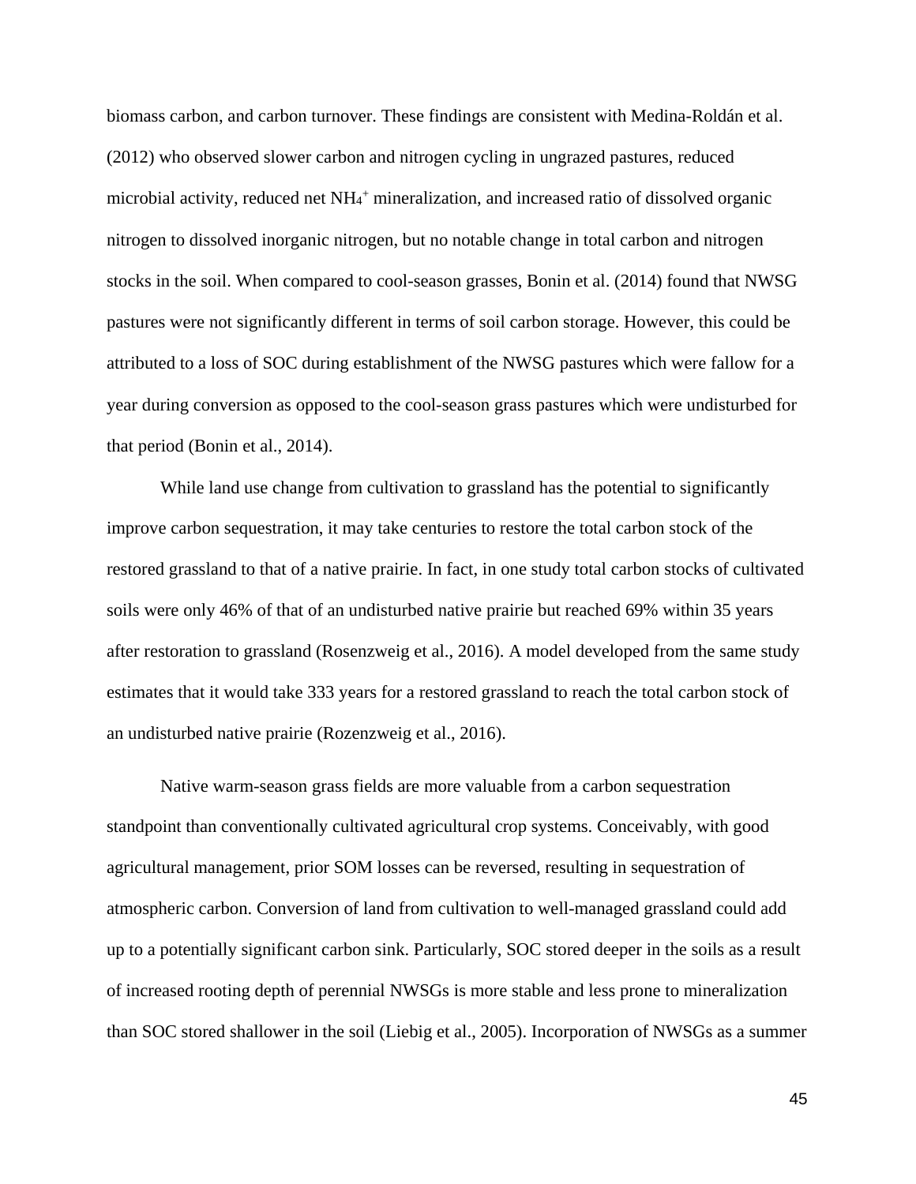biomass carbon, and carbon turnover. These findings are consistent with Medina-Roldán et al. (2012) who observed slower carbon and nitrogen cycling in ungrazed pastures, reduced microbial activity, reduced net $NH_4^+$ mineralization, and increased ratio of dissolved organic nitrogen to dissolved inorganic nitrogen, but no notable change in total carbon and nitrogen stocks in the soil. When compared to cool-season grasses, Bonin et al. (2014) found that NWSG pastures were not significantly different in terms of soil carbon storage. However, this could be attributed to a loss of SOC during establishment of the NWSG pastures which were fallow for a year during conversion as opposed to the cool-season grass pastures which were undisturbed for that period (Bonin et al., 2014).

While land use change from cultivation to grassland has the potential to significantly improve carbon sequestration, it may take centuries to restore the total carbon stock of the restored grassland to that of a native prairie. In fact, in one study total carbon stocks of cultivated soils were only 46% of that of an undisturbed native prairie but reached 69% within 35 years after restoration to grassland (Rosenzweig et al., 2016). A model developed from the same study estimates that it would take 333 years for a restored grassland to reach the total carbon stock of an undisturbed native prairie (Rozenzweig et al., 2016).

Native warm-season grass fields are more valuable from a carbon sequestration standpoint than conventionally cultivated agricultural crop systems. Conceivably, with good agricultural management, prior SOM losses can be reversed, resulting in sequestration of atmospheric carbon. Conversion of land from cultivation to well-managed grassland could add up to a potentially significant carbon sink. Particularly, SOC stored deeper in the soils as a result of increased rooting depth of perennial NWSGs is more stable and less prone to mineralization than SOC stored shallower in the soil (Liebig et al., 2005). Incorporation of NWSGs as a summer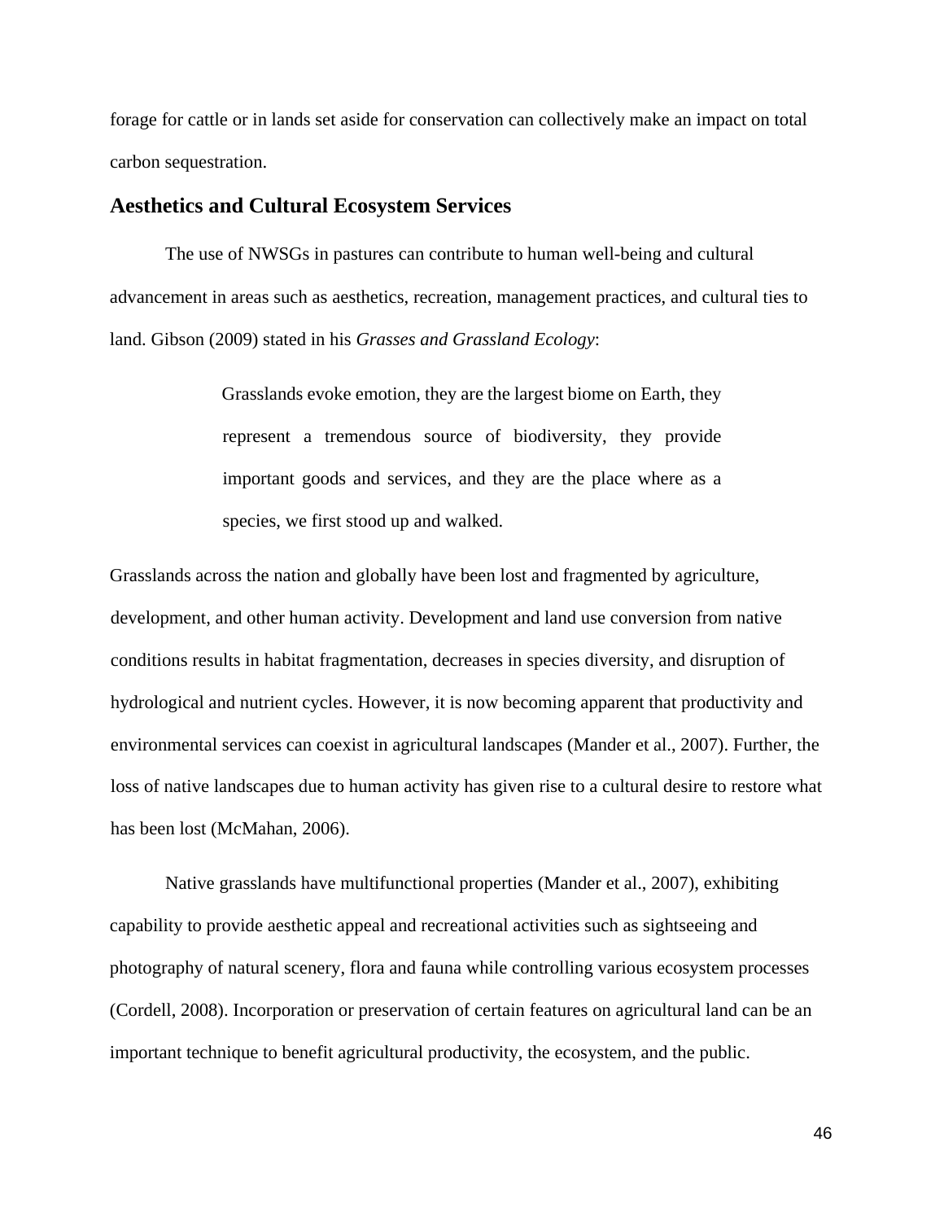forage for cattle or in lands set aside for conservation can collectively make an impact on total carbon sequestration.

## Aesthetics and Cultural Ecosystem Services

The use of NWSGs in pastures can contribute to human well-being and cultural advancement in areas such as aesthetics, recreation, management practices, and cultural ties to land. Gibson (2009) stated in his *Grasses and Grassland Ecology*:

> Grasslands evoke emotion, they are the largest biome on Earth, they represent a tremendous source of biodiversity, they provide important goods and services, and they are the place where as a species, we first stood up and walked.

Grasslands across the nation and globally have been lost and fragmented by agriculture, development, and other human activity. Development and land use conversion from native conditions results in habitat fragmentation, decreases in species diversity, and disruption of hydrological and nutrient cycles. However, it is now becoming apparent that productivity and environmental services can coexist in agricultural landscapes (Mander et al., 2007). Further, the loss of native landscapes due to human activity has given rise to a cultural desire to restore what has been lost (McMahan, 2006).

Native grasslands have multifunctional properties (Mander et al., 2007), exhibiting capability to provide aesthetic appeal and recreational activities such as sightseeing and photography of natural scenery, flora and fauna while controlling various ecosystem processes (Cordell, 2008). Incorporation or preservation of certain features on agricultural land can be an important technique to benefit agricultural productivity, the ecosystem, and the public.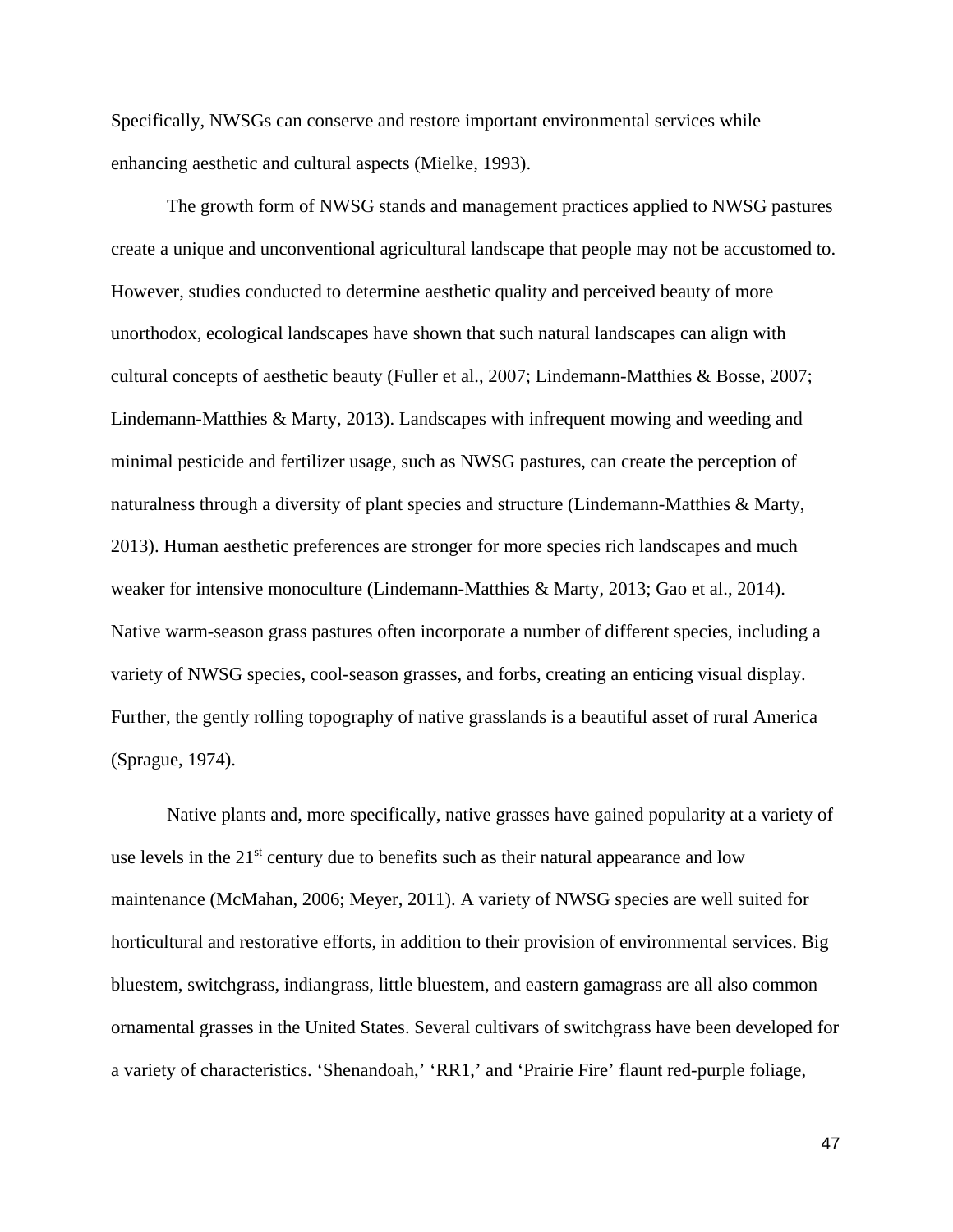Specifically, NWSGs can conserve and restore important environmental services while enhancing aesthetic and cultural aspects (Mielke, 1993).

The growth form of NWSG stands and management practices applied to NWSG pastures create a unique and unconventional agricultural landscape that people may not be accustomed to. However, studies conducted to determine aesthetic quality and perceived beauty of more unorthodox, ecological landscapes have shown that such natural landscapes can align with cultural concepts of aesthetic beauty (Fuller et al., 2007; Lindemann-Matthies & Bosse, 2007; Lindemann-Matthies & Marty, 2013). Landscapes with infrequent mowing and weeding and minimal pesticide and fertilizer usage, such as NWSG pastures, can create the perception of naturalness through a diversity of plant species and structure (Lindemann-Matthies & Marty, 2013). Human aesthetic preferences are stronger for more species rich landscapes and much weaker for intensive monoculture (Lindemann-Matthies & Marty, 2013; Gao et al., 2014). Native warm-season grass pastures often incorporate a number of different species, including a variety of NWSG species, cool-season grasses, and forbs, creating an enticing visual display. Further, the gently rolling topography of native grasslands is a beautiful asset of rural America (Sprague, 1974).

Native plants and, more specifically, native grasses have gained popularity at a variety of use levels in the 21st century due to benefits such as their natural appearance and low maintenance (McMahan, 2006; Meyer, 2011). A variety of NWSG species are well suited for horticultural and restorative efforts, in addition to their provision of environmental services. Big bluestem, switchgrass, indiangrass, little bluestem, and eastern gamagrass are all also common ornamental grasses in the United States. Several cultivars of switchgrass have been developed for a variety of characteristics. 'Shenandoah,' 'RR1,' and 'Prairie Fire' flaunt red-purple foliage,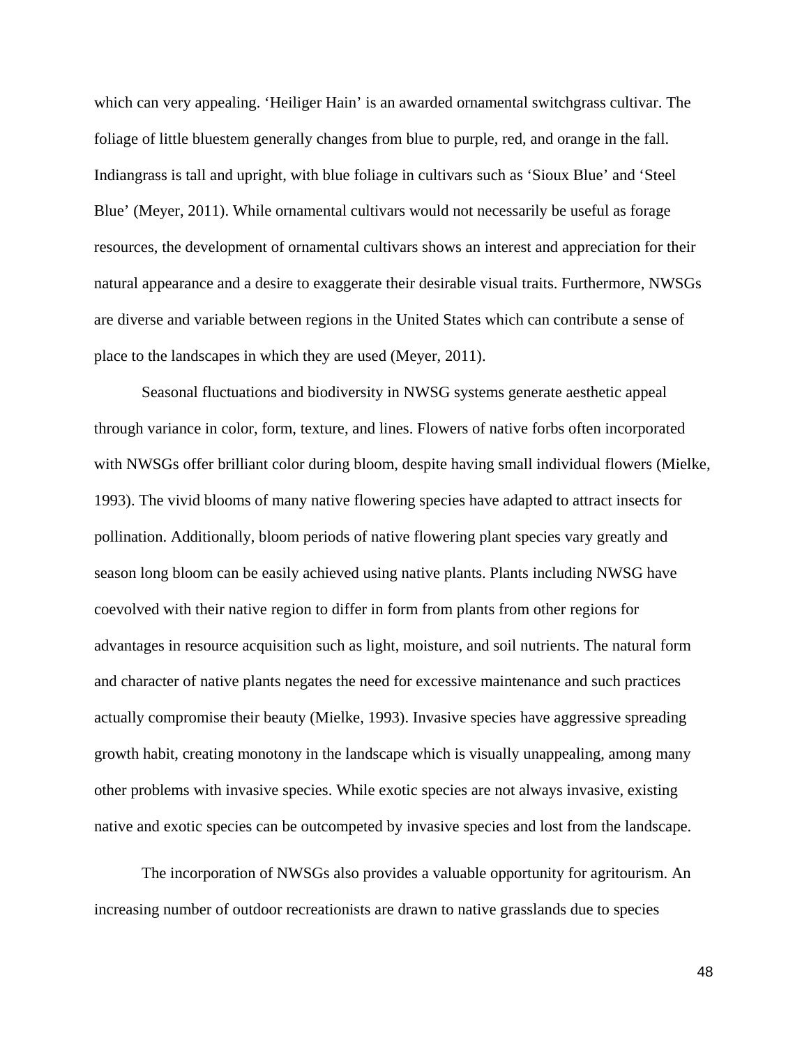which can very appealing. 'Heiliger Hain' is an awarded ornamental switchgrass cultivar. The foliage of little bluestem generally changes from blue to purple, red, and orange in the fall. Indiangrass is tall and upright, with blue foliage in cultivars such as 'Sioux Blue' and 'Steel Blue' (Meyer, 2011). While ornamental cultivars would not necessarily be useful as forage resources, the development of ornamental cultivars shows an interest and appreciation for their natural appearance and a desire to exaggerate their desirable visual traits. Furthermore, NWSGs are diverse and variable between regions in the United States which can contribute a sense of place to the landscapes in which they are used (Meyer, 2011).

Seasonal fluctuations and biodiversity in NWSG systems generate aesthetic appeal through variance in color, form, texture, and lines. Flowers of native forbs often incorporated with NWSGs offer brilliant color during bloom, despite having small individual flowers (Mielke, 1993). The vivid blooms of many native flowering species have adapted to attract insects for pollination. Additionally, bloom periods of native flowering plant species vary greatly and season long bloom can be easily achieved using native plants. Plants including NWSG have coevolved with their native region to differ in form from plants from other regions for advantages in resource acquisition such as light, moisture, and soil nutrients. The natural form and character of native plants negates the need for excessive maintenance and such practices actually compromise their beauty (Mielke, 1993). Invasive species have aggressive spreading growth habit, creating monotony in the landscape which is visually unappealing, among many other problems with invasive species. While exotic species are not always invasive, existing native and exotic species can be outcompeted by invasive species and lost from the landscape.

The incorporation of NWSGs also provides a valuable opportunity for agritourism. An increasing number of outdoor recreationists are drawn to native grasslands due to species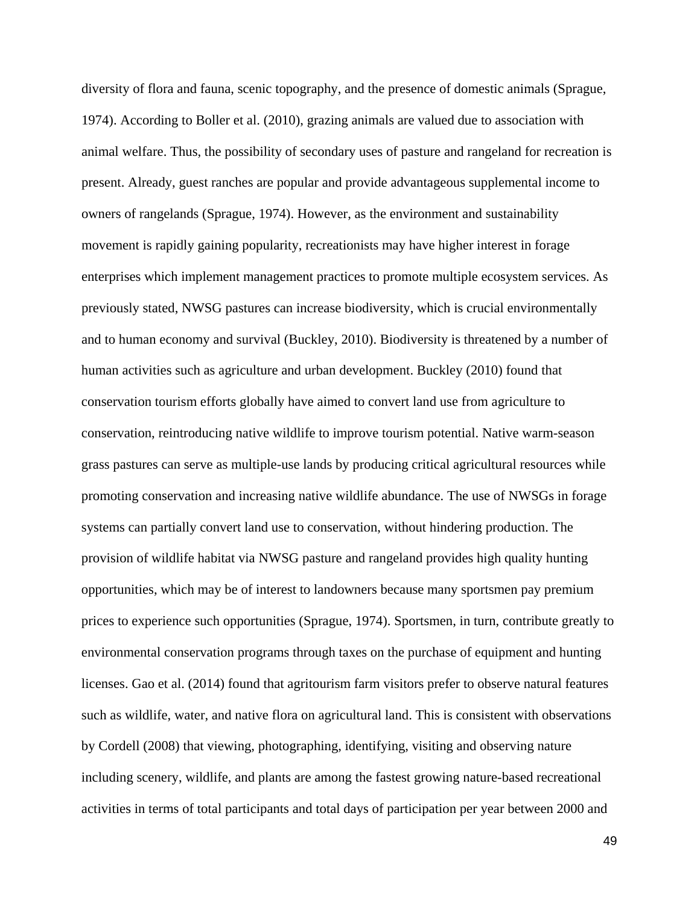diversity of flora and fauna, scenic topography, and the presence of domestic animals (Sprague, 1974). According to Boller et al. (2010), grazing animals are valued due to association with animal welfare. Thus, the possibility of secondary uses of pasture and rangeland for recreation is present. Already, guest ranches are popular and provide advantageous supplemental income to owners of rangelands (Sprague, 1974). However, as the environment and sustainability movement is rapidly gaining popularity, recreationists may have higher interest in forage enterprises which implement management practices to promote multiple ecosystem services. As previously stated, NWSG pastures can increase biodiversity, which is crucial environmentally and to human economy and survival (Buckley, 2010). Biodiversity is threatened by a number of human activities such as agriculture and urban development. Buckley (2010) found that conservation tourism efforts globally have aimed to convert land use from agriculture to conservation, reintroducing native wildlife to improve tourism potential. Native warm-season grass pastures can serve as multiple-use lands by producing critical agricultural resources while promoting conservation and increasing native wildlife abundance. The use of NWSGs in forage systems can partially convert land use to conservation, without hindering production. The provision of wildlife habitat via NWSG pasture and rangeland provides high quality hunting opportunities, which may be of interest to landowners because many sportsmen pay premium prices to experience such opportunities (Sprague, 1974). Sportsmen, in turn, contribute greatly to environmental conservation programs through taxes on the purchase of equipment and hunting licenses. Gao et al. (2014) found that agritourism farm visitors prefer to observe natural features such as wildlife, water, and native flora on agricultural land. This is consistent with observations by Cordell (2008) that viewing, photographing, identifying, visiting and observing nature including scenery, wildlife, and plants are among the fastest growing nature-based recreational activities in terms of total participants and total days of participation per year between 2000 and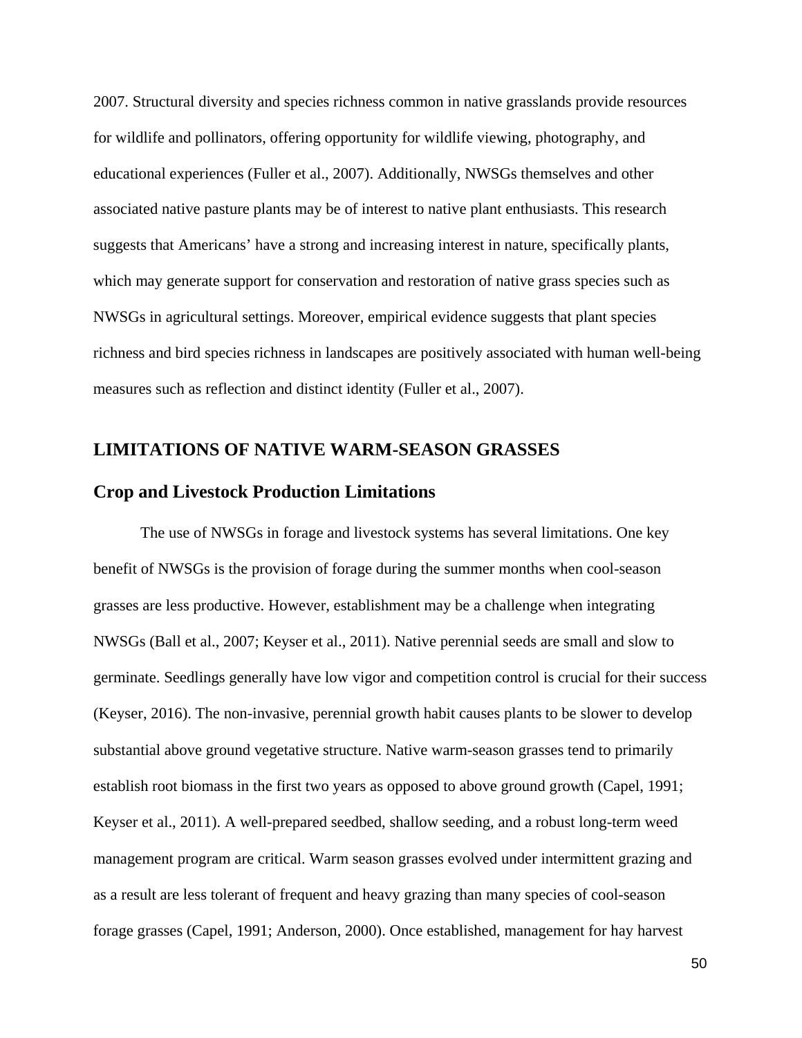2007. Structural diversity and species richness common in native grasslands provide resources for wildlife and pollinators, offering opportunity for wildlife viewing, photography, and educational experiences (Fuller et al., 2007). Additionally, NWSGs themselves and other associated native pasture plants may be of interest to native plant enthusiasts. This research suggests that Americans' have a strong and increasing interest in nature, specifically plants, which may generate support for conservation and restoration of native grass species such as NWSGs in agricultural settings. Moreover, empirical evidence suggests that plant species richness and bird species richness in landscapes are positively associated with human well-being measures such as reflection and distinct identity (Fuller et al., 2007).

## LIMITATIONS OF NATIVE WARM-SEASON GRASSES

### Crop and Livestock Production Limitations

The use of NWSGs in forage and livestock systems has several limitations. One key benefit of NWSGs is the provision of forage during the summer months when cool-season grasses are less productive. However, establishment may be a challenge when integrating NWSGs (Ball et al., 2007; Keyser et al., 2011). Native perennial seeds are small and slow to germinate. Seedlings generally have low vigor and competition control is crucial for their success (Keyser, 2016). The non-invasive, perennial growth habit causes plants to be slower to develop substantial above ground vegetative structure. Native warm-season grasses tend to primarily establish root biomass in the first two years as opposed to above ground growth (Capel, 1991; Keyser et al., 2011). A well-prepared seedbed, shallow seeding, and a robust long-term weed management program are critical. Warm season grasses evolved under intermittent grazing and as a result are less tolerant of frequent and heavy grazing than many species of cool-season forage grasses (Capel, 1991; Anderson, 2000). Once established, management for hay harvest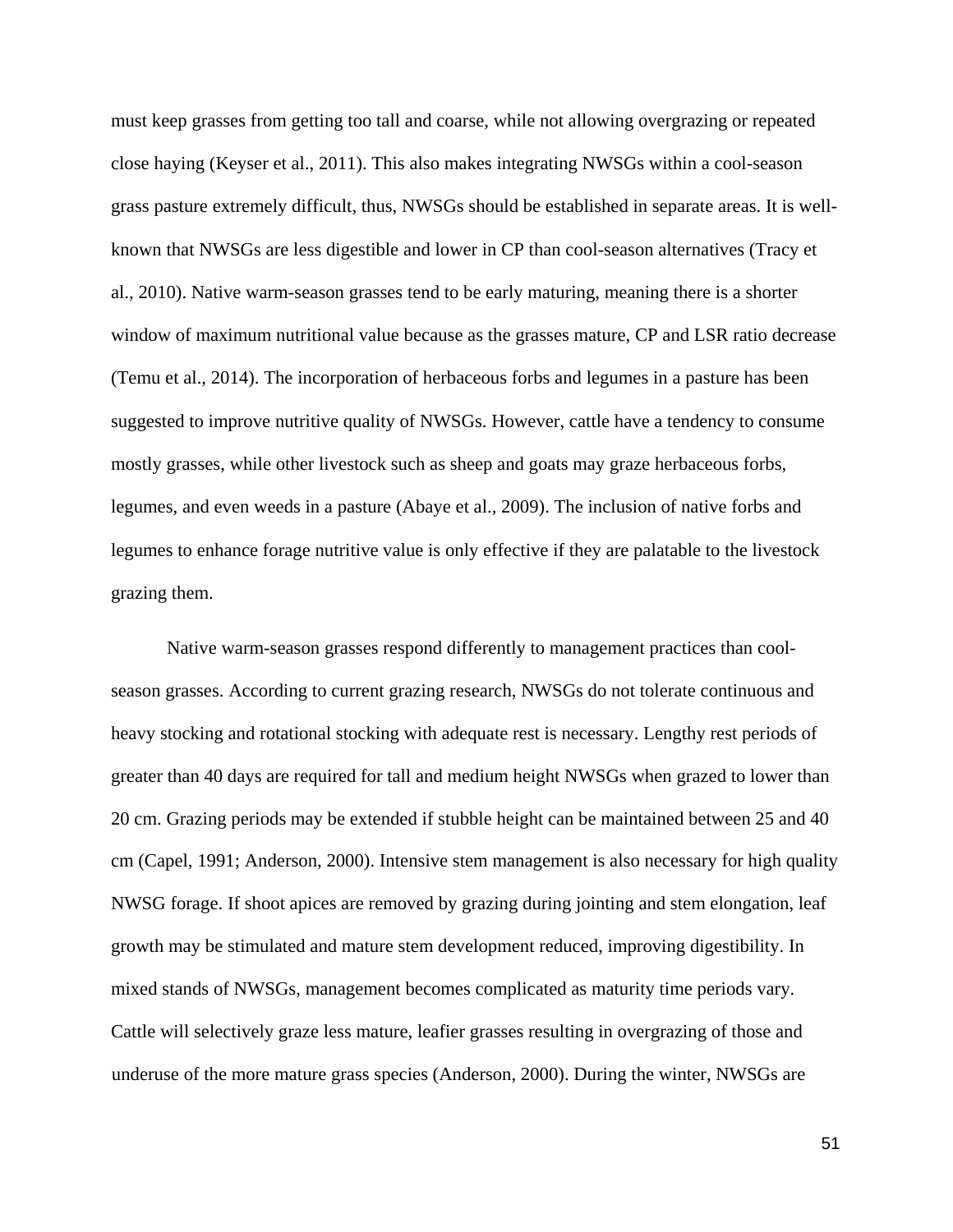must keep grasses from getting too tall and coarse, while not allowing overgrazing or repeated close haying (Keyser et al., 2011). This also makes integrating NWSGs within a cool-season grass pasture extremely difficult, thus, NWSGs should be established in separate areas. It is well-known that NWSGs are less digestible and lower in CP than cool-season alternatives (Tracy et al., 2010). Native warm-season grasses tend to be early maturing, meaning there is a shorter window of maximum nutritional value because as the grasses mature, CP and LSR ratio decrease (Temu et al., 2014). The incorporation of herbaceous forbs and legumes in a pasture has been suggested to improve nutritive quality of NWSGs. However, cattle have a tendency to consume mostly grasses, while other livestock such as sheep and goats may graze herbaceous forbs, legumes, and even weeds in a pasture (Abaye et al., 2009). The inclusion of native forbs and legumes to enhance forage nutritive value is only effective if they are palatable to the livestock grazing them.

Native warm-season grasses respond differently to management practices than cool-season grasses. According to current grazing research, NWSGs do not tolerate continuous and heavy stocking and rotational stocking with adequate rest is necessary. Lengthy rest periods of greater than 40 days are required for tall and medium height NWSGs when grazed to lower than 20 cm. Grazing periods may be extended if stubble height can be maintained between 25 and 40 cm (Capel, 1991; Anderson, 2000). Intensive stem management is also necessary for high quality NWSG forage. If shoot apices are removed by grazing during jointing and stem elongation, leaf growth may be stimulated and mature stem development reduced, improving digestibility. In mixed stands of NWSGs, management becomes complicated as maturity time periods vary. Cattle will selectively graze less mature, leafier grasses resulting in overgrazing of those and underuse of the more mature grass species (Anderson, 2000). During the winter, NWSGs are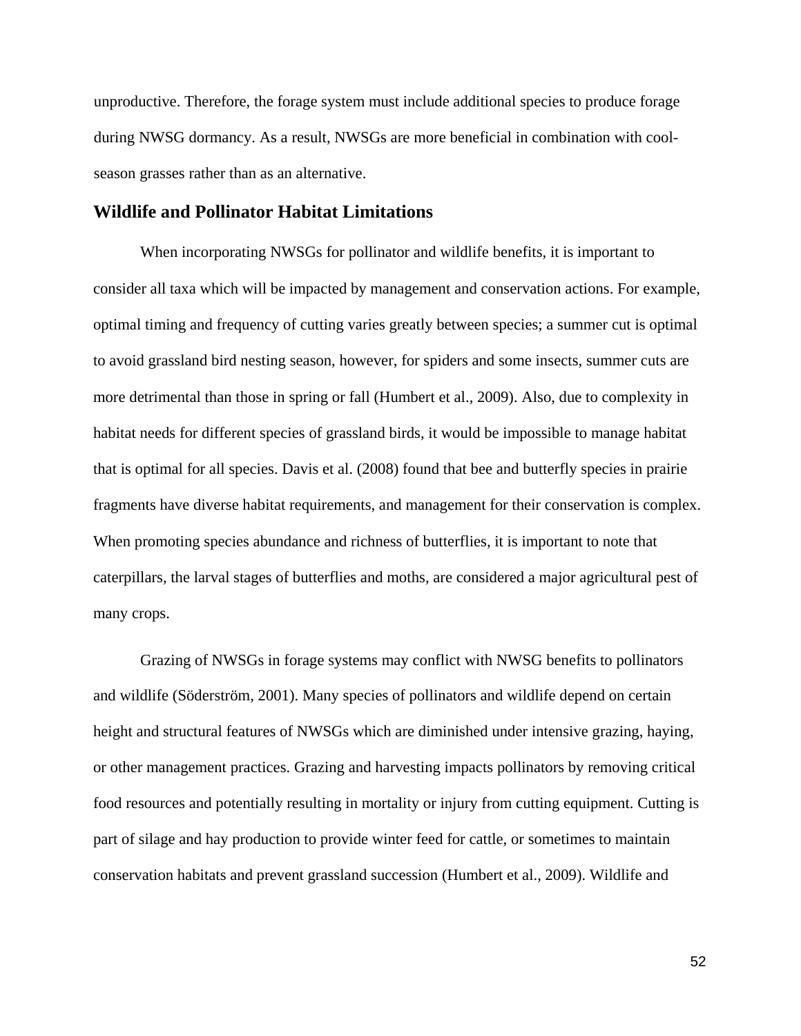unproductive. Therefore, the forage system must include additional species to produce forage during NWSG dormancy. As a result, NWSGs are more beneficial in combination with cool-season grasses rather than as an alternative.

## Wildlife and Pollinator Habitat Limitations

When incorporating NWSGs for pollinator and wildlife benefits, it is important to consider all taxa which will be impacted by management and conservation actions. For example, optimal timing and frequency of cutting varies greatly between species; a summer cut is optimal to avoid grassland bird nesting season, however, for spiders and some insects, summer cuts are more detrimental than those in spring or fall (Humbert et al., 2009). Also, due to complexity in habitat needs for different species of grassland birds, it would be impossible to manage habitat that is optimal for all species. Davis et al. (2008) found that bee and butterfly species in prairie fragments have diverse habitat requirements, and management for their conservation is complex. When promoting species abundance and richness of butterflies, it is important to note that caterpillars, the larval stages of butterflies and moths, are considered a major agricultural pest of many crops.

Grazing of NWSGs in forage systems may conflict with NWSG benefits to pollinators and wildlife (Söderström, 2001). Many species of pollinators and wildlife depend on certain height and structural features of NWSGs which are diminished under intensive grazing, haying, or other management practices. Grazing and harvesting impacts pollinators by removing critical food resources and potentially resulting in mortality or injury from cutting equipment. Cutting is part of silage and hay production to provide winter feed for cattle, or sometimes to maintain conservation habitats and prevent grassland succession (Humbert et al., 2009). Wildlife and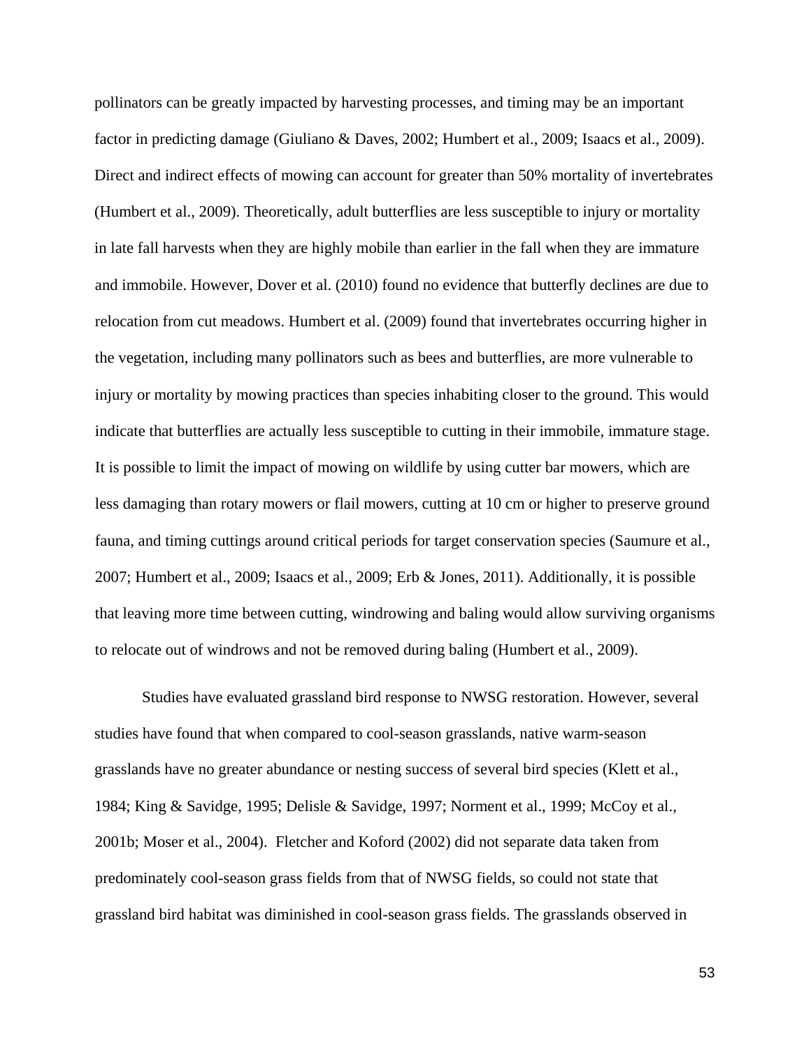pollinators can be greatly impacted by harvesting processes, and timing may be an important factor in predicting damage (Giuliano & Daves, 2002; Humbert et al., 2009; Isaacs et al., 2009). Direct and indirect effects of mowing can account for greater than 50% mortality of invertebrates (Humbert et al., 2009). Theoretically, adult butterflies are less susceptible to injury or mortality in late fall harvests when they are highly mobile than earlier in the fall when they are immature and immobile. However, Dover et al. (2010) found no evidence that butterfly declines are due to relocation from cut meadows. Humbert et al. (2009) found that invertebrates occurring higher in the vegetation, including many pollinators such as bees and butterflies, are more vulnerable to injury or mortality by mowing practices than species inhabiting closer to the ground. This would indicate that butterflies are actually less susceptible to cutting in their immobile, immature stage. It is possible to limit the impact of mowing on wildlife by using cutter bar mowers, which are less damaging than rotary mowers or flail mowers, cutting at 10 cm or higher to preserve ground fauna, and timing cuttings around critical periods for target conservation species (Saumure et al., 2007; Humbert et al., 2009; Isaacs et al., 2009; Erb & Jones, 2011). Additionally, it is possible that leaving more time between cutting, windrowing and baling would allow surviving organisms to relocate out of windrows and not be removed during baling (Humbert et al., 2009).

Studies have evaluated grassland bird response to NWSG restoration. However, several studies have found that when compared to cool-season grasslands, native warm-season grasslands have no greater abundance or nesting success of several bird species (Klett et al., 1984; King & Savidge, 1995; Delisle & Savidge, 1997; Norment et al., 1999; McCoy et al., 2001b; Moser et al., 2004). Fletcher and Koford (2002) did not separate data taken from predominately cool-season grass fields from that of NWSG fields, so could not state that grassland bird habitat was diminished in cool-season grass fields. The grasslands observed in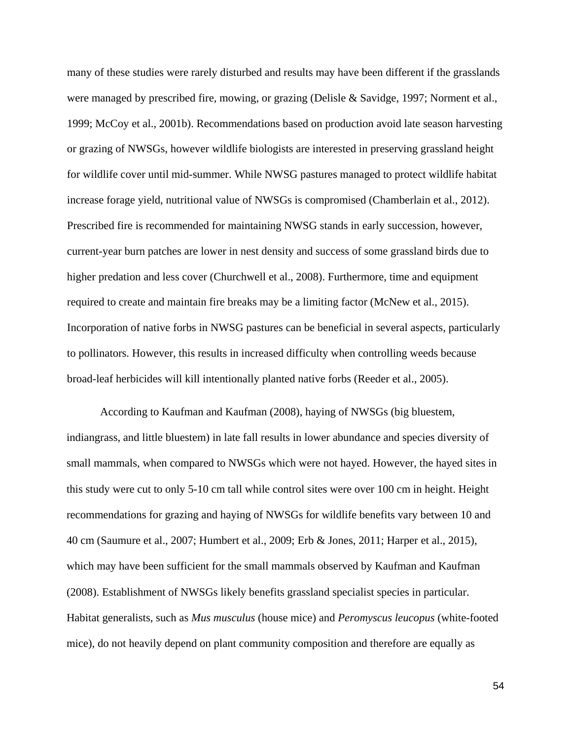many of these studies were rarely disturbed and results may have been different if the grasslands were managed by prescribed fire, mowing, or grazing (Delisle & Savidge, 1997; Norment et al., 1999; McCoy et al., 2001b). Recommendations based on production avoid late season harvesting or grazing of NWSGs, however wildlife biologists are interested in preserving grassland height for wildlife cover until mid-summer. While NWSG pastures managed to protect wildlife habitat increase forage yield, nutritional value of NWSGs is compromised (Chamberlain et al., 2012). Prescribed fire is recommended for maintaining NWSG stands in early succession, however, current-year burn patches are lower in nest density and success of some grassland birds due to higher predation and less cover (Churchwell et al., 2008). Furthermore, time and equipment required to create and maintain fire breaks may be a limiting factor (McNew et al., 2015). Incorporation of native forbs in NWSG pastures can be beneficial in several aspects, particularly to pollinators. However, this results in increased difficulty when controlling weeds because broad-leaf herbicides will kill intentionally planted native forbs (Reeder et al., 2005).

According to Kaufman and Kaufman (2008), haying of NWSGs (big bluestem, indiangrass, and little bluestem) in late fall results in lower abundance and species diversity of small mammals, when compared to NWSGs which were not hayed. However, the hayed sites in this study were cut to only 5-10 cm tall while control sites were over 100 cm in height. Height recommendations for grazing and haying of NWSGs for wildlife benefits vary between 10 and 40 cm (Saumure et al., 2007; Humbert et al., 2009; Erb & Jones, 2011; Harper et al., 2015), which may have been sufficient for the small mammals observed by Kaufman and Kaufman (2008). Establishment of NWSGs likely benefits grassland specialist species in particular. Habitat generalists, such as *Mus musculus* (house mice) and *Peromyscus leucopus* (white-footed mice), do not heavily depend on plant community composition and therefore are equally as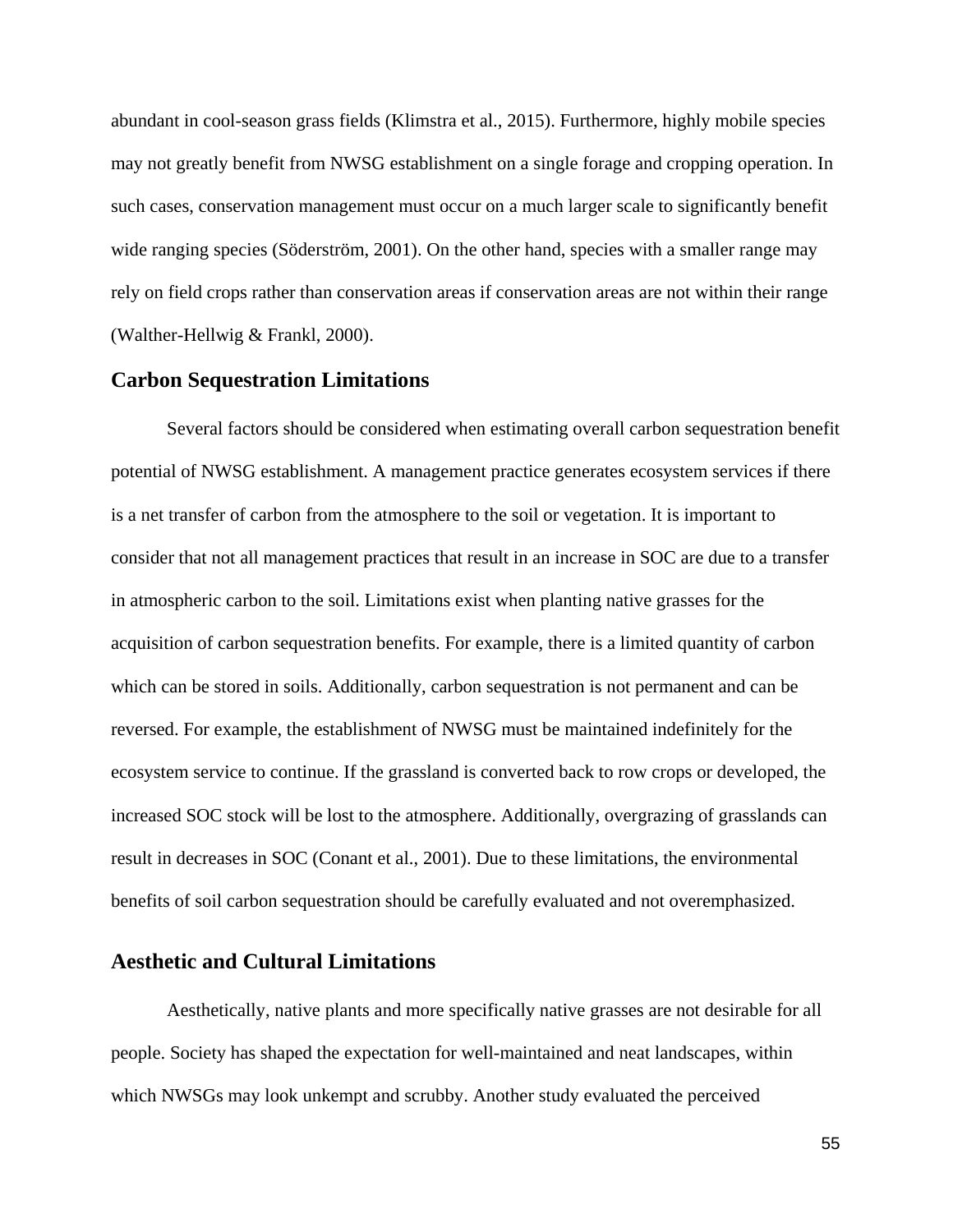abundant in cool-season grass fields (Klimstra et al., 2015). Furthermore, highly mobile species may not greatly benefit from NWSG establishment on a single forage and cropping operation. In such cases, conservation management must occur on a much larger scale to significantly benefit wide ranging species (Söderström, 2001). On the other hand, species with a smaller range may rely on field crops rather than conservation areas if conservation areas are not within their range (Walther-Hellwig & Frankl, 2000).

## Carbon Sequestration Limitations

Several factors should be considered when estimating overall carbon sequestration benefit potential of NWSG establishment. A management practice generates ecosystem services if there is a net transfer of carbon from the atmosphere to the soil or vegetation. It is important to consider that not all management practices that result in an increase in SOC are due to a transfer in atmospheric carbon to the soil. Limitations exist when planting native grasses for the acquisition of carbon sequestration benefits. For example, there is a limited quantity of carbon which can be stored in soils. Additionally, carbon sequestration is not permanent and can be reversed. For example, the establishment of NWSG must be maintained indefinitely for the ecosystem service to continue. If the grassland is converted back to row crops or developed, the increased SOC stock will be lost to the atmosphere. Additionally, overgrazing of grasslands can result in decreases in SOC (Conant et al., 2001). Due to these limitations, the environmental benefits of soil carbon sequestration should be carefully evaluated and not overemphasized.

## Aesthetic and Cultural Limitations

Aesthetically, native plants and more specifically native grasses are not desirable for all people. Society has shaped the expectation for well-maintained and neat landscapes, within which NWSGs may look unkempt and scrubby. Another study evaluated the perceived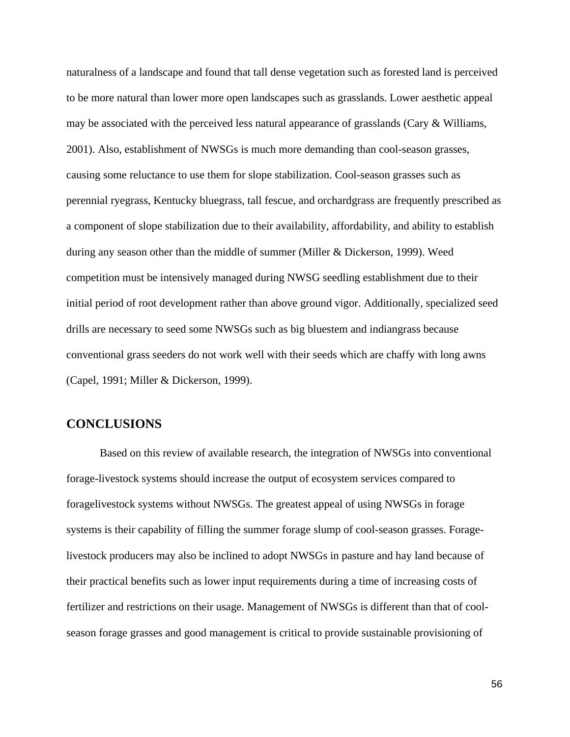naturalness of a landscape and found that tall dense vegetation such as forested land is perceived to be more natural than lower more open landscapes such as grasslands. Lower aesthetic appeal may be associated with the perceived less natural appearance of grasslands (Cary & Williams, 2001). Also, establishment of NWSGs is much more demanding than cool-season grasses, causing some reluctance to use them for slope stabilization. Cool-season grasses such as perennial ryegrass, Kentucky bluegrass, tall fescue, and orchardgrass are frequently prescribed as a component of slope stabilization due to their availability, affordability, and ability to establish during any season other than the middle of summer (Miller & Dickerson, 1999). Weed competition must be intensively managed during NWSG seedling establishment due to their initial period of root development rather than above ground vigor. Additionally, specialized seed drills are necessary to seed some NWSGs such as big bluestem and indiangrass because conventional grass seeders do not work well with their seeds which are chaffy with long awns (Capel, 1991; Miller & Dickerson, 1999).

## CONCLUSIONS

Based on this review of available research, the integration of NWSGs into conventional forage-livestock systems should increase the output of ecosystem services compared to foragelivestock systems without NWSGs. The greatest appeal of using NWSGs in forage systems is their capability of filling the summer forage slump of cool-season grasses. Forage-livestock producers may also be inclined to adopt NWSGs in pasture and hay land because of their practical benefits such as lower input requirements during a time of increasing costs of fertilizer and restrictions on their usage. Management of NWSGs is different than that of cool-season forage grasses and good management is critical to provide sustainable provisioning of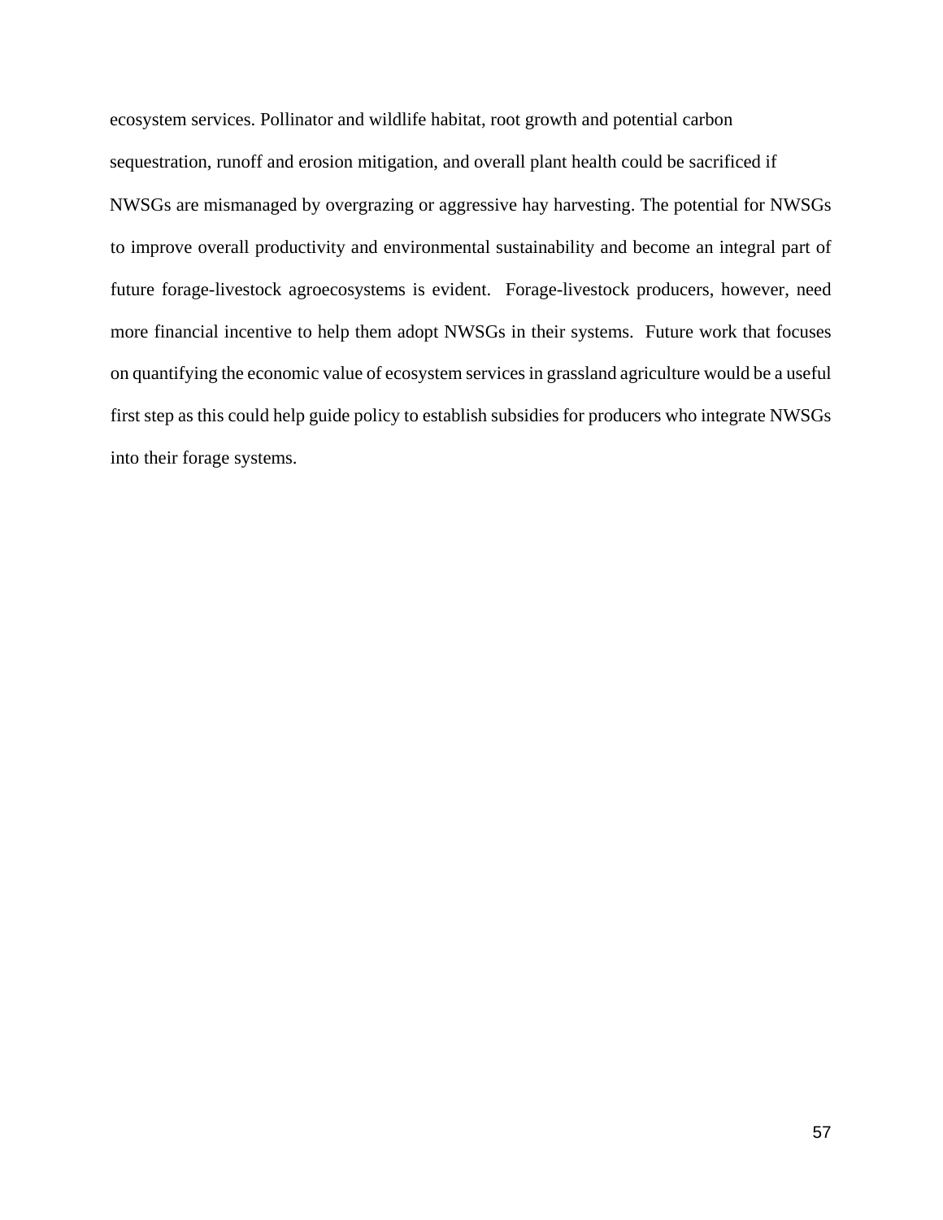ecosystem services. Pollinator and wildlife habitat, root growth and potential carbon sequestration, runoff and erosion mitigation, and overall plant health could be sacrificed if NWSGs are mismanaged by overgrazing or aggressive hay harvesting. The potential for NWSGs to improve overall productivity and environmental sustainability and become an integral part of future forage-livestock agroecosystems is evident. Forage-livestock producers, however, need more financial incentive to help them adopt NWSGs in their systems. Future work that focuses on quantifying the economic value of ecosystem services in grassland agriculture would be a useful first step as this could help guide policy to establish subsidies for producers who integrate NWSGs into their forage systems.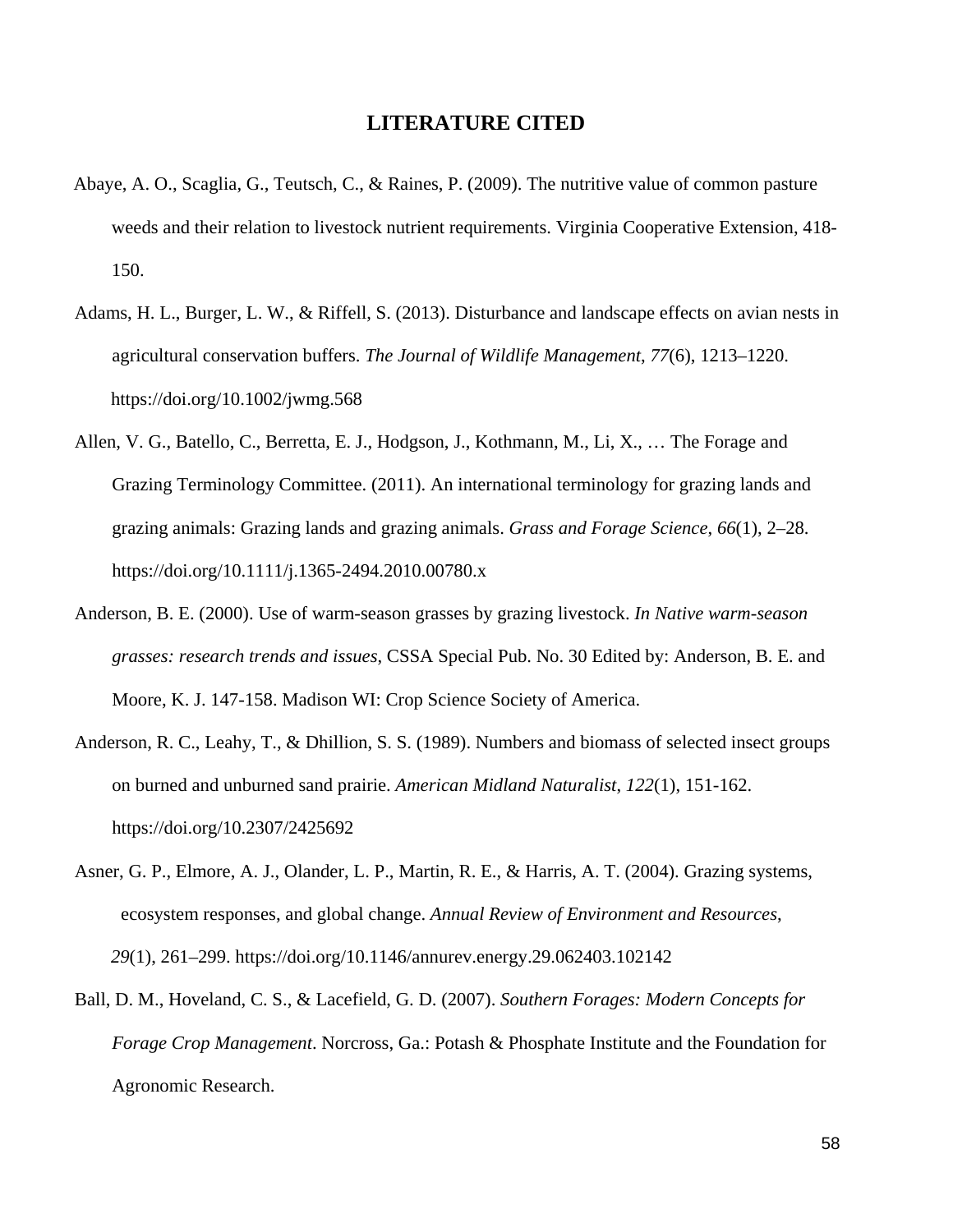# LITERATURE CITED

Abaye, A. O., Scaglia, G., Teutsch, C., & Raines, P. (2009). The nutritive value of common pasture weeds and their relation to livestock nutrient requirements. Virginia Cooperative Extension, 418-150.

Adams, H. L., Burger, L. W., & Riffell, S. (2013). Disturbance and landscape effects on avian nests in agricultural conservation buffers. *The Journal of Wildlife Management*, *77*(6), 1213–1220. https://doi.org/10.1002/jwmg.568

Allen, V. G., Batello, C., Berretta, E. J., Hodgson, J., Kothmann, M., Li, X., … The Forage and Grazing Terminology Committee. (2011). An international terminology for grazing lands and grazing animals: Grazing lands and grazing animals. *Grass and Forage Science*, *66*(1), 2–28. https://doi.org/10.1111/j.1365-2494.2010.00780.x

Anderson, B. E. (2000). Use of warm-season grasses by grazing livestock. *In Native warm-season grasses: research trends and issues*, CSSA Special Pub. No. 30 Edited by: Anderson, B. E. and Moore, K. J. 147-158. Madison WI: Crop Science Society of America.

Anderson, R. C., Leahy, T., & Dhillion, S. S. (1989). Numbers and biomass of selected insect groups on burned and unburned sand prairie. *American Midland Naturalist*, *122*(1), 151-162. https://doi.org/10.2307/2425692

Asner, G. P., Elmore, A. J., Olander, L. P., Martin, R. E., & Harris, A. T. (2004). Grazing systems, ecosystem responses, and global change. *Annual Review of Environment and Resources*, *29*(1), 261–299. https://doi.org/10.1146/annurev.energy.29.062403.102142

Ball, D. M., Hoveland, C. S., & Lacefield, G. D. (2007). *Southern Forages: Modern Concepts for Forage Crop Management*. Norcross, Ga.: Potash & Phosphate Institute and the Foundation for Agronomic Research.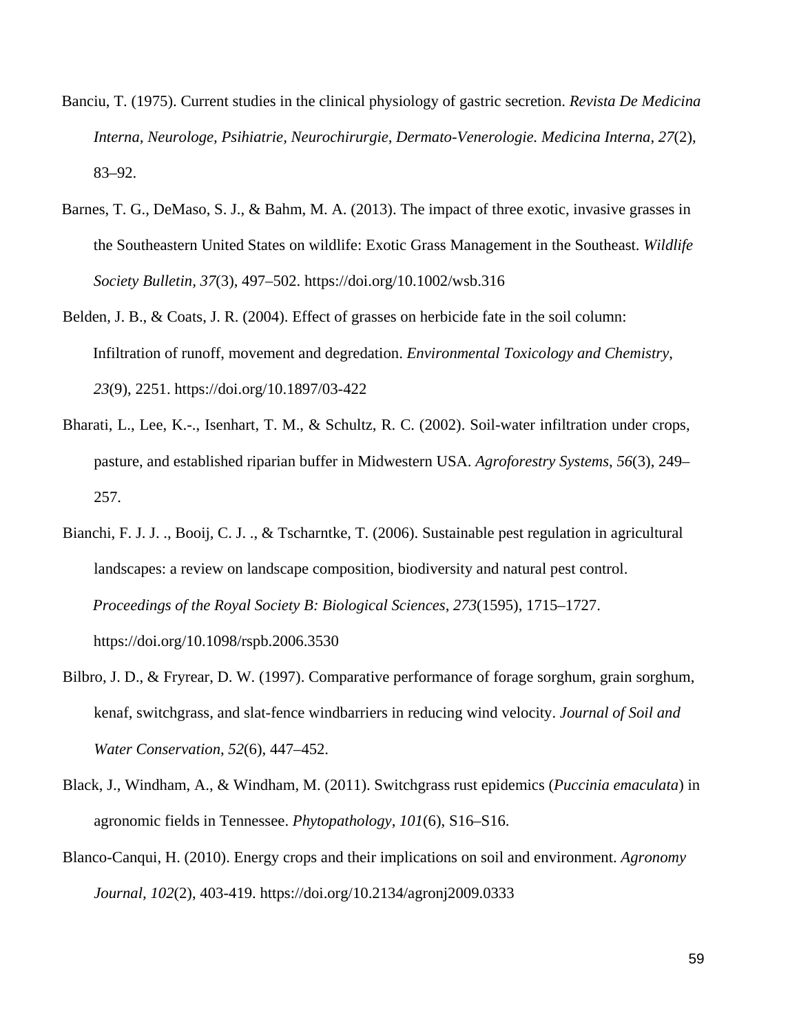Banciu, T. (1975). Current studies in the clinical physiology of gastric secretion. *Revista De Medicina Interna, Neurologe, Psihiatrie, Neurochirurgie, Dermato-Venerologie. Medicina Interna*, *27*(2), 83–92.

Barnes, T. G., DeMaso, S. J., & Bahm, M. A. (2013). The impact of three exotic, invasive grasses in the Southeastern United States on wildlife: Exotic Grass Management in the Southeast. *Wildlife Society Bulletin*, *37*(3), 497–502. https://doi.org/10.1002/wsb.316

Belden, J. B., & Coats, J. R. (2004). Effect of grasses on herbicide fate in the soil column: Infiltration of runoff, movement and degredation. *Environmental Toxicology and Chemistry*, *23*(9), 2251. https://doi.org/10.1897/03-422

Bharati, L., Lee, K.-., Isenhart, T. M., & Schultz, R. C. (2002). Soil-water infiltration under crops, pasture, and established riparian buffer in Midwestern USA. *Agroforestry Systems*, *56*(3), 249–257.

Bianchi, F. J. J. ., Booij, C. J. ., & Tscharntke, T. (2006). Sustainable pest regulation in agricultural landscapes: a review on landscape composition, biodiversity and natural pest control. *Proceedings of the Royal Society B: Biological Sciences*, *273*(1595), 1715–1727. https://doi.org/10.1098/rspb.2006.3530

Bilbro, J. D., & Fryrear, D. W. (1997). Comparative performance of forage sorghum, grain sorghum, kenaf, switchgrass, and slat-fence windbarriers in reducing wind velocity. *Journal of Soil and Water Conservation*, *52*(6), 447–452.

Black, J., Windham, A., & Windham, M. (2011). Switchgrass rust epidemics (*Puccinia emaculata*) in agronomic fields in Tennessee. *Phytopathology*, *101*(6), S16–S16.

Blanco-Canqui, H. (2010). Energy crops and their implications on soil and environment. *Agronomy Journal*, *102*(2), 403-419. https://doi.org/10.2134/agronj2009.0333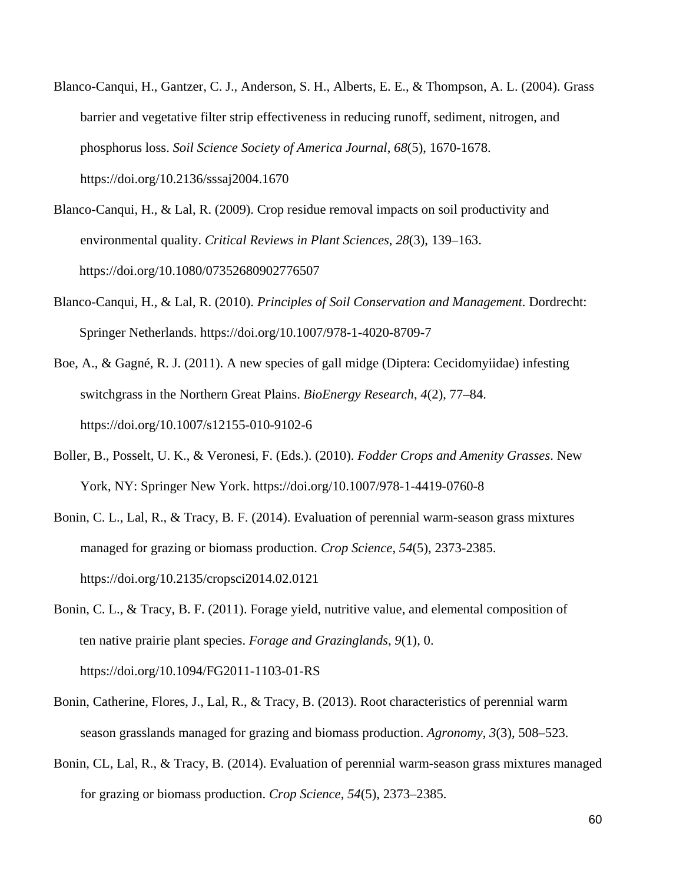Blanco-Canqui, H., Gantzer, C. J., Anderson, S. H., Alberts, E. E., & Thompson, A. L. (2004). Grass barrier and vegetative filter strip effectiveness in reducing runoff, sediment, nitrogen, and phosphorus loss. *Soil Science Society of America Journal*, *68*(5), 1670-1678. https://doi.org/10.2136/sssaj2004.1670

Blanco-Canqui, H., & Lal, R. (2009). Crop residue removal impacts on soil productivity and environmental quality. *Critical Reviews in Plant Sciences*, *28*(3), 139–163. https://doi.org/10.1080/07352680902776507

Blanco-Canqui, H., & Lal, R. (2010). *Principles of Soil Conservation and Management*. Dordrecht: Springer Netherlands. https://doi.org/10.1007/978-1-4020-8709-7

Boe, A., & Gagné, R. J. (2011). A new species of gall midge (Diptera: Cecidomyiidae) infesting switchgrass in the Northern Great Plains. *BioEnergy Research*, *4*(2), 77–84. https://doi.org/10.1007/s12155-010-9102-6

Boller, B., Posselt, U. K., & Veronesi, F. (Eds.). (2010). *Fodder Crops and Amenity Grasses*. New York, NY: Springer New York. https://doi.org/10.1007/978-1-4419-0760-8

Bonin, C. L., Lal, R., & Tracy, B. F. (2014). Evaluation of perennial warm-season grass mixtures managed for grazing or biomass production. *Crop Science*, *54*(5), 2373-2385. https://doi.org/10.2135/cropsci2014.02.0121

Bonin, C. L., & Tracy, B. F. (2011). Forage yield, nutritive value, and elemental composition of ten native prairie plant species. *Forage and Grazinglands*, *9*(1), 0. https://doi.org/10.1094/FG2011-1103-01-RS

Bonin, Catherine, Flores, J., Lal, R., & Tracy, B. (2013). Root characteristics of perennial warm season grasslands managed for grazing and biomass production. *Agronomy*, *3*(3), 508–523.

Bonin, CL, Lal, R., & Tracy, B. (2014). Evaluation of perennial warm-season grass mixtures managed for grazing or biomass production. *Crop Science*, *54*(5), 2373–2385.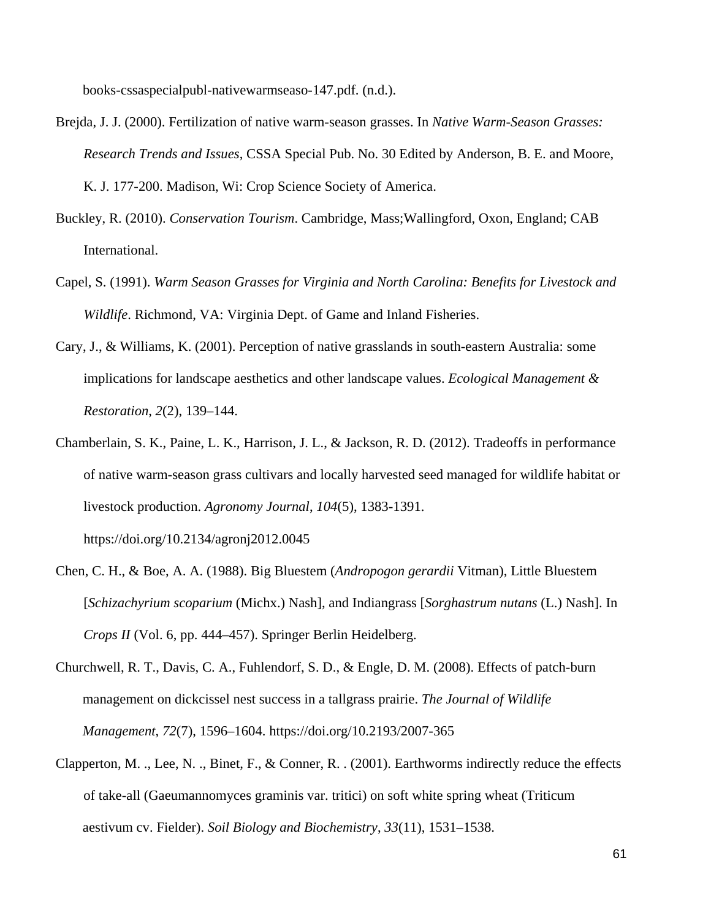books-cssaspecialpubl-nativewarmseaso-147.pdf. (n.d.).

Brejda, J. J. (2000). Fertilization of native warm-season grasses. In *Native Warm-Season Grasses: Research Trends and Issues*, CSSA Special Pub. No. 30 Edited by Anderson, B. E. and Moore, K. J. 177-200. Madison, Wi: Crop Science Society of America.

Buckley, R. (2010). *Conservation Tourism*. Cambridge, Mass;Wallingford, Oxon, England; CAB International.

Capel, S. (1991). *Warm Season Grasses for Virginia and North Carolina: Benefits for Livestock and Wildlife*. Richmond, VA: Virginia Dept. of Game and Inland Fisheries.

Cary, J., & Williams, K. (2001). Perception of native grasslands in south-eastern Australia: some implications for landscape aesthetics and other landscape values. *Ecological Management & Restoration*, *2*(2), 139–144.

Chamberlain, S. K., Paine, L. K., Harrison, J. L., & Jackson, R. D. (2012). Tradeoffs in performance of native warm-season grass cultivars and locally harvested seed managed for wildlife habitat or livestock production. *Agronomy Journal*, *104*(5), 1383-1391. https://doi.org/10.2134/agronj2012.0045

Chen, C. H., & Boe, A. A. (1988). Big Bluestem (*Andropogon gerardii* Vitman), Little Bluestem [*Schizachyrium scoparium* (Michx.) Nash], and Indiangrass [*Sorghastrum nutans* (L.) Nash]. In *Crops II* (Vol. 6, pp. 444–457). Springer Berlin Heidelberg.

Churchwell, R. T., Davis, C. A., Fuhlendorf, S. D., & Engle, D. M. (2008). Effects of patch-burn management on dickcissel nest success in a tallgrass prairie. *The Journal of Wildlife Management*, *72*(7), 1596–1604. https://doi.org/10.2193/2007-365

Clapperton, M. ., Lee, N. ., Binet, F., & Conner, R. . (2001). Earthworms indirectly reduce the effects of take-all (Gaeumannomyces graminis var. tritici) on soft white spring wheat (Triticum aestivum cv. Fielder). *Soil Biology and Biochemistry*, *33*(11), 1531–1538.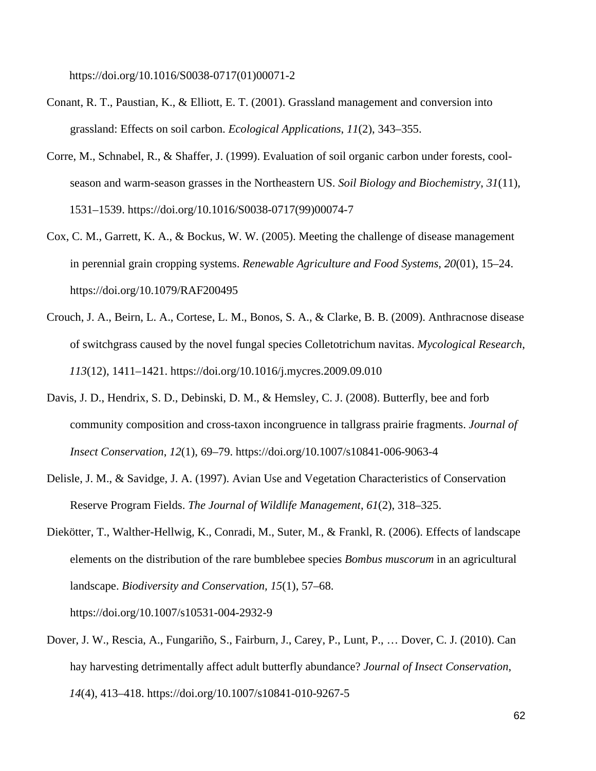https://doi.org/10.1016/S0038-0717(01)00071-2

Conant, R. T., Paustian, K., & Elliott, E. T. (2001). Grassland management and conversion into grassland: Effects on soil carbon. *Ecological Applications*, *11*(2), 343–355.

Corre, M., Schnabel, R., & Shaffer, J. (1999). Evaluation of soil organic carbon under forests, cool-season and warm-season grasses in the Northeastern US. *Soil Biology and Biochemistry*, *31*(11), 1531–1539. https://doi.org/10.1016/S0038-0717(99)00074-7

Cox, C. M., Garrett, K. A., & Bockus, W. W. (2005). Meeting the challenge of disease management in perennial grain cropping systems. *Renewable Agriculture and Food Systems*, *20*(01), 15–24. https://doi.org/10.1079/RAF200495

Crouch, J. A., Beirn, L. A., Cortese, L. M., Bonos, S. A., & Clarke, B. B. (2009). Anthracnose disease of switchgrass caused by the novel fungal species Colletotrichum navitas. *Mycological Research*, *113*(12), 1411–1421. https://doi.org/10.1016/j.mycres.2009.09.010

Davis, J. D., Hendrix, S. D., Debinski, D. M., & Hemsley, C. J. (2008). Butterfly, bee and forb community composition and cross-taxon incongruence in tallgrass prairie fragments. *Journal of Insect Conservation*, *12*(1), 69–79. https://doi.org/10.1007/s10841-006-9063-4

Delisle, J. M., & Savidge, J. A. (1997). Avian Use and Vegetation Characteristics of Conservation Reserve Program Fields. *The Journal of Wildlife Management*, *61*(2), 318–325.

Diekötter, T., Walther-Hellwig, K., Conradi, M., Suter, M., & Frankl, R. (2006). Effects of landscape elements on the distribution of the rare bumblebee species *Bombus muscorum* in an agricultural landscape. *Biodiversity and Conservation*, *15*(1), 57–68. https://doi.org/10.1007/s10531-004-2932-9

Dover, J. W., Rescia, A., Fungariño, S., Fairburn, J., Carey, P., Lunt, P., … Dover, C. J. (2010). Can hay harvesting detrimentally affect adult butterfly abundance? *Journal of Insect Conservation*, *14*(4), 413–418. https://doi.org/10.1007/s10841-010-9267-5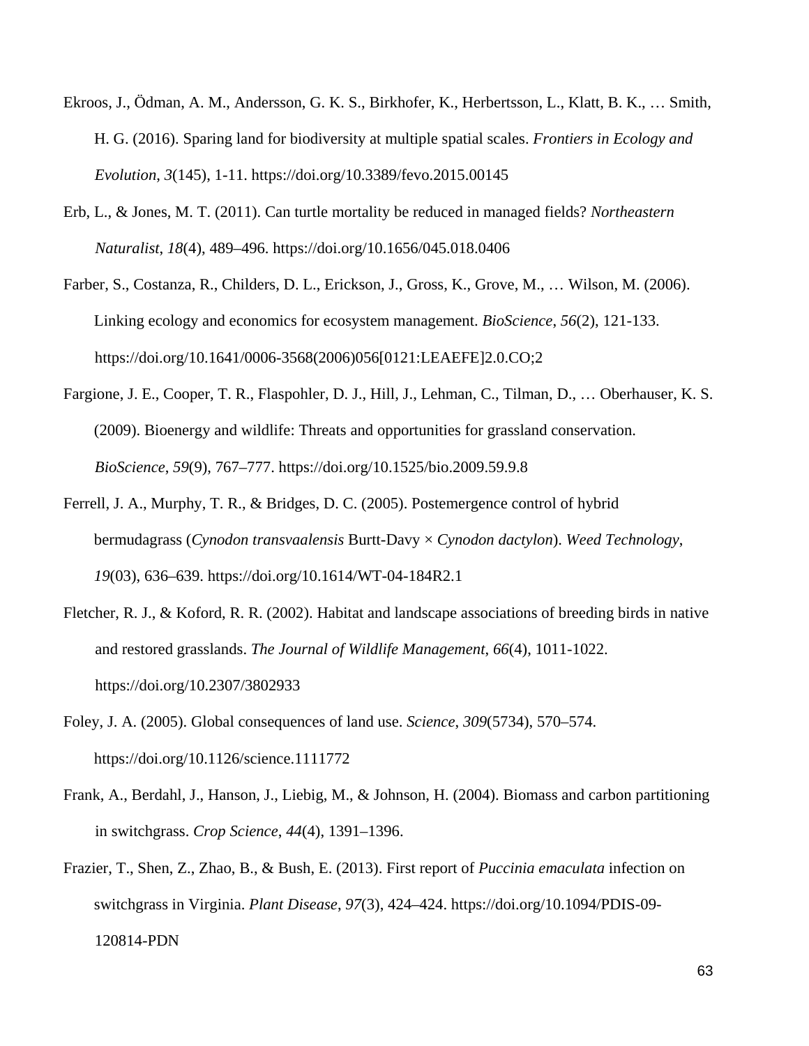Ekroos, J., Ödman, A. M., Andersson, G. K. S., Birkhofer, K., Herbertsson, L., Klatt, B. K., … Smith, H. G. (2016). Sparing land for biodiversity at multiple spatial scales. *Frontiers in Ecology and Evolution*, *3*(145), 1-11. https://doi.org/10.3389/fevo.2015.00145

Erb, L., & Jones, M. T. (2011). Can turtle mortality be reduced in managed fields? *Northeastern Naturalist*, *18*(4), 489–496. https://doi.org/10.1656/045.018.0406

Farber, S., Costanza, R., Childers, D. L., Erickson, J., Gross, K., Grove, M., … Wilson, M. (2006). Linking ecology and economics for ecosystem management. *BioScience*, *56*(2), 121-133. https://doi.org/10.1641/0006-3568(2006)056[0121:LEAEFE]2.0.CO;2

Fargione, J. E., Cooper, T. R., Flaspohler, D. J., Hill, J., Lehman, C., Tilman, D., … Oberhauser, K. S. (2009). Bioenergy and wildlife: Threats and opportunities for grassland conservation. *BioScience*, *59*(9), 767–777. https://doi.org/10.1525/bio.2009.59.9.8

Ferrell, J. A., Murphy, T. R., & Bridges, D. C. (2005). Postemergence control of hybrid bermudagrass (*Cynodon transvaalensis* Burtt-Davy × *Cynodon dactylon*). *Weed Technology*, *19*(03), 636–639. https://doi.org/10.1614/WT-04-184R2.1

Fletcher, R. J., & Koford, R. R. (2002). Habitat and landscape associations of breeding birds in native and restored grasslands. *The Journal of Wildlife Management*, *66*(4), 1011-1022. https://doi.org/10.2307/3802933

Foley, J. A. (2005). Global consequences of land use. *Science*, *309*(5734), 570–574. https://doi.org/10.1126/science.1111772

Frank, A., Berdahl, J., Hanson, J., Liebig, M., & Johnson, H. (2004). Biomass and carbon partitioning in switchgrass. *Crop Science*, *44*(4), 1391–1396.

Frazier, T., Shen, Z., Zhao, B., & Bush, E. (2013). First report of *Puccinia emaculata* infection on switchgrass in Virginia. *Plant Disease*, *97*(3), 424–424. https://doi.org/10.1094/PDIS-09-120814-PDN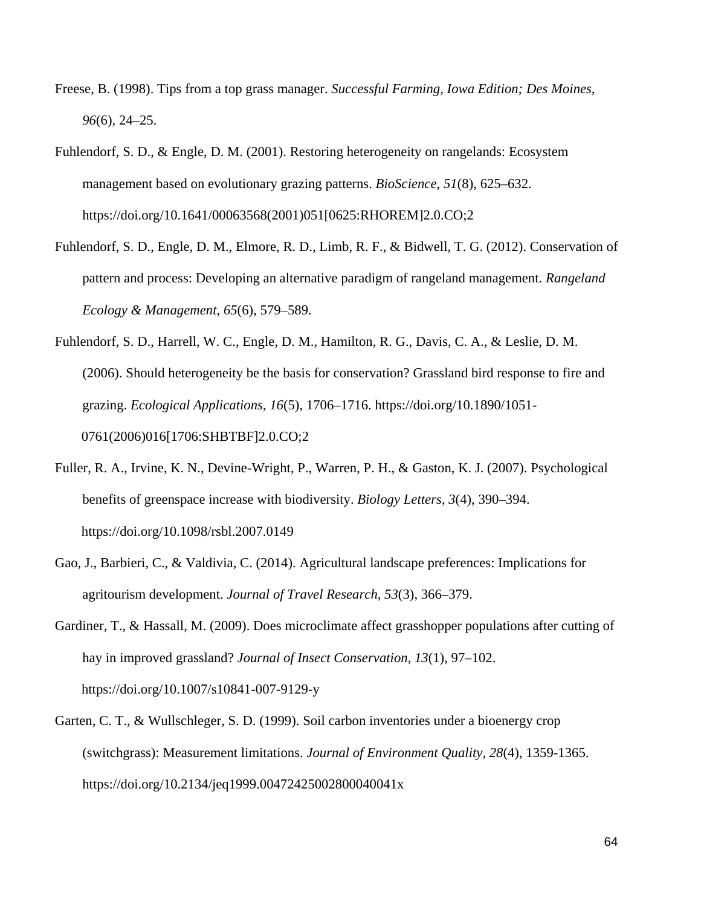Freese, B. (1998). Tips from a top grass manager. *Successful Farming, Iowa Edition; Des Moines*, *96*(6), 24–25.

Fuhlendorf, S. D., & Engle, D. M. (2001). Restoring heterogeneity on rangelands: Ecosystem management based on evolutionary grazing patterns. *BioScience*, *51*(8), 625–632. https://doi.org/10.1641/00063568(2001)051[0625:RHOREM]2.0.CO;2

Fuhlendorf, S. D., Engle, D. M., Elmore, R. D., Limb, R. F., & Bidwell, T. G. (2012). Conservation of pattern and process: Developing an alternative paradigm of rangeland management. *Rangeland Ecology & Management*, *65*(6), 579–589.

Fuhlendorf, S. D., Harrell, W. C., Engle, D. M., Hamilton, R. G., Davis, C. A., & Leslie, D. M. (2006). Should heterogeneity be the basis for conservation? Grassland bird response to fire and grazing. *Ecological Applications*, *16*(5), 1706–1716. https://doi.org/10.1890/1051-0761(2006)016[1706:SHBTBF]2.0.CO;2

Fuller, R. A., Irvine, K. N., Devine-Wright, P., Warren, P. H., & Gaston, K. J. (2007). Psychological benefits of greenspace increase with biodiversity. *Biology Letters*, *3*(4), 390–394. https://doi.org/10.1098/rsbl.2007.0149

Gao, J., Barbieri, C., & Valdivia, C. (2014). Agricultural landscape preferences: Implications for agritourism development. *Journal of Travel Research*, *53*(3), 366–379.

Gardiner, T., & Hassall, M. (2009). Does microclimate affect grasshopper populations after cutting of hay in improved grassland? *Journal of Insect Conservation*, *13*(1), 97–102. https://doi.org/10.1007/s10841-007-9129-y

Garten, C. T., & Wullschleger, S. D. (1999). Soil carbon inventories under a bioenergy crop (switchgrass): Measurement limitations. *Journal of Environment Quality*, *28*(4), 1359-1365. https://doi.org/10.2134/jeq1999.00472425002800040041x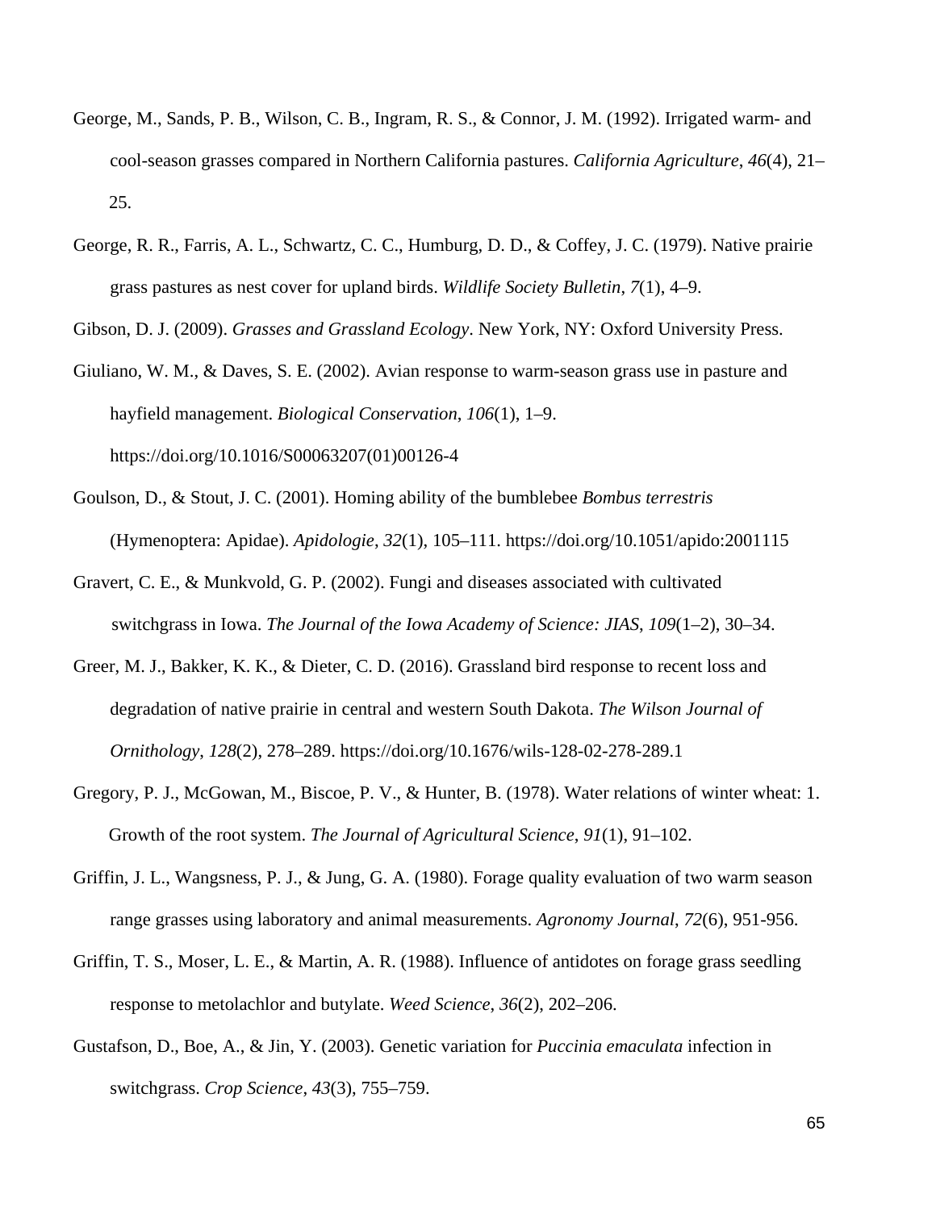George, M., Sands, P. B., Wilson, C. B., Ingram, R. S., & Connor, J. M. (1992). Irrigated warm- and cool-season grasses compared in Northern California pastures. *California Agriculture*, *46*(4), 21–25.

George, R. R., Farris, A. L., Schwartz, C. C., Humburg, D. D., & Coffey, J. C. (1979). Native prairie grass pastures as nest cover for upland birds. *Wildlife Society Bulletin*, *7*(1), 4–9.

Gibson, D. J. (2009). *Grasses and Grassland Ecology*. New York, NY: Oxford University Press.

Giuliano, W. M., & Daves, S. E. (2002). Avian response to warm-season grass use in pasture and hayfield management. *Biological Conservation*, *106*(1), 1–9. https://doi.org/10.1016/S00063207(01)00126-4

Goulson, D., & Stout, J. C. (2001). Homing ability of the bumblebee *Bombus terrestris* (Hymenoptera: Apidae). *Apidologie*, *32*(1), 105–111. https://doi.org/10.1051/apido:2001115

Gravert, C. E., & Munkvold, G. P. (2002). Fungi and diseases associated with cultivated switchgrass in Iowa. *The Journal of the Iowa Academy of Science: JIAS*, *109*(1–2), 30–34.

Greer, M. J., Bakker, K. K., & Dieter, C. D. (2016). Grassland bird response to recent loss and degradation of native prairie in central and western South Dakota. *The Wilson Journal of Ornithology*, *128*(2), 278–289. https://doi.org/10.1676/wils-128-02-278-289.1

Gregory, P. J., McGowan, M., Biscoe, P. V., & Hunter, B. (1978). Water relations of winter wheat: 1. Growth of the root system. *The Journal of Agricultural Science*, *91*(1), 91–102.

Griffin, J. L., Wangsness, P. J., & Jung, G. A. (1980). Forage quality evaluation of two warm season range grasses using laboratory and animal measurements. *Agronomy Journal*, *72*(6), 951-956.

Griffin, T. S., Moser, L. E., & Martin, A. R. (1988). Influence of antidotes on forage grass seedling response to metolachlor and butylate. *Weed Science*, *36*(2), 202–206.

Gustafson, D., Boe, A., & Jin, Y. (2003). Genetic variation for *Puccinia emaculata* infection in switchgrass. *Crop Science*, *43*(3), 755–759.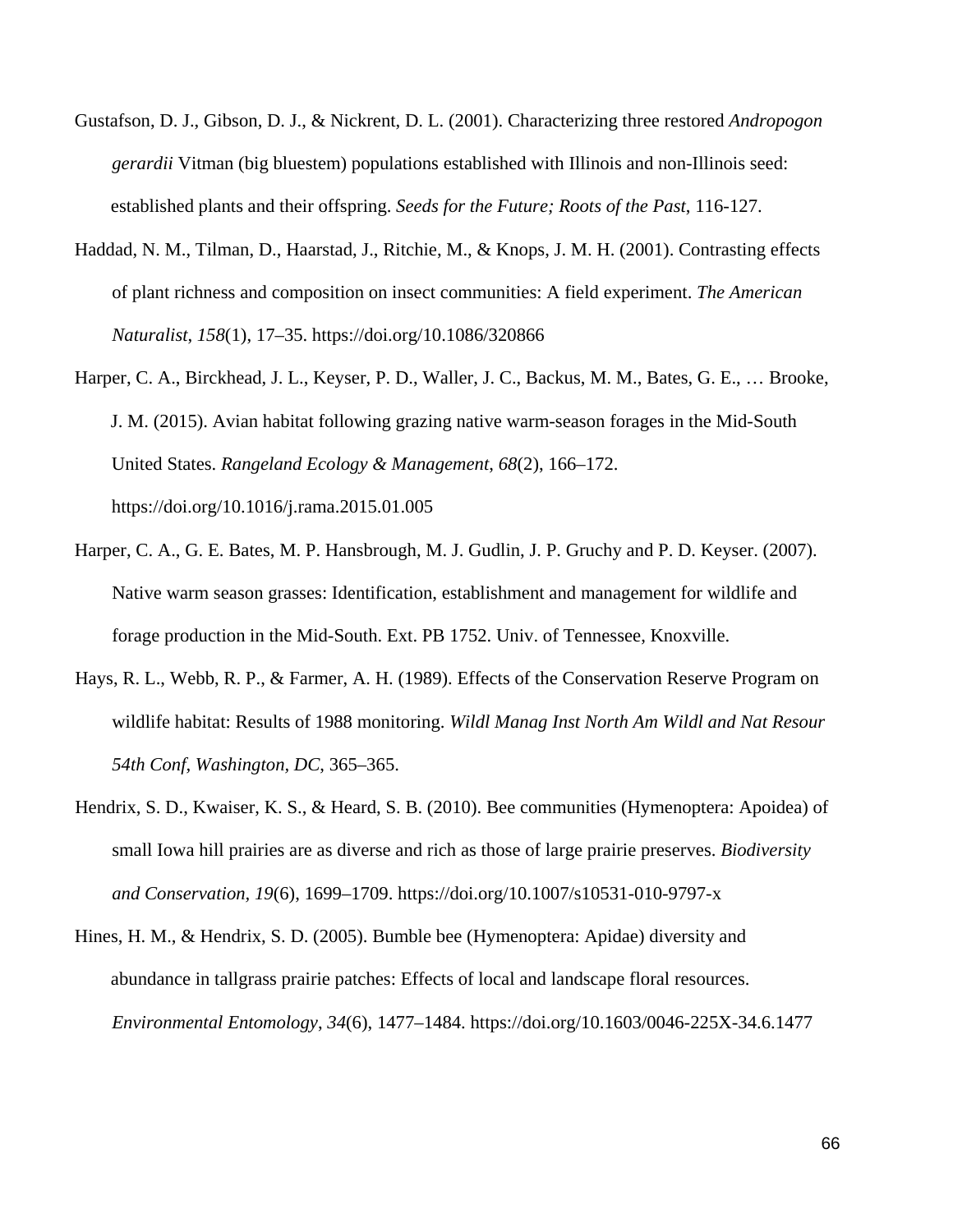Gustafson, D. J., Gibson, D. J., & Nickrent, D. L. (2001). Characterizing three restored *Andropogon gerardii* Vitman (big bluestem) populations established with Illinois and non-Illinois seed: established plants and their offspring. *Seeds for the Future; Roots of the Past*, 116-127.

Haddad, N. M., Tilman, D., Haarstad, J., Ritchie, M., & Knops, J. M. H. (2001). Contrasting effects of plant richness and composition on insect communities: A field experiment. *The American Naturalist*, *158*(1), 17–35. https://doi.org/10.1086/320866

Harper, C. A., Birckhead, J. L., Keyser, P. D., Waller, J. C., Backus, M. M., Bates, G. E., … Brooke, J. M. (2015). Avian habitat following grazing native warm-season forages in the Mid-South United States. *Rangeland Ecology & Management*, *68*(2), 166–172. https://doi.org/10.1016/j.rama.2015.01.005

Harper, C. A., G. E. Bates, M. P. Hansbrough, M. J. Gudlin, J. P. Gruchy and P. D. Keyser. (2007). Native warm season grasses: Identification, establishment and management for wildlife and forage production in the Mid-South. Ext. PB 1752. Univ. of Tennessee, Knoxville.

Hays, R. L., Webb, R. P., & Farmer, A. H. (1989). Effects of the Conservation Reserve Program on wildlife habitat: Results of 1988 monitoring. *Wildl Manag Inst North Am Wildl and Nat Resour 54th Conf, Washington, DC*, 365–365.

Hendrix, S. D., Kwaiser, K. S., & Heard, S. B. (2010). Bee communities (Hymenoptera: Apoidea) of small Iowa hill prairies are as diverse and rich as those of large prairie preserves. *Biodiversity and Conservation, 19*(6), 1699–1709. https://doi.org/10.1007/s10531-010-9797-x

Hines, H. M., & Hendrix, S. D. (2005). Bumble bee (Hymenoptera: Apidae) diversity and abundance in tallgrass prairie patches: Effects of local and landscape floral resources. *Environmental Entomology*, *34*(6), 1477–1484. https://doi.org/10.1603/0046-225X-34.6.1477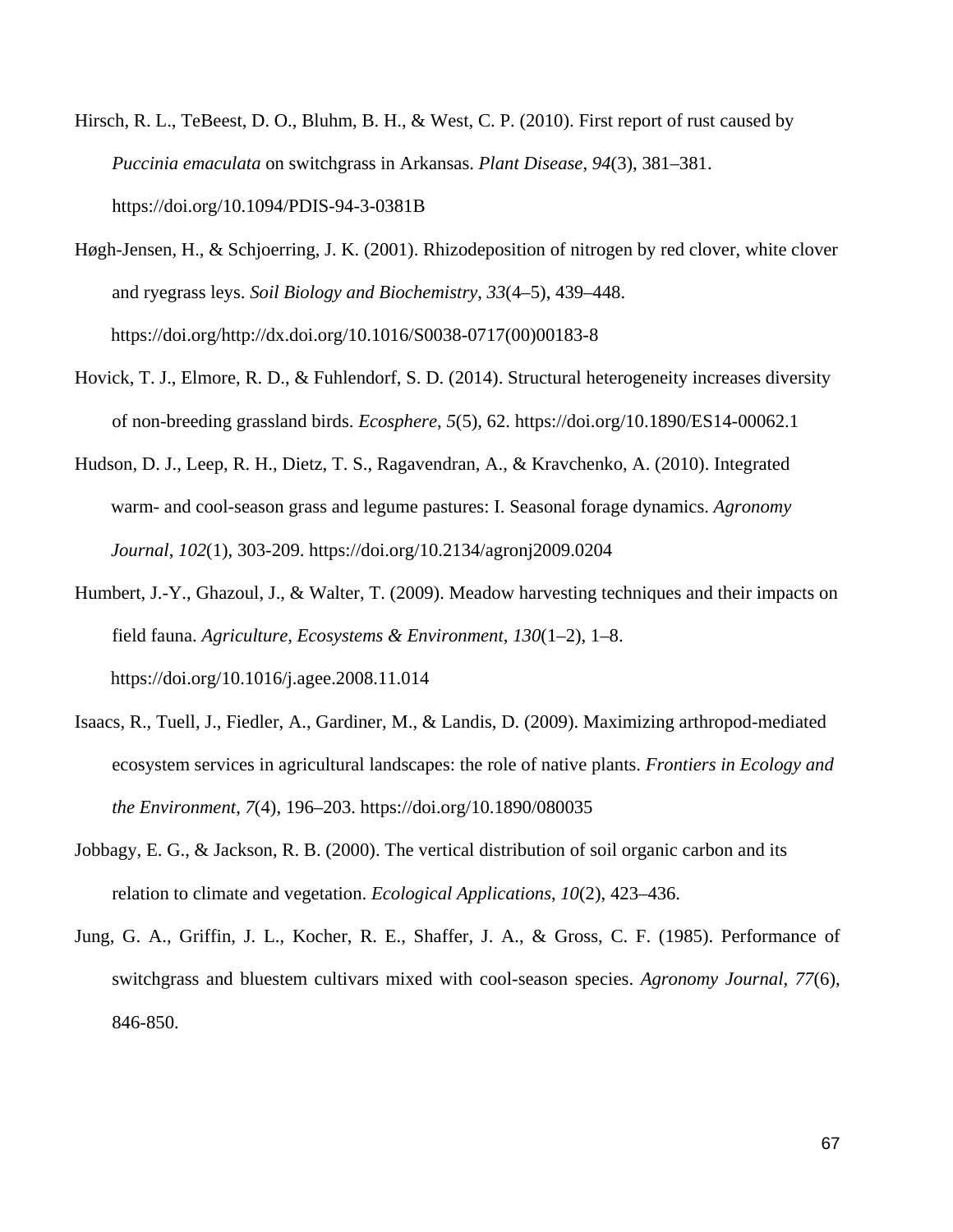Hirsch, R. L., TeBeest, D. O., Bluhm, B. H., & West, C. P. (2010). First report of rust caused by *Puccinia emaculata* on switchgrass in Arkansas. *Plant Disease*, *94*(3), 381–381. https://doi.org/10.1094/PDIS-94-3-0381B

Høgh-Jensen, H., & Schjoerring, J. K. (2001). Rhizodeposition of nitrogen by red clover, white clover and ryegrass leys. *Soil Biology and Biochemistry*, *33*(4–5), 439–448. https://doi.org/http://dx.doi.org/10.1016/S0038-0717(00)00183-8

Hovick, T. J., Elmore, R. D., & Fuhlendorf, S. D. (2014). Structural heterogeneity increases diversity of non-breeding grassland birds. *Ecosphere*, *5*(5), 62. https://doi.org/10.1890/ES14-00062.1

Hudson, D. J., Leep, R. H., Dietz, T. S., Ragavendran, A., & Kravchenko, A. (2010). Integrated warm- and cool-season grass and legume pastures: I. Seasonal forage dynamics. *Agronomy Journal*, *102*(1), 303-209. https://doi.org/10.2134/agronj2009.0204

Humbert, J.-Y., Ghazoul, J., & Walter, T. (2009). Meadow harvesting techniques and their impacts on field fauna. *Agriculture, Ecosystems & Environment*, *130*(1–2), 1–8. https://doi.org/10.1016/j.agee.2008.11.014

Isaacs, R., Tuell, J., Fiedler, A., Gardiner, M., & Landis, D. (2009). Maximizing arthropod-mediated ecosystem services in agricultural landscapes: the role of native plants. *Frontiers in Ecology and the Environment*, *7*(4), 196–203. https://doi.org/10.1890/080035

Jobbagy, E. G., & Jackson, R. B. (2000). The vertical distribution of soil organic carbon and its relation to climate and vegetation. *Ecological Applications*, *10*(2), 423–436.

Jung, G. A., Griffin, J. L., Kocher, R. E., Shaffer, J. A., & Gross, C. F. (1985). Performance of switchgrass and bluestem cultivars mixed with cool-season species. *Agronomy Journal*, *77*(6), 846-850.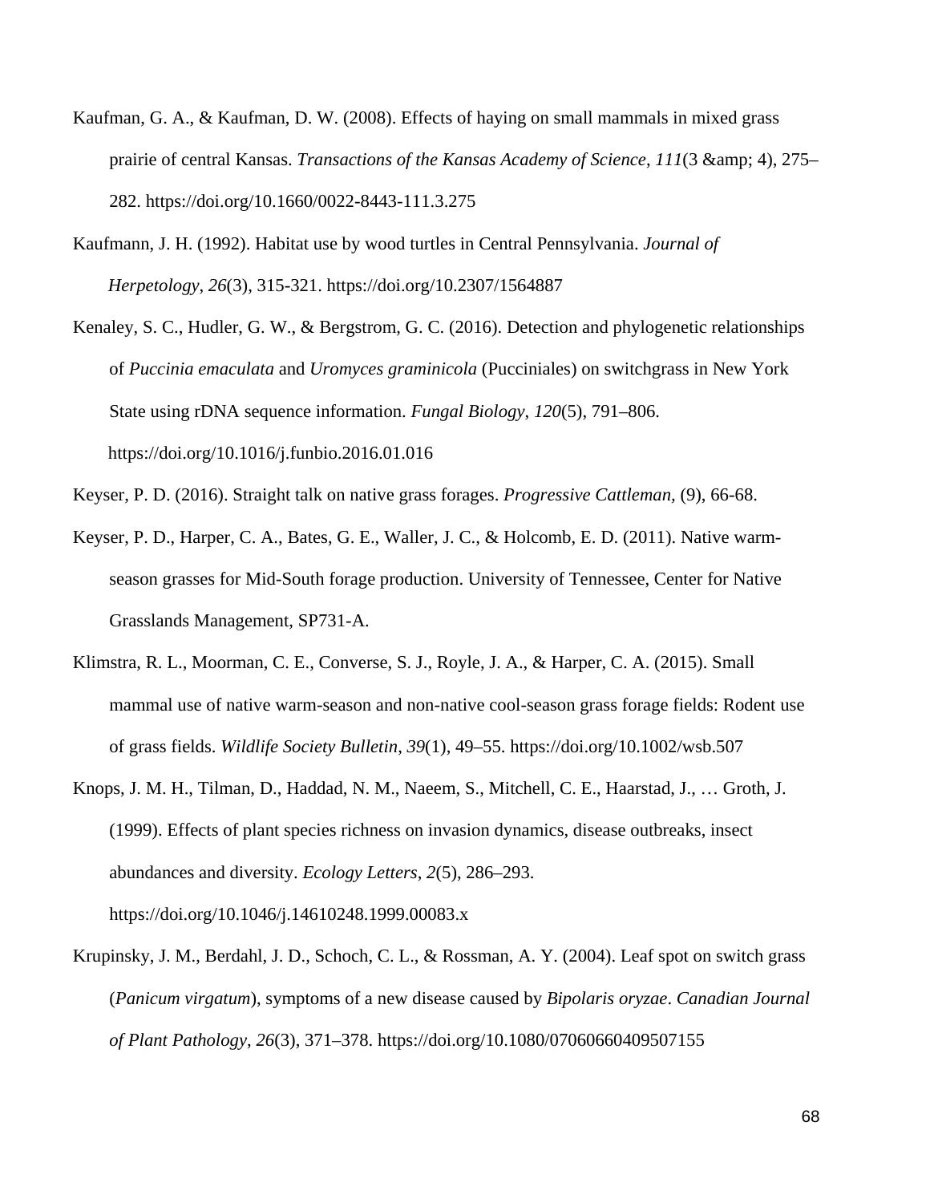Kaufman, G. A., & Kaufman, D. W. (2008). Effects of haying on small mammals in mixed grass prairie of central Kansas. *Transactions of the Kansas Academy of Science*, *111*(3 &amp; 4), 275–282. https://doi.org/10.1660/0022-8443-111.3.275

Kaufmann, J. H. (1992). Habitat use by wood turtles in Central Pennsylvania. *Journal of Herpetology*, *26*(3), 315-321. https://doi.org/10.2307/1564887

Kenaley, S. C., Hudler, G. W., & Bergstrom, G. C. (2016). Detection and phylogenetic relationships of *Puccinia emaculata* and *Uromyces graminicola* (Pucciniales) on switchgrass in New York State using rDNA sequence information. *Fungal Biology*, *120*(5), 791–806. https://doi.org/10.1016/j.funbio.2016.01.016

Keyser, P. D. (2016). Straight talk on native grass forages. *Progressive Cattleman,* (9), 66-68.

Keyser, P. D., Harper, C. A., Bates, G. E., Waller, J. C., & Holcomb, E. D. (2011). Native warm-season grasses for Mid-South forage production. University of Tennessee, Center for Native Grasslands Management, SP731-A.

Klimstra, R. L., Moorman, C. E., Converse, S. J., Royle, J. A., & Harper, C. A. (2015). Small mammal use of native warm-season and non-native cool-season grass forage fields: Rodent use of grass fields. *Wildlife Society Bulletin*, *39*(1), 49–55. https://doi.org/10.1002/wsb.507

Knops, J. M. H., Tilman, D., Haddad, N. M., Naeem, S., Mitchell, C. E., Haarstad, J., … Groth, J. (1999). Effects of plant species richness on invasion dynamics, disease outbreaks, insect abundances and diversity. *Ecology Letters*, *2*(5), 286–293. https://doi.org/10.1046/j.14610248.1999.00083.x

Krupinsky, J. M., Berdahl, J. D., Schoch, C. L., & Rossman, A. Y. (2004). Leaf spot on switch grass (*Panicum virgatum*), symptoms of a new disease caused by *Bipolaris oryzae*. *Canadian Journal of Plant Pathology*, *26*(3), 371–378. https://doi.org/10.1080/07060660409507155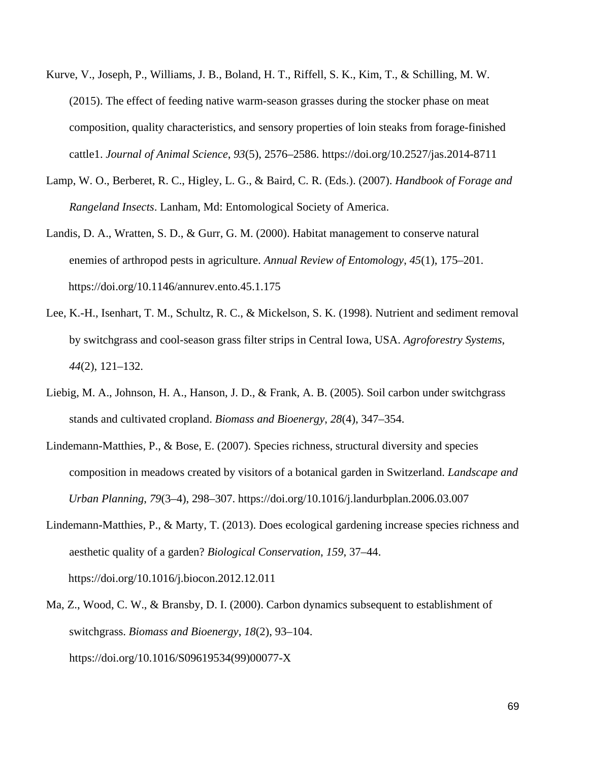Kurve, V., Joseph, P., Williams, J. B., Boland, H. T., Riffell, S. K., Kim, T., & Schilling, M. W. (2015). The effect of feeding native warm-season grasses during the stocker phase on meat composition, quality characteristics, and sensory properties of loin steaks from forage-finished cattle1. *Journal of Animal Science*, *93*(5), 2576–2586. https://doi.org/10.2527/jas.2014-8711

Lamp, W. O., Berberet, R. C., Higley, L. G., & Baird, C. R. (Eds.). (2007). *Handbook of Forage and Rangeland Insects*. Lanham, Md: Entomological Society of America.

Landis, D. A., Wratten, S. D., & Gurr, G. M. (2000). Habitat management to conserve natural enemies of arthropod pests in agriculture. *Annual Review of Entomology*, *45*(1), 175–201. https://doi.org/10.1146/annurev.ento.45.1.175

Lee, K.-H., Isenhart, T. M., Schultz, R. C., & Mickelson, S. K. (1998). Nutrient and sediment removal by switchgrass and cool-season grass filter strips in Central Iowa, USA. *Agroforestry Systems*, *44*(2), 121–132.

Liebig, M. A., Johnson, H. A., Hanson, J. D., & Frank, A. B. (2005). Soil carbon under switchgrass stands and cultivated cropland. *Biomass and Bioenergy*, *28*(4), 347–354.

Lindemann-Matthies, P., & Bose, E. (2007). Species richness, structural diversity and species composition in meadows created by visitors of a botanical garden in Switzerland. *Landscape and Urban Planning*, *79*(3–4), 298–307. https://doi.org/10.1016/j.landurbplan.2006.03.007

Lindemann-Matthies, P., & Marty, T. (2013). Does ecological gardening increase species richness and aesthetic quality of a garden? *Biological Conservation*, *159*, 37–44. https://doi.org/10.1016/j.biocon.2012.12.011

Ma, Z., Wood, C. W., & Bransby, D. I. (2000). Carbon dynamics subsequent to establishment of switchgrass. *Biomass and Bioenergy*, *18*(2), 93–104. https://doi.org/10.1016/S09619534(99)00077-X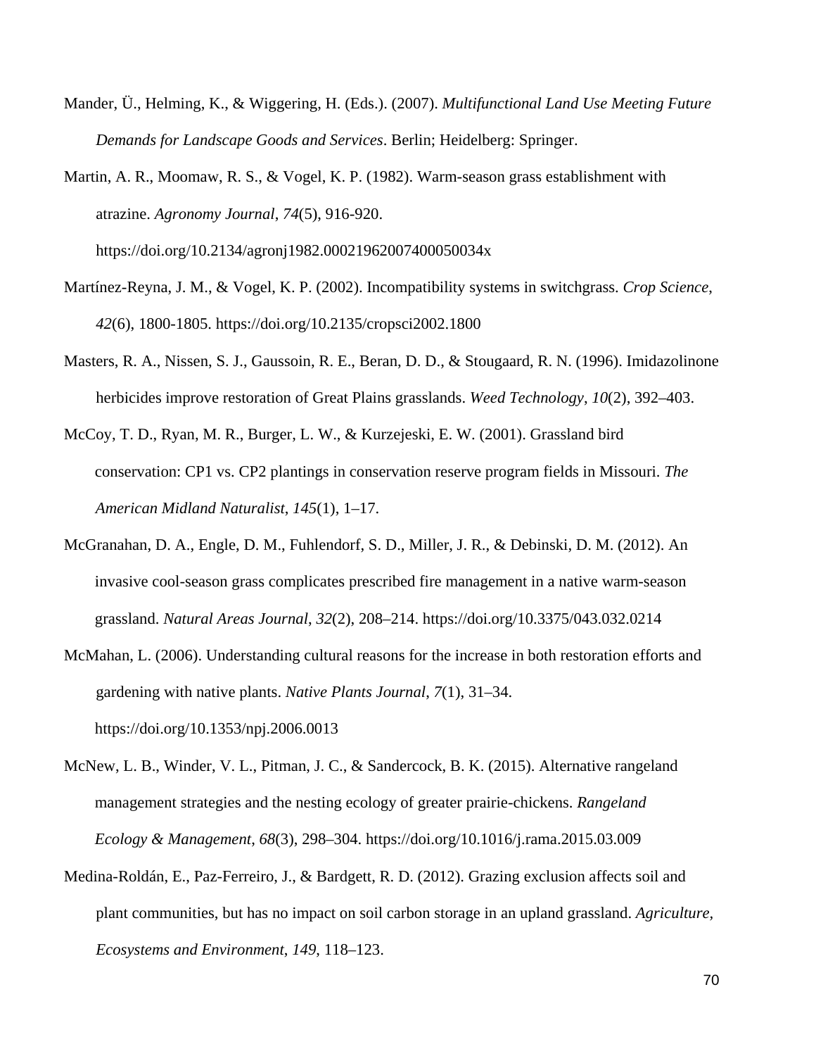Mander, Ü., Helming, K., & Wiggering, H. (Eds.). (2007). *Multifunctional Land Use Meeting Future Demands for Landscape Goods and Services*. Berlin; Heidelberg: Springer.

Martin, A. R., Moomaw, R. S., & Vogel, K. P. (1982). Warm-season grass establishment with atrazine. *Agronomy Journal*, *74*(5), 916-920. https://doi.org/10.2134/agronj1982.00021962007400050034x

Martínez-Reyna, J. M., & Vogel, K. P. (2002). Incompatibility systems in switchgrass. *Crop Science*, *42*(6), 1800-1805. https://doi.org/10.2135/cropsci2002.1800

Masters, R. A., Nissen, S. J., Gaussoin, R. E., Beran, D. D., & Stougaard, R. N. (1996). Imidazolinone herbicides improve restoration of Great Plains grasslands. *Weed Technology*, *10*(2), 392–403.

McCoy, T. D., Ryan, M. R., Burger, L. W., & Kurzejeski, E. W. (2001). Grassland bird conservation: CP1 vs. CP2 plantings in conservation reserve program fields in Missouri. *The American Midland Naturalist*, *145*(1), 1–17.

McGranahan, D. A., Engle, D. M., Fuhlendorf, S. D., Miller, J. R., & Debinski, D. M. (2012). An invasive cool-season grass complicates prescribed fire management in a native warm-season grassland. *Natural Areas Journal*, *32*(2), 208–214. https://doi.org/10.3375/043.032.0214

McMahan, L. (2006). Understanding cultural reasons for the increase in both restoration efforts and gardening with native plants. *Native Plants Journal*, *7*(1), 31–34. https://doi.org/10.1353/npj.2006.0013

McNew, L. B., Winder, V. L., Pitman, J. C., & Sandercock, B. K. (2015). Alternative rangeland management strategies and the nesting ecology of greater prairie-chickens. *Rangeland Ecology & Management*, *68*(3), 298–304. https://doi.org/10.1016/j.rama.2015.03.009

Medina-Roldán, E., Paz-Ferreiro, J., & Bardgett, R. D. (2012). Grazing exclusion affects soil and plant communities, but has no impact on soil carbon storage in an upland grassland. *Agriculture, Ecosystems and Environment*, *149*, 118–123.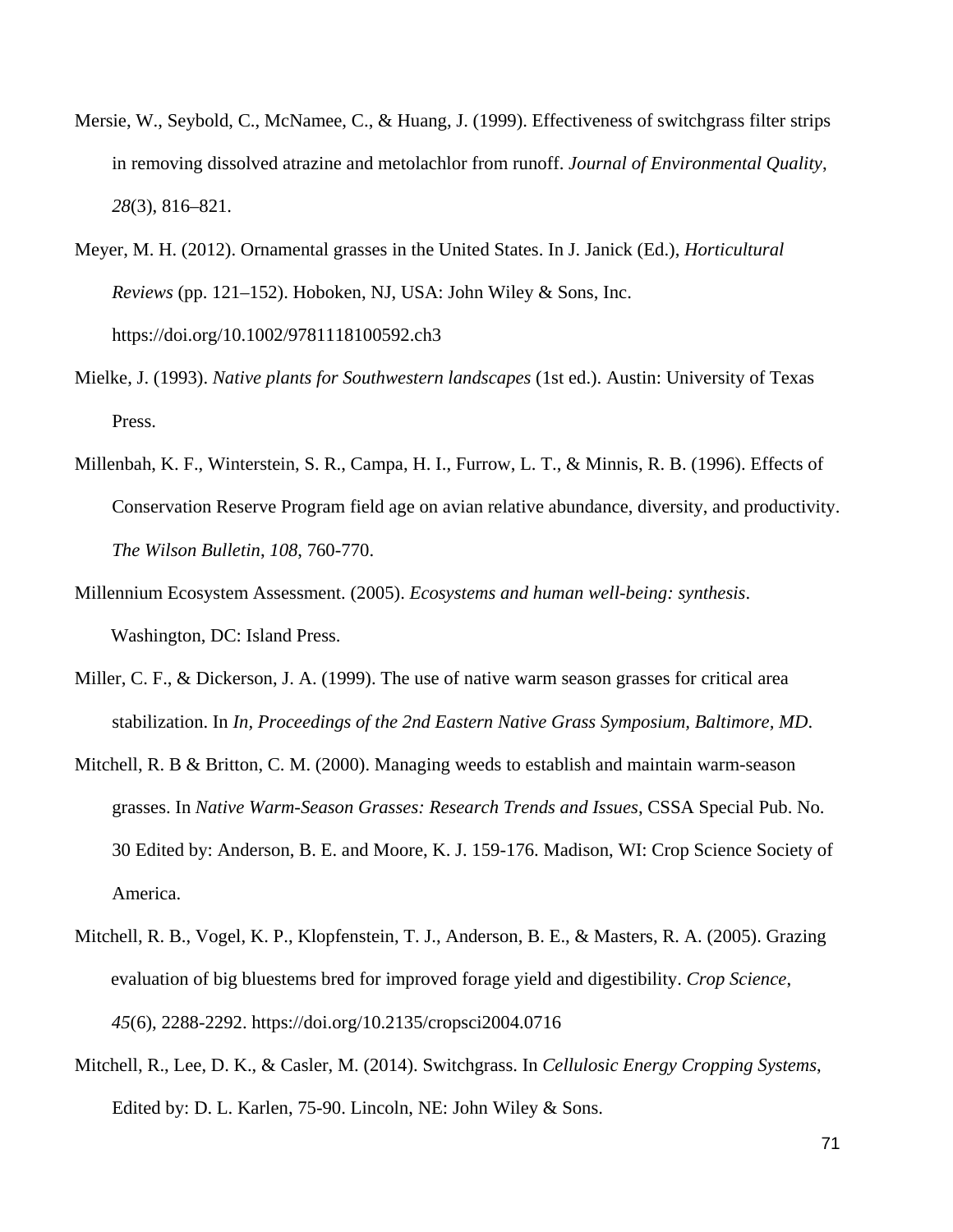Mersie, W., Seybold, C., McNamee, C., & Huang, J. (1999). Effectiveness of switchgrass filter strips in removing dissolved atrazine and metolachlor from runoff. *Journal of Environmental Quality*, *28*(3), 816–821.

Meyer, M. H. (2012). Ornamental grasses in the United States. In J. Janick (Ed.), *Horticultural Reviews* (pp. 121–152). Hoboken, NJ, USA: John Wiley & Sons, Inc. https://doi.org/10.1002/9781118100592.ch3

Mielke, J. (1993). *Native plants for Southwestern landscapes* (1st ed.). Austin: University of Texas Press.

Millenbah, K. F., Winterstein, S. R., Campa, H. I., Furrow, L. T., & Minnis, R. B. (1996). Effects of Conservation Reserve Program field age on avian relative abundance, diversity, and productivity. *The Wilson Bulletin*, *108*, 760-770.

Millennium Ecosystem Assessment. (2005). *Ecosystems and human well-being: synthesis*. Washington, DC: Island Press.

Miller, C. F., & Dickerson, J. A. (1999). The use of native warm season grasses for critical area stabilization. In *In, Proceedings of the 2nd Eastern Native Grass Symposium, Baltimore, MD*.

Mitchell, R. B & Britton, C. M. (2000). Managing weeds to establish and maintain warm-season grasses. In *Native Warm-Season Grasses: Research Trends and Issues*, CSSA Special Pub. No. 30 Edited by: Anderson, B. E. and Moore, K. J. 159-176. Madison, WI: Crop Science Society of America.

Mitchell, R. B., Vogel, K. P., Klopfenstein, T. J., Anderson, B. E., & Masters, R. A. (2005). Grazing evaluation of big bluestems bred for improved forage yield and digestibility. *Crop Science*, *45*(6), 2288-2292. https://doi.org/10.2135/cropsci2004.0716

Mitchell, R., Lee, D. K., & Casler, M. (2014). Switchgrass. In *Cellulosic Energy Cropping Systems*, Edited by: D. L. Karlen, 75-90. Lincoln, NE: John Wiley & Sons.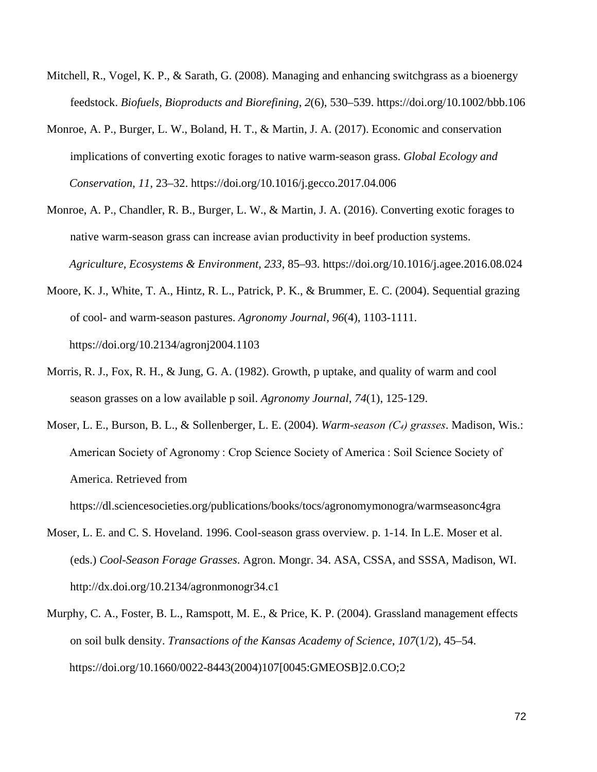Mitchell, R., Vogel, K. P., & Sarath, G. (2008). Managing and enhancing switchgrass as a bioenergy feedstock. *Biofuels, Bioproducts and Biorefining*, *2*(6), 530–539. https://doi.org/10.1002/bbb.106

Monroe, A. P., Burger, L. W., Boland, H. T., & Martin, J. A. (2017). Economic and conservation implications of converting exotic forages to native warm-season grass. *Global Ecology and Conservation*, *11*, 23–32. https://doi.org/10.1016/j.gecco.2017.04.006

Monroe, A. P., Chandler, R. B., Burger, L. W., & Martin, J. A. (2016). Converting exotic forages to native warm-season grass can increase avian productivity in beef production systems. *Agriculture, Ecosystems & Environment*, *233*, 85–93. https://doi.org/10.1016/j.agee.2016.08.024

Moore, K. J., White, T. A., Hintz, R. L., Patrick, P. K., & Brummer, E. C. (2004). Sequential grazing of cool- and warm-season pastures. *Agronomy Journal*, *96*(4), 1103-1111. https://doi.org/10.2134/agronj2004.1103

Morris, R. J., Fox, R. H., & Jung, G. A. (1982). Growth, p uptake, and quality of warm and cool season grasses on a low available p soil. *Agronomy Journal*, *74*(1), 125-129.

Moser, L. E., Burson, B. L., & Sollenberger, L. E. (2004). *Warm-season ($C_4$) grasses*. Madison, Wis.: American Society of Agronomy : Crop Science Society of America : Soil Science Society of America. Retrieved from https://dl.sciencesocieties.org/publications/books/tocs/agronomymonogra/warmseasonc4gra

Moser, L. E. and C. S. Hoveland. 1996. Cool-season grass overview. p. 1-14. In L.E. Moser et al. (eds.) *Cool-Season Forage Grasses*. Agron. Mongr. 34. ASA, CSSA, and SSSA, Madison, WI. http://dx.doi.org/10.2134/agronmonogr34.c1

Murphy, C. A., Foster, B. L., Ramspott, M. E., & Price, K. P. (2004). Grassland management effects on soil bulk density. *Transactions of the Kansas Academy of Science*, *107*(1/2), 45–54. https://doi.org/10.1660/0022-8443(2004)107[0045:GMEOSB]2.0.CO;2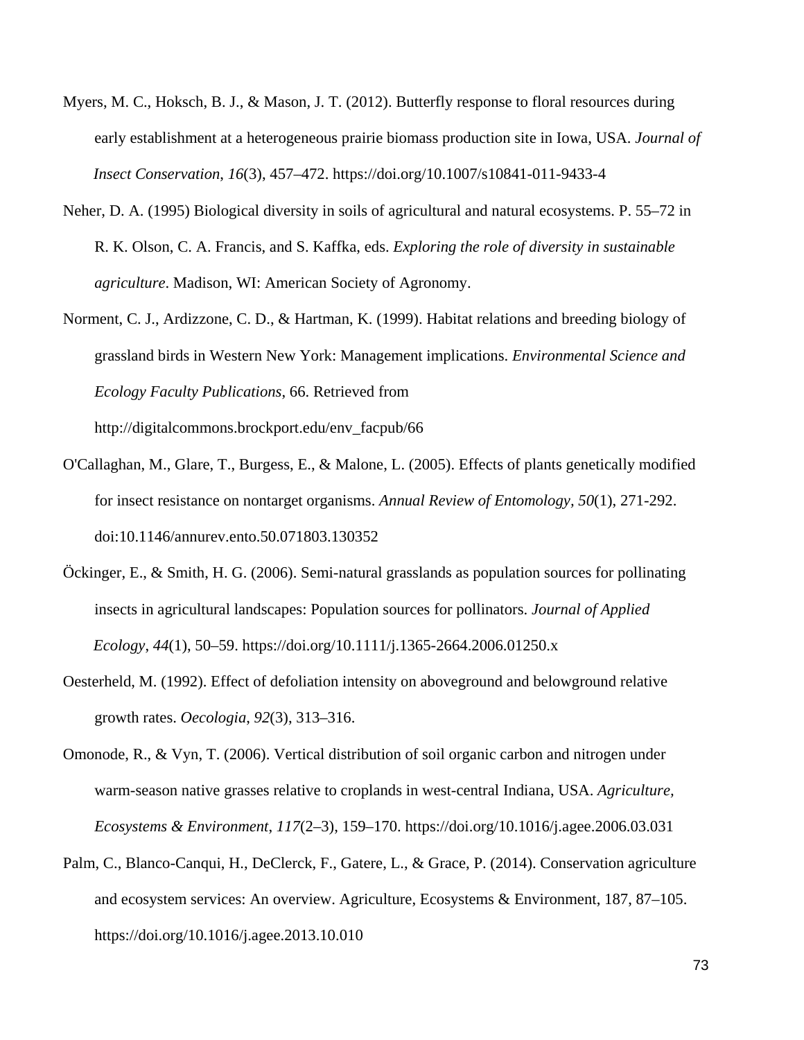Myers, M. C., Hoksch, B. J., & Mason, J. T. (2012). Butterfly response to floral resources during early establishment at a heterogeneous prairie biomass production site in Iowa, USA. *Journal of Insect Conservation*, *16*(3), 457–472. https://doi.org/10.1007/s10841-011-9433-4

Neher, D. A. (1995) Biological diversity in soils of agricultural and natural ecosystems. P. 55–72 in R. K. Olson, C. A. Francis, and S. Kaffka, eds. *Exploring the role of diversity in sustainable agriculture*. Madison, WI: American Society of Agronomy.

Norment, C. J., Ardizzone, C. D., & Hartman, K. (1999). Habitat relations and breeding biology of grassland birds in Western New York: Management implications. *Environmental Science and Ecology Faculty Publications*, 66. Retrieved from http://digitalcommons.brockport.edu/env_facpub/66

O'Callaghan, M., Glare, T., Burgess, E., & Malone, L. (2005). Effects of plants genetically modified for insect resistance on nontarget organisms. *Annual Review of Entomology, 50*(1), 271-292. doi:10.1146/annurev.ento.50.071803.130352

Öckinger, E., & Smith, H. G. (2006). Semi-natural grasslands as population sources for pollinating insects in agricultural landscapes: Population sources for pollinators. *Journal of Applied Ecology*, *44*(1), 50–59. https://doi.org/10.1111/j.1365-2664.2006.01250.x

Oesterheld, M. (1992). Effect of defoliation intensity on aboveground and belowground relative growth rates. *Oecologia*, *92*(3), 313–316.

Omonode, R., & Vyn, T. (2006). Vertical distribution of soil organic carbon and nitrogen under warm-season native grasses relative to croplands in west-central Indiana, USA. *Agriculture, Ecosystems & Environment*, *117*(2–3), 159–170. https://doi.org/10.1016/j.agee.2006.03.031

Palm, C., Blanco-Canqui, H., DeClerck, F., Gatere, L., & Grace, P. (2014). Conservation agriculture and ecosystem services: An overview. Agriculture, Ecosystems & Environment, 187, 87–105. https://doi.org/10.1016/j.agee.2013.10.010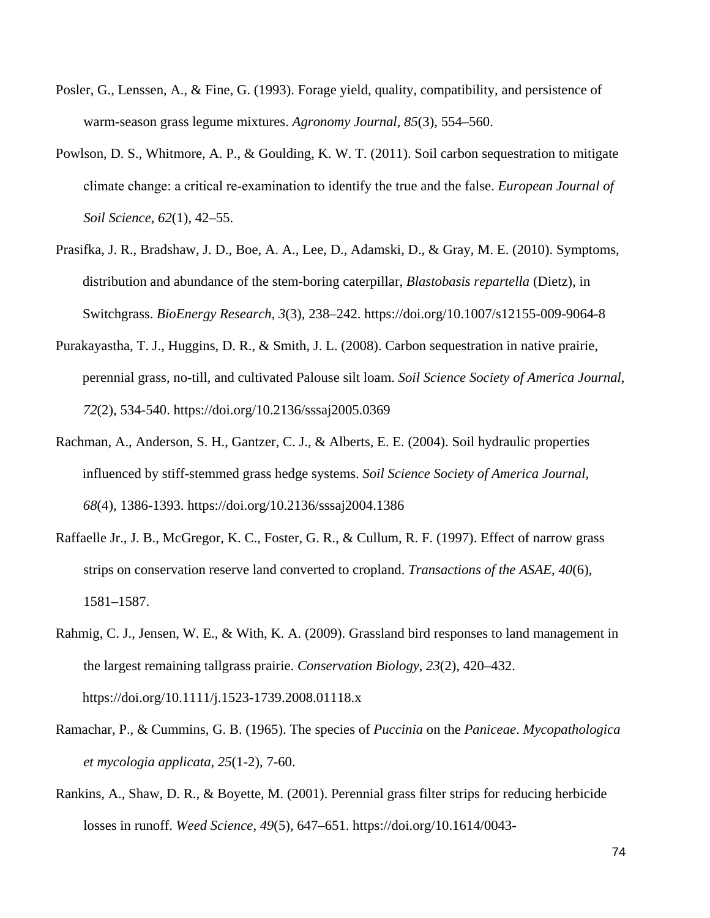Posler, G., Lenssen, A., & Fine, G. (1993). Forage yield, quality, compatibility, and persistence of warm-season grass legume mixtures. *Agronomy Journal*, *85*(3), 554–560.

Powlson, D. S., Whitmore, A. P., & Goulding, K. W. T. (2011). Soil carbon sequestration to mitigate climate change: a critical re-examination to identify the true and the false. *European Journal of Soil Science*, *62*(1), 42–55.

Prasifka, J. R., Bradshaw, J. D., Boe, A. A., Lee, D., Adamski, D., & Gray, M. E. (2010). Symptoms, distribution and abundance of the stem-boring caterpillar, *Blastobasis repartella* (Dietz), in Switchgrass. *BioEnergy Research*, *3*(3), 238–242. https://doi.org/10.1007/s12155-009-9064-8

Purakayastha, T. J., Huggins, D. R., & Smith, J. L. (2008). Carbon sequestration in native prairie, perennial grass, no-till, and cultivated Palouse silt loam. *Soil Science Society of America Journal*, *72*(2), 534-540. https://doi.org/10.2136/sssaj2005.0369

Rachman, A., Anderson, S. H., Gantzer, C. J., & Alberts, E. E. (2004). Soil hydraulic properties influenced by stiff-stemmed grass hedge systems. *Soil Science Society of America Journal*, *68*(4), 1386-1393. https://doi.org/10.2136/sssaj2004.1386

Raffaelle Jr., J. B., McGregor, K. C., Foster, G. R., & Cullum, R. F. (1997). Effect of narrow grass strips on conservation reserve land converted to cropland. *Transactions of the ASAE*, *40*(6), 1581–1587.

Rahmig, C. J., Jensen, W. E., & With, K. A. (2009). Grassland bird responses to land management in the largest remaining tallgrass prairie. *Conservation Biology*, *23*(2), 420–432. https://doi.org/10.1111/j.1523-1739.2008.01118.x

Ramachar, P., & Cummins, G. B. (1965). The species of *Puccinia* on the *Paniceae*. *Mycopathologica et mycologia applicata*, *25*(1-2), 7-60.

Rankins, A., Shaw, D. R., & Boyette, M. (2001). Perennial grass filter strips for reducing herbicide losses in runoff. *Weed Science*, *49*(5), 647–651. https://doi.org/10.1614/0043-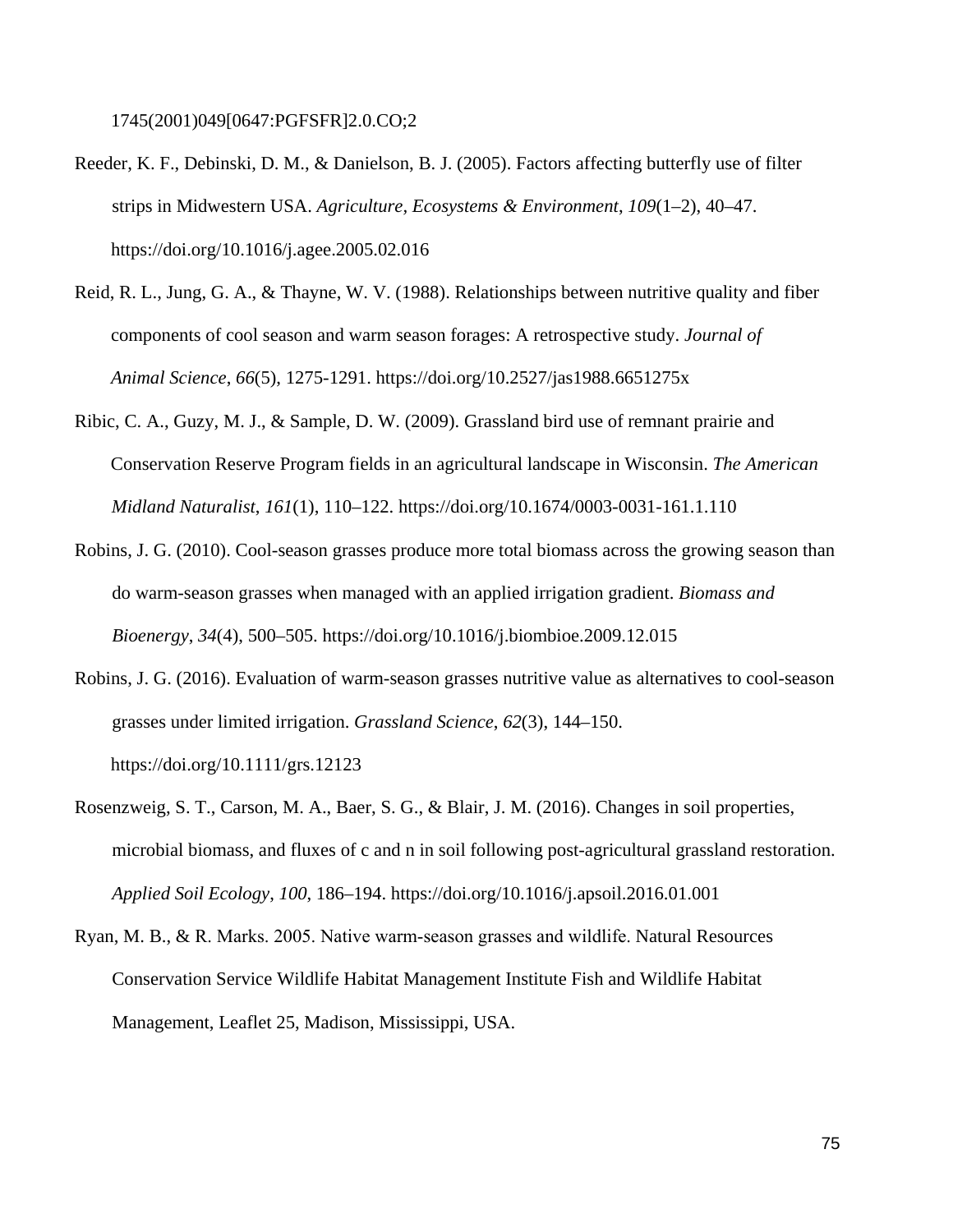1745(2001)049[0647:PGFSFR]2.0.CO;2

Reeder, K. F., Debinski, D. M., & Danielson, B. J. (2005). Factors affecting butterfly use of filter strips in Midwestern USA. *Agriculture, Ecosystems & Environment*, *109*(1–2), 40–47. https://doi.org/10.1016/j.agee.2005.02.016

Reid, R. L., Jung, G. A., & Thayne, W. V. (1988). Relationships between nutritive quality and fiber components of cool season and warm season forages: A retrospective study. *Journal of Animal Science*, *66*(5), 1275-1291. https://doi.org/10.2527/jas1988.6651275x

Ribic, C. A., Guzy, M. J., & Sample, D. W. (2009). Grassland bird use of remnant prairie and Conservation Reserve Program fields in an agricultural landscape in Wisconsin. *The American Midland Naturalist*, *161*(1), 110–122. https://doi.org/10.1674/0003-0031-161.1.110

Robins, J. G. (2010). Cool-season grasses produce more total biomass across the growing season than do warm-season grasses when managed with an applied irrigation gradient. *Biomass and Bioenergy*, *34*(4), 500–505. https://doi.org/10.1016/j.biombioe.2009.12.015

Robins, J. G. (2016). Evaluation of warm-season grasses nutritive value as alternatives to cool-season grasses under limited irrigation. *Grassland Science*, *62*(3), 144–150. https://doi.org/10.1111/grs.12123

Rosenzweig, S. T., Carson, M. A., Baer, S. G., & Blair, J. M. (2016). Changes in soil properties, microbial biomass, and fluxes of c and n in soil following post-agricultural grassland restoration. *Applied Soil Ecology*, *100*, 186–194. https://doi.org/10.1016/j.apsoil.2016.01.001

Ryan, M. B., & R. Marks. 2005. Native warm-season grasses and wildlife. Natural Resources Conservation Service Wildlife Habitat Management Institute Fish and Wildlife Habitat Management, Leaflet 25, Madison, Mississippi, USA.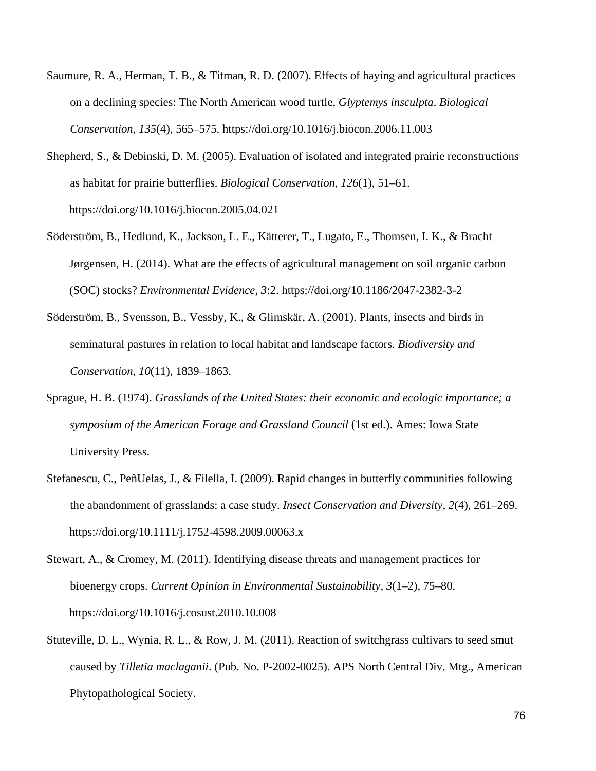Saumure, R. A., Herman, T. B., & Titman, R. D. (2007). Effects of haying and agricultural practices on a declining species: The North American wood turtle, *Glyptemys insculpta*. *Biological Conservation*, *135*(4), 565–575. https://doi.org/10.1016/j.biocon.2006.11.003

Shepherd, S., & Debinski, D. M. (2005). Evaluation of isolated and integrated prairie reconstructions as habitat for prairie butterflies. *Biological Conservation*, *126*(1), 51–61. https://doi.org/10.1016/j.biocon.2005.04.021

Söderström, B., Hedlund, K., Jackson, L. E., Kätterer, T., Lugato, E., Thomsen, I. K., & Bracht Jørgensen, H. (2014). What are the effects of agricultural management on soil organic carbon (SOC) stocks? *Environmental Evidence*, *3*:2. https://doi.org/10.1186/2047-2382-3-2

Söderström, B., Svensson, B., Vessby, K., & Glimskär, A. (2001). Plants, insects and birds in seminatural pastures in relation to local habitat and landscape factors. *Biodiversity and Conservation*, *10*(11), 1839–1863.

Sprague, H. B. (1974). *Grasslands of the United States: their economic and ecologic importance; a symposium of the American Forage and Grassland Council* (1st ed.). Ames: Iowa State University Press.

Stefanescu, C., PeñUelas, J., & Filella, I. (2009). Rapid changes in butterfly communities following the abandonment of grasslands: a case study. *Insect Conservation and Diversity*, *2*(4), 261–269. https://doi.org/10.1111/j.1752-4598.2009.00063.x

Stewart, A., & Cromey, M. (2011). Identifying disease threats and management practices for bioenergy crops. *Current Opinion in Environmental Sustainability*, *3*(1–2), 75–80. https://doi.org/10.1016/j.cosust.2010.10.008

Stuteville, D. L., Wynia, R. L., & Row, J. M. (2011). Reaction of switchgrass cultivars to seed smut caused by *Tilletia maclaganii*. (Pub. No. P-2002-0025). APS North Central Div. Mtg., American Phytopathological Society.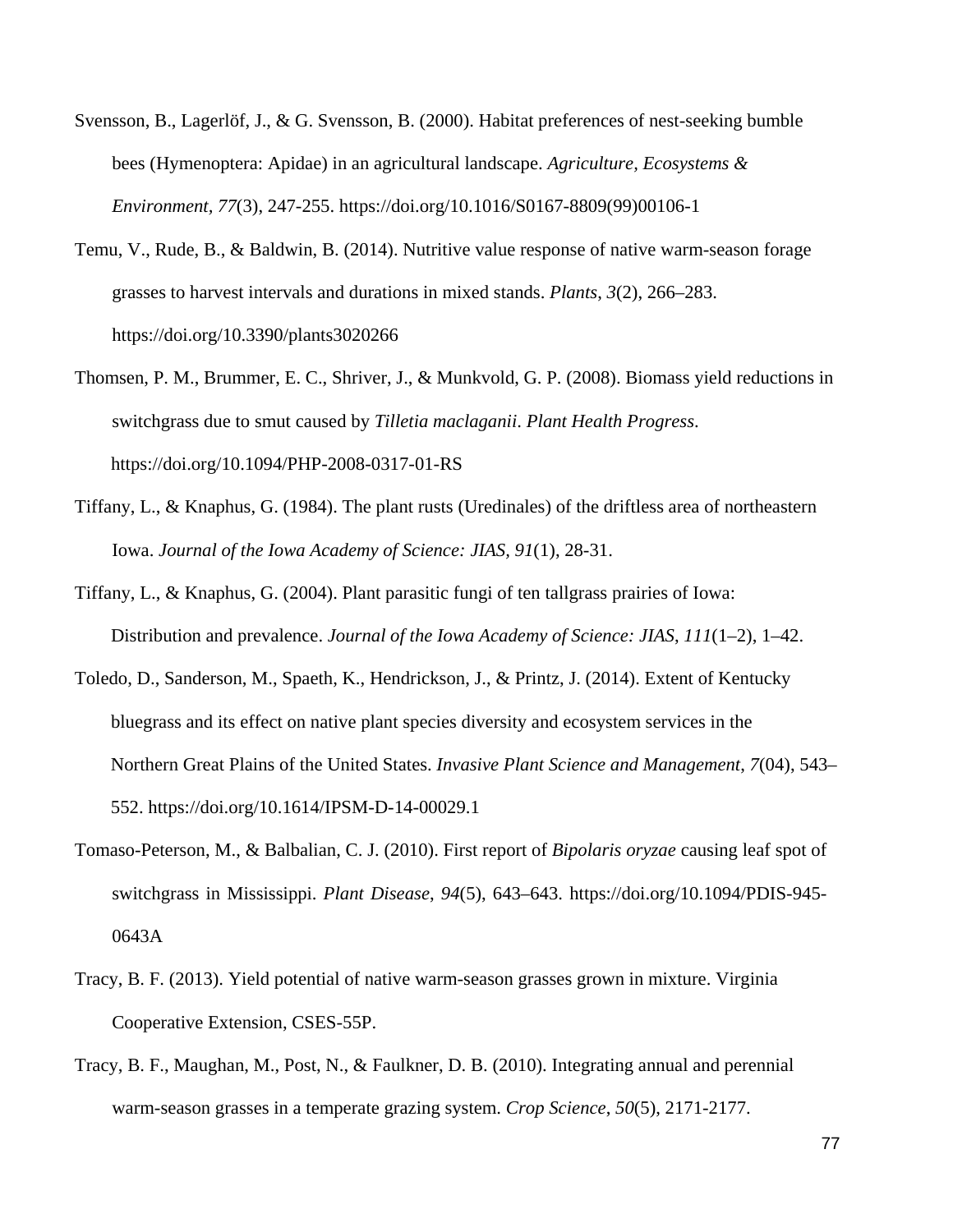Svensson, B., Lagerlöf, J., & G. Svensson, B. (2000). Habitat preferences of nest-seeking bumble bees (Hymenoptera: Apidae) in an agricultural landscape. *Agriculture, Ecosystems & Environment, 77*(3), 247-255. https://doi.org/10.1016/S0167-8809(99)00106-1

Temu, V., Rude, B., & Baldwin, B. (2014). Nutritive value response of native warm-season forage grasses to harvest intervals and durations in mixed stands. *Plants*, *3*(2), 266–283. https://doi.org/10.3390/plants3020266

Thomsen, P. M., Brummer, E. C., Shriver, J., & Munkvold, G. P. (2008). Biomass yield reductions in switchgrass due to smut caused by *Tilletia maclaganii*. *Plant Health Progress*. https://doi.org/10.1094/PHP-2008-0317-01-RS

Tiffany, L., & Knaphus, G. (1984). The plant rusts (Uredinales) of the driftless area of northeastern Iowa. *Journal of the Iowa Academy of Science: JIAS, 91*(1), 28-31.

Tiffany, L., & Knaphus, G. (2004). Plant parasitic fungi of ten tallgrass prairies of Iowa: Distribution and prevalence. *Journal of the Iowa Academy of Science: JIAS*, *111*(1–2), 1–42.

Toledo, D., Sanderson, M., Spaeth, K., Hendrickson, J., & Printz, J. (2014). Extent of Kentucky bluegrass and its effect on native plant species diversity and ecosystem services in the Northern Great Plains of the United States. *Invasive Plant Science and Management*, *7*(04), 543–552. https://doi.org/10.1614/IPSM-D-14-00029.1

Tomaso-Peterson, M., & Balbalian, C. J. (2010). First report of *Bipolaris oryzae* causing leaf spot of switchgrass in Mississippi. *Plant Disease*, *94*(5), 643–643. https://doi.org/10.1094/PDIS-945-0643A

Tracy, B. F. (2013). Yield potential of native warm-season grasses grown in mixture. Virginia Cooperative Extension, CSES-55P.

Tracy, B. F., Maughan, M., Post, N., & Faulkner, D. B. (2010). Integrating annual and perennial warm-season grasses in a temperate grazing system. *Crop Science*, *50*(5), 2171-2177.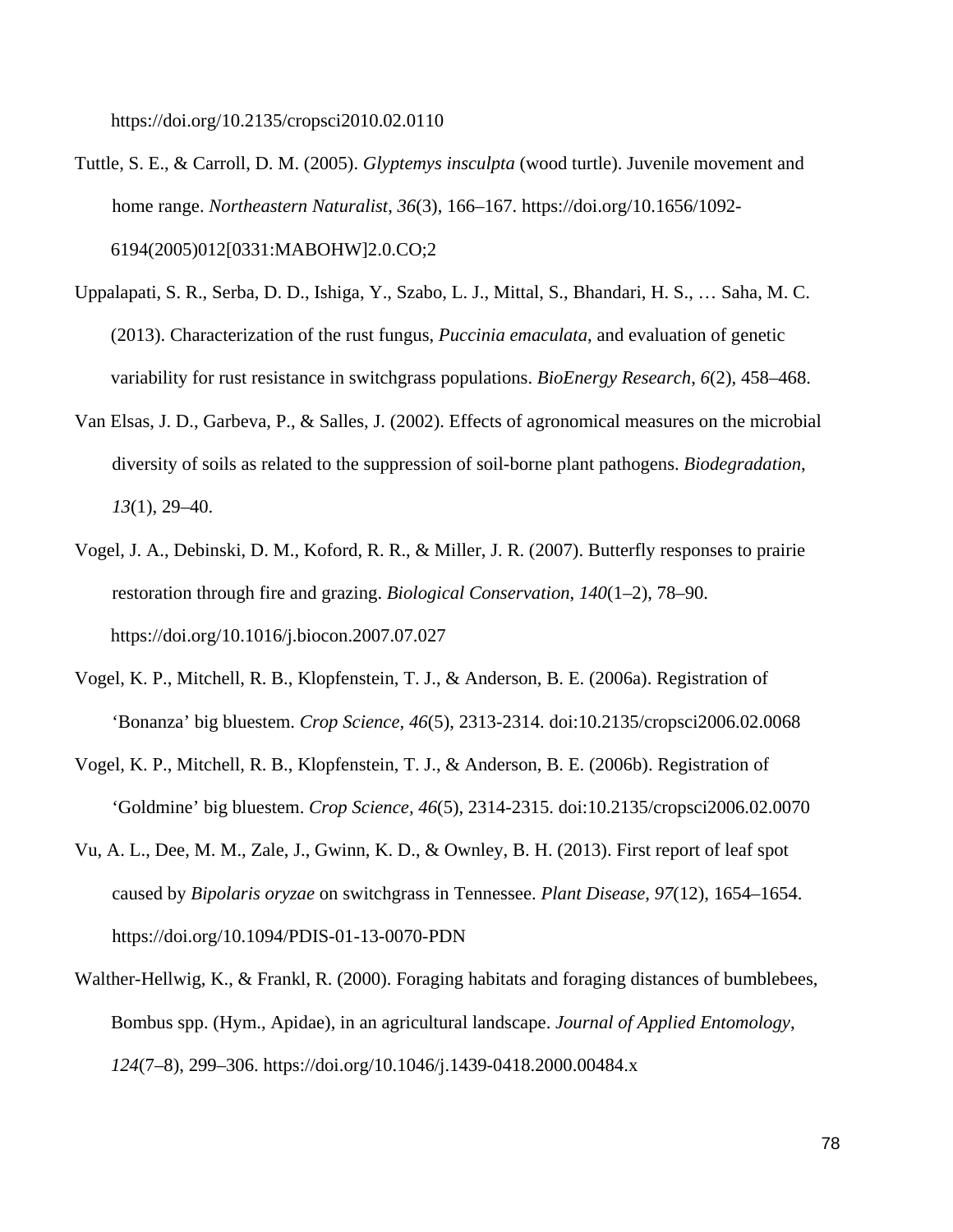https://doi.org/10.2135/cropsci2010.02.0110

Tuttle, S. E., & Carroll, D. M. (2005). *Glyptemys insculpta* (wood turtle). Juvenile movement and home range. *Northeastern Naturalist*, *36*(3), 166–167. https://doi.org/10.1656/1092-6194(2005)012[0331:MABOHW]2.0.CO;2

Uppalapati, S. R., Serba, D. D., Ishiga, Y., Szabo, L. J., Mittal, S., Bhandari, H. S., … Saha, M. C. (2013). Characterization of the rust fungus, *Puccinia emaculata*, and evaluation of genetic variability for rust resistance in switchgrass populations. *BioEnergy Research*, *6*(2), 458–468.

Van Elsas, J. D., Garbeva, P., & Salles, J. (2002). Effects of agronomical measures on the microbial diversity of soils as related to the suppression of soil-borne plant pathogens. *Biodegradation*, *13*(1), 29–40.

Vogel, J. A., Debinski, D. M., Koford, R. R., & Miller, J. R. (2007). Butterfly responses to prairie restoration through fire and grazing. *Biological Conservation*, *140*(1–2), 78–90. https://doi.org/10.1016/j.biocon.2007.07.027

Vogel, K. P., Mitchell, R. B., Klopfenstein, T. J., & Anderson, B. E. (2006a). Registration of 'Bonanza' big bluestem. *Crop Science, 46*(5), 2313-2314. doi:10.2135/cropsci2006.02.0068

Vogel, K. P., Mitchell, R. B., Klopfenstein, T. J., & Anderson, B. E. (2006b). Registration of 'Goldmine' big bluestem. *Crop Science, 46*(5), 2314-2315. doi:10.2135/cropsci2006.02.0070

Vu, A. L., Dee, M. M., Zale, J., Gwinn, K. D., & Ownley, B. H. (2013). First report of leaf spot caused by *Bipolaris oryzae* on switchgrass in Tennessee. *Plant Disease*, *97*(12), 1654–1654. https://doi.org/10.1094/PDIS-01-13-0070-PDN

Walther-Hellwig, K., & Frankl, R. (2000). Foraging habitats and foraging distances of bumblebees, Bombus spp. (Hym., Apidae), in an agricultural landscape. *Journal of Applied Entomology*, *124*(7–8), 299–306. https://doi.org/10.1046/j.1439-0418.2000.00484.x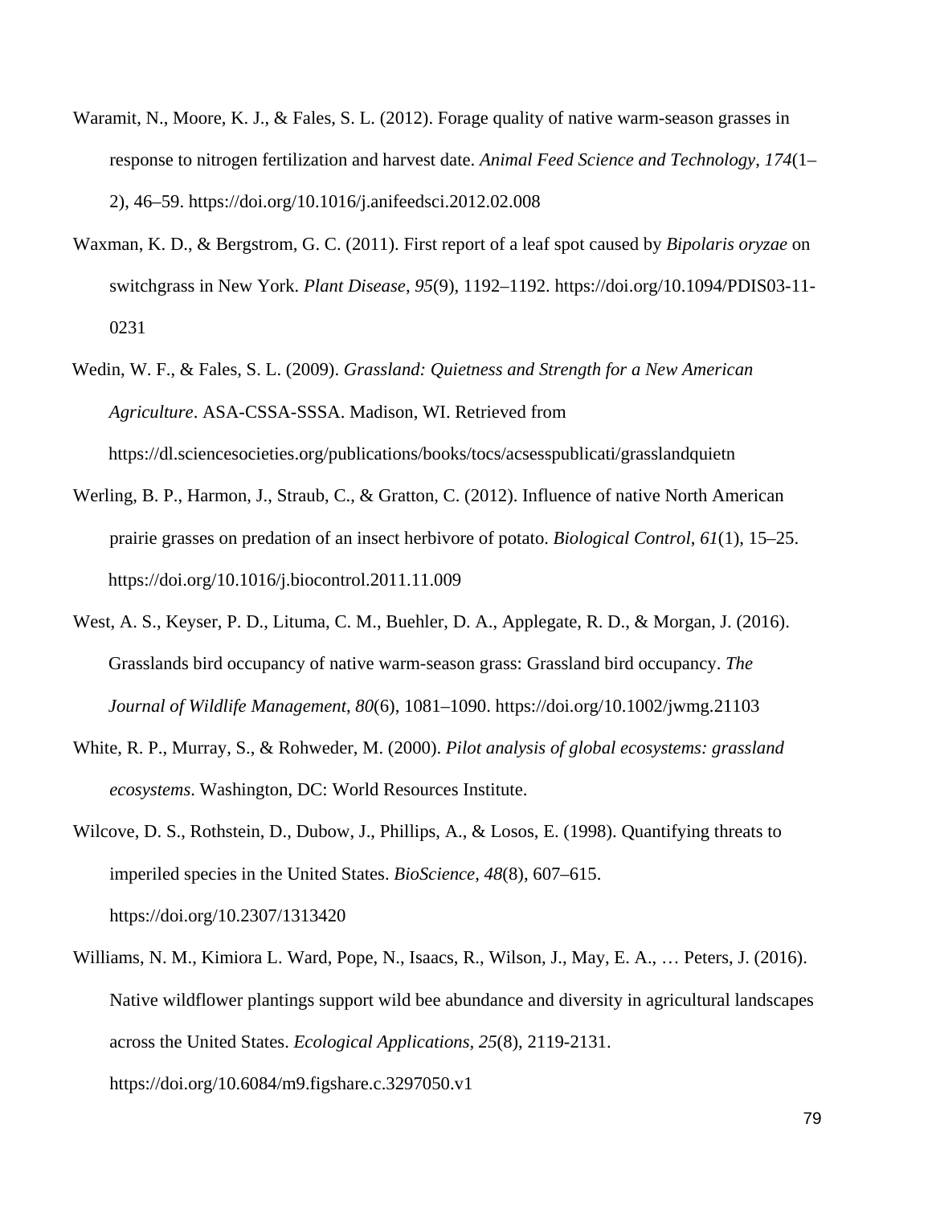Waramit, N., Moore, K. J., & Fales, S. L. (2012). Forage quality of native warm-season grasses in response to nitrogen fertilization and harvest date. *Animal Feed Science and Technology*, *174*(1–2), 46–59. https://doi.org/10.1016/j.anifeedsci.2012.02.008

Waxman, K. D., & Bergstrom, G. C. (2011). First report of a leaf spot caused by *Bipolaris oryzae* on switchgrass in New York. *Plant Disease*, *95*(9), 1192–1192. https://doi.org/10.1094/PDIS03-11-0231

Wedin, W. F., & Fales, S. L. (2009). *Grassland: Quietness and Strength for a New American Agriculture*. ASA-CSSA-SSSA. Madison, WI. Retrieved from https://dl.sciencesocieties.org/publications/books/tocs/acsesspublicati/grasslandquietn

Werling, B. P., Harmon, J., Straub, C., & Gratton, C. (2012). Influence of native North American prairie grasses on predation of an insect herbivore of potato. *Biological Control*, *61*(1), 15–25. https://doi.org/10.1016/j.biocontrol.2011.11.009

West, A. S., Keyser, P. D., Lituma, C. M., Buehler, D. A., Applegate, R. D., & Morgan, J. (2016). Grasslands bird occupancy of native warm-season grass: Grassland bird occupancy. *The Journal of Wildlife Management*, *80*(6), 1081–1090. https://doi.org/10.1002/jwmg.21103

White, R. P., Murray, S., & Rohweder, M. (2000). *Pilot analysis of global ecosystems: grassland ecosystems*. Washington, DC: World Resources Institute.

Wilcove, D. S., Rothstein, D., Dubow, J., Phillips, A., & Losos, E. (1998). Quantifying threats to imperiled species in the United States. *BioScience*, *48*(8), 607–615. https://doi.org/10.2307/1313420

Williams, N. M., Kimiora L. Ward, Pope, N., Isaacs, R., Wilson, J., May, E. A., … Peters, J. (2016). Native wildflower plantings support wild bee abundance and diversity in agricultural landscapes across the United States. *Ecological Applications*, *25*(8), 2119-2131. https://doi.org/10.6084/m9.figshare.c.3297050.v1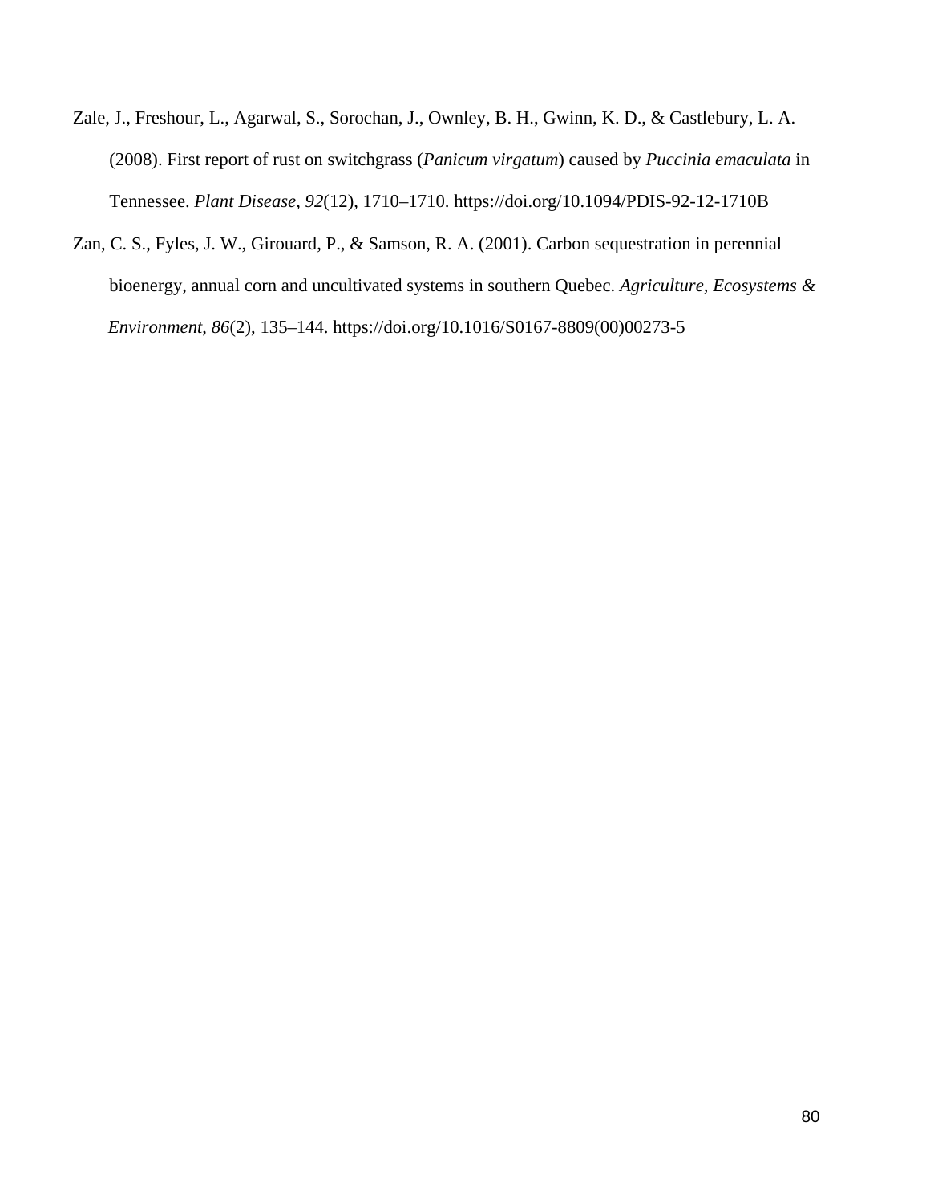Zale, J., Freshour, L., Agarwal, S., Sorochan, J., Ownley, B. H., Gwinn, K. D., & Castlebury, L. A. (2008). First report of rust on switchgrass (*Panicum virgatum*) caused by *Puccinia emaculata* in Tennessee. *Plant Disease*, *92*(12), 1710–1710. https://doi.org/10.1094/PDIS-92-12-1710B

Zan, C. S., Fyles, J. W., Girouard, P., & Samson, R. A. (2001). Carbon sequestration in perennial bioenergy, annual corn and uncultivated systems in southern Quebec. *Agriculture, Ecosystems & Environment*, *86*(2), 135–144. https://doi.org/10.1016/S0167-8809(00)00273-5